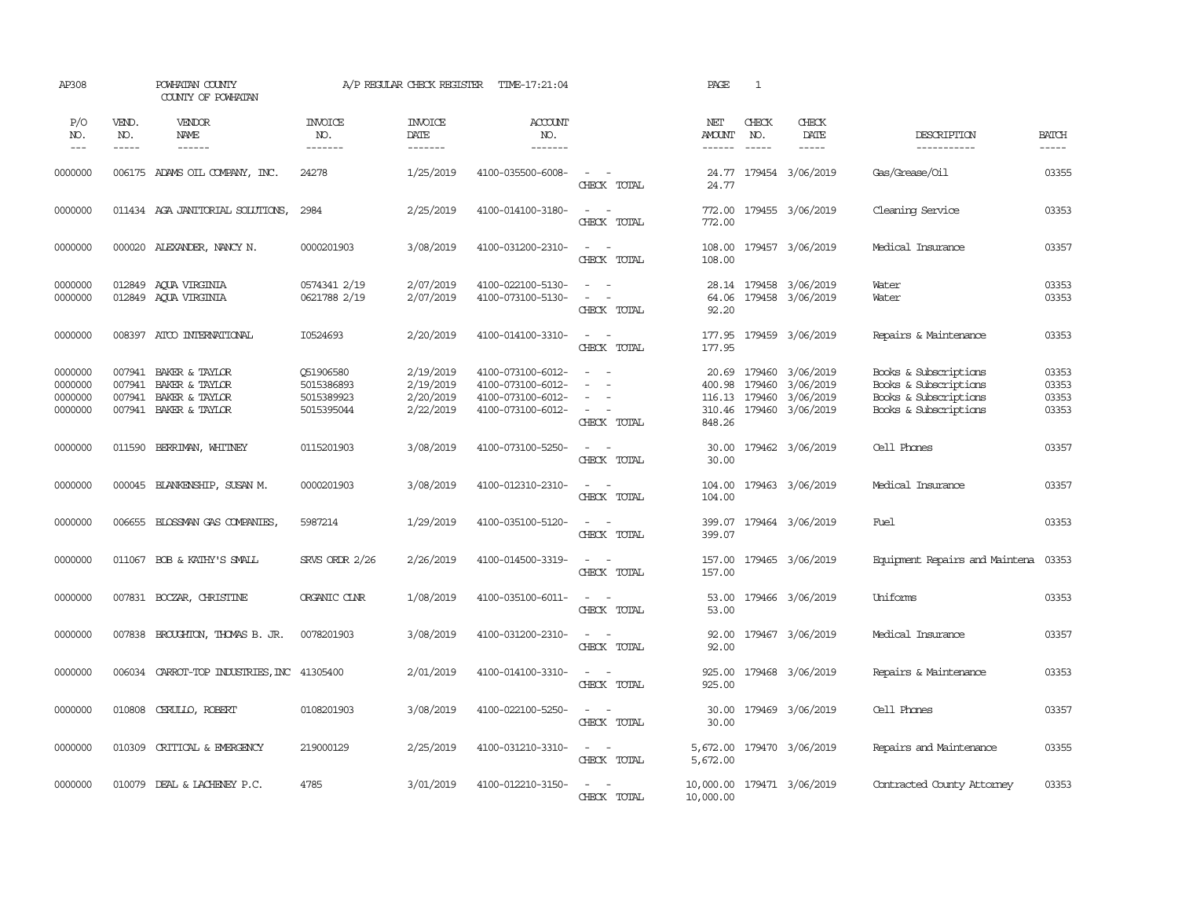AP308 POWHATAN COUNTY A/P REGULAR CHECK REGISTER TIME-17:21:04 PAGE 1
COUNTY OF POWHATAN

| P/O NO. | VEND. NO. | VENDOR NAME | INVOICE NO. | INVOICE DATE | ACCOUNT NO. | | NET AMOUNT | CHECK NO. | CHECK DATE | DESCRIPTION | BATCH |
|---|---|---|---|---|---|---|---|---|---|---|---|
| 0000000 | 006175 | ADAMS OIL COMPANY, INC. | 24278 | 1/25/2019 | 4100-035500-6008- | - - | 24.77 | 179454 | 3/06/2019 | Gas/Grease/Oil | 03355 |
| | | | | | | CHECK TOTAL | 24.77 | | | | |
| 0000000 | 011434 | AGA JANITORIAL SOLUTIONS, | 2984 | 2/25/2019 | 4100-014100-3180- | - - | 772.00 | 179455 | 3/06/2019 | Cleaning Service | 03353 |
| | | | | | | CHECK TOTAL | 772.00 | | | | |
| 0000000 | 000020 | ALEXANDER, NANCY N. | 0000201903 | 3/08/2019 | 4100-031200-2310- | - - | 108.00 | 179457 | 3/06/2019 | Medical Insurance | 03357 |
| | | | | | | CHECK TOTAL | 108.00 | | | | |
| 0000000 | 012849 | AQUA VIRGINIA | 0574341 2/19 | 2/07/2019 | 4100-022100-5130- | - - | 28.14 | 179458 | 3/06/2019 | Water | 03353 |
| 0000000 | 012849 | AQUA VIRGINIA | 0621788 2/19 | 2/07/2019 | 4100-073100-5130- | - - | 64.06 | 179458 | 3/06/2019 | Water | 03353 |
| | | | | | | CHECK TOTAL | 92.20 | | | | |
| 0000000 | 008397 | ATCO INTERNATIONAL | I0524693 | 2/20/2019 | 4100-014100-3310- | - - | 177.95 | 179459 | 3/06/2019 | Repairs & Maintenance | 03353 |
| | | | | | | CHECK TOTAL | 177.95 | | | | |
| 0000000 | 007941 | BAKER & TAYLOR | Q51906580 | 2/19/2019 | 4100-073100-6012- | - - | 20.69 | 179460 | 3/06/2019 | Books & Subscriptions | 03353 |
| 0000000 | 007941 | BAKER & TAYLOR | 5015386893 | 2/19/2019 | 4100-073100-6012- | - - | 400.98 | 179460 | 3/06/2019 | Books & Subscriptions | 03353 |
| 0000000 | 007941 | BAKER & TAYLOR | 5015389923 | 2/20/2019 | 4100-073100-6012- | - - | 116.13 | 179460 | 3/06/2019 | Books & Subscriptions | 03353 |
| 0000000 | 007941 | BAKER & TAYLOR | 5015395044 | 2/22/2019 | 4100-073100-6012- | - - | 310.46 | 179460 | 3/06/2019 | Books & Subscriptions | 03353 |
| | | | | | | CHECK TOTAL | 848.26 | | | | |
| 0000000 | 011590 | BERRIMAN, WHITNEY | 0115201903 | 3/08/2019 | 4100-073100-5250- | - - | 30.00 | 179462 | 3/06/2019 | Cell Phones | 03357 |
| | | | | | | CHECK TOTAL | 30.00 | | | | |
| 0000000 | 000045 | BLANKENSHIP, SUSAN M. | 0000201903 | 3/08/2019 | 4100-012310-2310- | - - | 104.00 | 179463 | 3/06/2019 | Medical Insurance | 03357 |
| | | | | | | CHECK TOTAL | 104.00 | | | | |
| 0000000 | 006655 | BLOSSMAN GAS COMPANIES, | 5987214 | 1/29/2019 | 4100-035100-5120- | - - | 399.07 | 179464 | 3/06/2019 | Fuel | 03353 |
| | | | | | | CHECK TOTAL | 399.07 | | | | |
| 0000000 | 011067 | BOB & KATHY'S SMALL | SRVS ORDR 2/26 | 2/26/2019 | 4100-014500-3319- | - - | 157.00 | 179465 | 3/06/2019 | Equipment Repairs and Maintena | 03353 |
| | | | | | | CHECK TOTAL | 157.00 | | | | |
| 0000000 | 007831 | BOCZAR, CHRISTINE | ORGANIC CLNR | 1/08/2019 | 4100-035100-6011- | - - | 53.00 | 179466 | 3/06/2019 | Uniforms | 03353 |
| | | | | | | CHECK TOTAL | 53.00 | | | | |
| 0000000 | 007838 | BROUGHTON, THOMAS B. JR. | 0078201903 | 3/08/2019 | 4100-031200-2310- | - - | 92.00 | 179467 | 3/06/2019 | Medical Insurance | 03357 |
| | | | | | | CHECK TOTAL | 92.00 | | | | |
| 0000000 | 006034 | CARROT-TOP INDUSTRIES,INC | 41305400 | 2/01/2019 | 4100-014100-3310- | - - | 925.00 | 179468 | 3/06/2019 | Repairs & Maintenance | 03353 |
| | | | | | | CHECK TOTAL | 925.00 | | | | |
| 0000000 | 010808 | CERULLO, ROBERT | 0108201903 | 3/08/2019 | 4100-022100-5250- | - - | 30.00 | 179469 | 3/06/2019 | Cell Phones | 03357 |
| | | | | | | CHECK TOTAL | 30.00 | | | | |
| 0000000 | 010309 | CRITICAL & EMERGENCY | 219000129 | 2/25/2019 | 4100-031210-3310- | - - | 5,672.00 | 179470 | 3/06/2019 | Repairs and Maintenance | 03355 |
| | | | | | | CHECK TOTAL | 5,672.00 | | | | |
| 0000000 | 010079 | DEAL & LACHENEY P.C. | 4785 | 3/01/2019 | 4100-012210-3150- | - - | 10,000.00 | 179471 | 3/06/2019 | Contracted County Attorney | 03353 |
| | | | | | | CHECK TOTAL | 10,000.00 | | | | |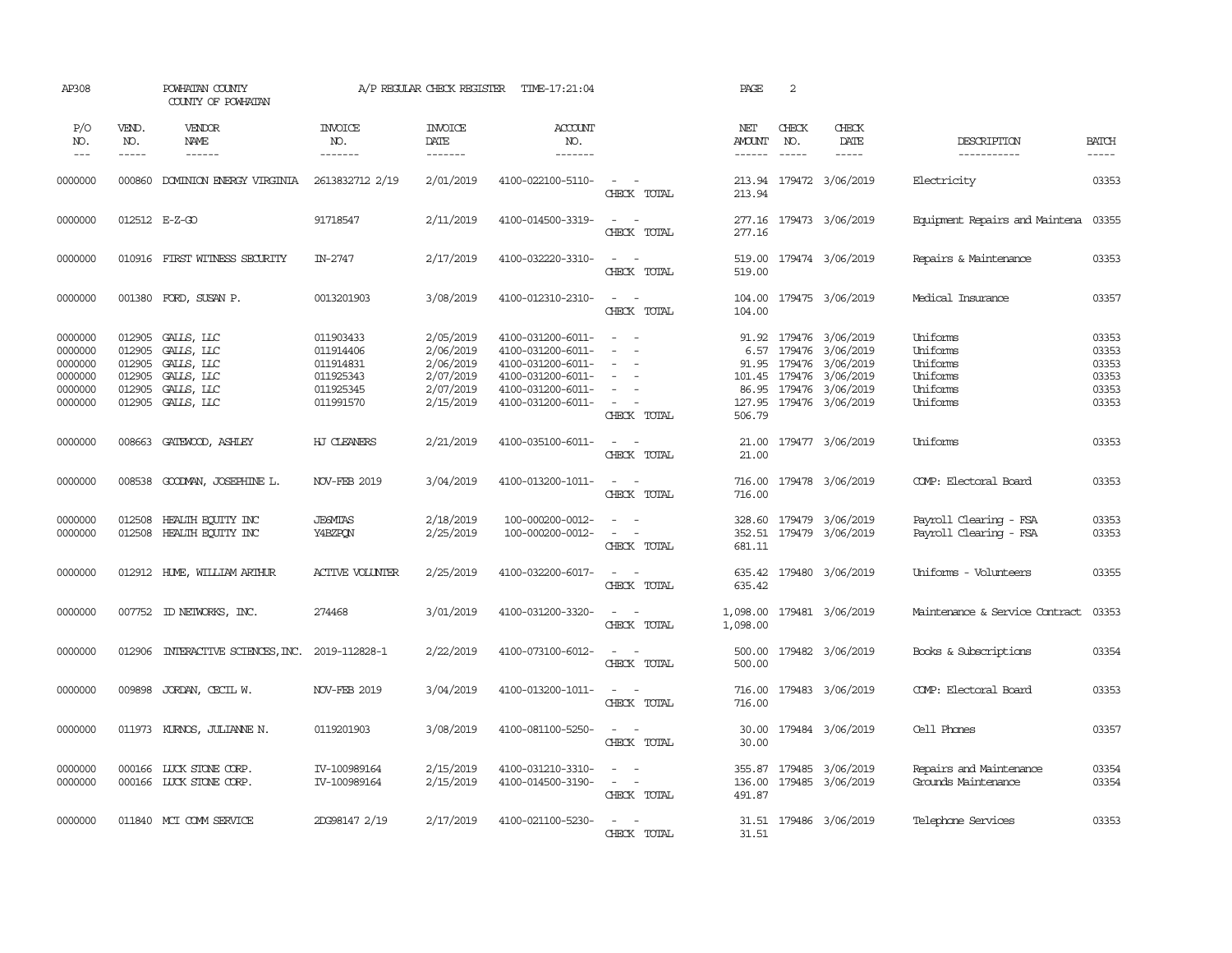AP308 POWHATAN COUNTY A/P REGULAR CHECK REGISTER TIME-17:21:04 PAGE 2

COUNTY OF POWHATAN

| P/O NO. | VEND. NO. | VENDOR NAME | INVOICE NO. | INVOICE DATE | ACCOUNT NO. | | NET AMOUNT | CHECK NO. | CHECK DATE | DESCRIPTION | BATCH |
|---|---|---|---|---|---|---|---|---|---|---|---|
| 0000000 | 000860 | DOMINION ENERGY VIRGINIA | 2613832712 2/19 | 2/01/2019 | 4100-022100-5110- | - - | 213.94 | 179472 | 3/06/2019 | Electricity | 03353 |
| | | | | | | CHECK TOTAL | 213.94 | | | | |
| 0000000 | 012512 | E-Z-GO | 91718547 | 2/11/2019 | 4100-014500-3319- | - - | 277.16 | 179473 | 3/06/2019 | Equipment Repairs and Maintena | 03355 |
| | | | | | | CHECK TOTAL | 277.16 | | | | |
| 0000000 | 010916 | FIRST WITNESS SECURITY | IN-2747 | 2/17/2019 | 4100-032220-3310- | - - | 519.00 | 179474 | 3/06/2019 | Repairs & Maintenance | 03353 |
| | | | | | | CHECK TOTAL | 519.00 | | | | |
| 0000000 | 001380 | FORD, SUSAN P. | 0013201903 | 3/08/2019 | 4100-012310-2310- | - - | 104.00 | 179475 | 3/06/2019 | Medical Insurance | 03357 |
| | | | | | | CHECK TOTAL | 104.00 | | | | |
| 0000000 | 012905 | GALLS, LLC | 011903433 | 2/05/2019 | 4100-031200-6011- | - - | 91.92 | 179476 | 3/06/2019 | Uniforms | 03353 |
| 0000000 | 012905 | GALLS, LLC | 011914406 | 2/06/2019 | 4100-031200-6011- | - - | 6.57 | 179476 | 3/06/2019 | Uniforms | 03353 |
| 0000000 | 012905 | GALLS, LLC | 011914831 | 2/06/2019 | 4100-031200-6011- | - - | 91.95 | 179476 | 3/06/2019 | Uniforms | 03353 |
| 0000000 | 012905 | GALLS, LLC | 011925343 | 2/07/2019 | 4100-031200-6011- | - - | 101.45 | 179476 | 3/06/2019 | Uniforms | 03353 |
| 0000000 | 012905 | GALLS, LLC | 011925345 | 2/07/2019 | 4100-031200-6011- | - - | 86.95 | 179476 | 3/06/2019 | Uniforms | 03353 |
| 0000000 | 012905 | GALLS, LLC | 011991570 | 2/15/2019 | 4100-031200-6011- | - - | 127.95 | 179476 | 3/06/2019 | Uniforms | 03353 |
| | | | | | | CHECK TOTAL | 506.79 | | | | |
| 0000000 | 008663 | GATEWOOD, ASHLEY | HJ CLEANERS | 2/21/2019 | 4100-035100-6011- | - - | 21.00 | 179477 | 3/06/2019 | Uniforms | 03353 |
| | | | | | | CHECK TOTAL | 21.00 | | | | |
| 0000000 | 008538 | GOODMAN, JOSEPHINE L. | NOV-FEB 2019 | 3/04/2019 | 4100-013200-1011- | - - | 716.00 | 179478 | 3/06/2019 | COMP: Electoral Board | 03353 |
| | | | | | | CHECK TOTAL | 716.00 | | | | |
| 0000000 | 012508 | HEALTH EQUITY INC | JE6MTAS | 2/18/2019 | 100-000200-0012- | - - | 328.60 | 179479 | 3/06/2019 | Payroll Clearing - FSA | 03353 |
| 0000000 | 012508 | HEALTH EQUITY INC | Y4BZPQN | 2/25/2019 | 100-000200-0012- | - - | 352.51 | 179479 | 3/06/2019 | Payroll Clearing - FSA | 03353 |
| | | | | | | CHECK TOTAL | 681.11 | | | | |
| 0000000 | 012912 | HUME, WILLIAM ARTHUR | ACTIVE VOLUNTER | 2/25/2019 | 4100-032200-6017- | - - | 635.42 | 179480 | 3/06/2019 | Uniforms - Volunteers | 03355 |
| | | | | | | CHECK TOTAL | 635.42 | | | | |
| 0000000 | 007752 | ID NETWORKS, INC. | 274468 | 3/01/2019 | 4100-031200-3320- | - - | 1,098.00 | 179481 | 3/06/2019 | Maintenance & Service Contract | 03353 |
| | | | | | | CHECK TOTAL | 1,098.00 | | | | |
| 0000000 | 012906 | INTERACTIVE SCIENCES,INC. | 2019-112828-1 | 2/22/2019 | 4100-073100-6012- | - - | 500.00 | 179482 | 3/06/2019 | Books & Subscriptions | 03354 |
| | | | | | | CHECK TOTAL | 500.00 | | | | |
| 0000000 | 009898 | JORDAN, CECIL W. | NOV-FEB 2019 | 3/04/2019 | 4100-013200-1011- | - - | 716.00 | 179483 | 3/06/2019 | COMP: Electoral Board | 03353 |
| | | | | | | CHECK TOTAL | 716.00 | | | | |
| 0000000 | 011973 | KURNOS, JULIANNE N. | 0119201903 | 3/08/2019 | 4100-081100-5250- | - - | 30.00 | 179484 | 3/06/2019 | Cell Phones | 03357 |
| | | | | | | CHECK TOTAL | 30.00 | | | | |
| 0000000 | 000166 | LUCK STONE CORP. | IV-100989164 | 2/15/2019 | 4100-031210-3310- | - - | 355.87 | 179485 | 3/06/2019 | Repairs and Maintenance | 03354 |
| 0000000 | 000166 | LUCK STONE CORP. | IV-100989164 | 2/15/2019 | 4100-014500-3190- | - - | 136.00 | 179485 | 3/06/2019 | Grounds Maintenance | 03354 |
| | | | | | | CHECK TOTAL | 491.87 | | | | |
| 0000000 | 011840 | MCI COMM SERVICE | 2DG98147 2/19 | 2/17/2019 | 4100-021100-5230- | - - | 31.51 | 179486 | 3/06/2019 | Telephone Services | 03353 |
| | | | | | | CHECK TOTAL | 31.51 | | | | |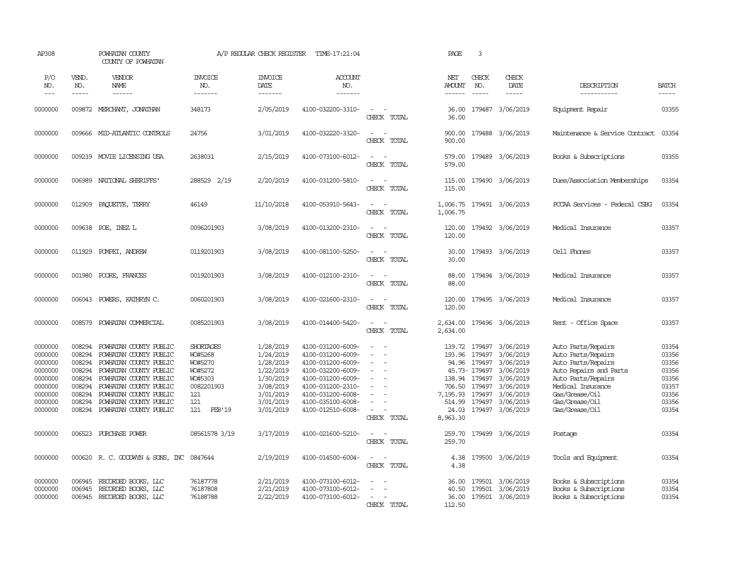AP308 POWHATAN COUNTY COUNTY OF POWHATAN — A/P REGULAR CHECK REGISTER TIME-17:21:04 PAGE 3

| P/O NO. | VEND. NO. | VENDOR NAME | INVOICE NO. | INVOICE DATE | ACCOUNT NO. | | NET AMOUNT | CHECK NO. | CHECK DATE | DESCRIPTION | BATCH |
|---|---|---|---|---|---|---|---|---|---|---|---|
| 0000000 | 009872 | MERCHANT, JONATHAN | 348173 | 2/05/2019 | 4100-032200-3310- | - - | 36.00 | 179487 | 3/06/2019 | Equipment Repair | 03355 |
| | | | | | | CHECK TOTAL | 36.00 | | | | |
| 0000000 | 009666 | MID-ATLANTIC CONTROLS | 24756 | 3/01/2019 | 4100-032220-3320- | - - | 900.00 | 179488 | 3/06/2019 | Maintenance & Service Contract | 03354 |
| | | | | | | CHECK TOTAL | 900.00 | | | | |
| 0000000 | 009239 | MOVIE LICENSING USA | 2638031 | 2/15/2019 | 4100-073100-6012- | - - | 579.00 | 179489 | 3/06/2019 | Books & Subscriptions | 03355 |
| | | | | | | CHECK TOTAL | 579.00 | | | | |
| 0000000 | 006989 | NATIONAL SHERIFFS' | 288529 2/19 | 2/20/2019 | 4100-031200-5810- | - - | 115.00 | 179490 | 3/06/2019 | Dues/Association Memberships | 03354 |
| | | | | | | CHECK TOTAL | 115.00 | | | | |
| 0000000 | 012909 | PAQUETTE, TERRY | 46149 | 11/10/2018 | 4100-053910-5643- | - - | 1,006.75 | 179491 | 3/06/2019 | PCCAA Services - Federal CSBG | 03354 |
| | | | | | | CHECK TOTAL | 1,006.75 | | | | |
| 0000000 | 009638 | POE, INEZ L | 0096201903 | 3/08/2019 | 4100-013200-2310- | - - | 120.00 | 179492 | 3/06/2019 | Medical Insurance | 03357 |
| | | | | | | CHECK TOTAL | 120.00 | | | | |
| 0000000 | 011929 | POMPEI, ANDREW | 0119201903 | 3/08/2019 | 4100-081100-5250- | - - | 30.00 | 179493 | 3/06/2019 | Cell Phones | 03357 |
| | | | | | | CHECK TOTAL | 30.00 | | | | |
| 0000000 | 001980 | POORE, FRANCES | 0019201903 | 3/08/2019 | 4100-012100-2310- | - - | 88.00 | 179494 | 3/06/2019 | Medical Insurance | 03357 |
| | | | | | | CHECK TOTAL | 88.00 | | | | |
| 0000000 | 006043 | POWERS, KATHRYN C. | 0060201903 | 3/08/2019 | 4100-021600-2310- | - - | 120.00 | 179495 | 3/06/2019 | Medical Insurance | 03357 |
| | | | | | | CHECK TOTAL | 120.00 | | | | |
| 0000000 | 008579 | POWHATAN COMMERCIAL | 0085201903 | 3/08/2019 | 4100-014400-5420- | - - | 2,634.00 | 179496 | 3/06/2019 | Rent - Office Space | 03357 |
| | | | | | | CHECK TOTAL | 2,634.00 | | | | |
| 0000000 | 008294 | POWHATAN COUNTY PUBLIC | SHORTAGES | 1/28/2019 | 4100-031200-6009- | - - | 139.72 | 179497 | 3/06/2019 | Auto Parts/Repairs | 03354 |
| 0000000 | 008294 | POWHATAN COUNTY PUBLIC | WO#5268 | 1/24/2019 | 4100-031200-6009- | - - | 193.96 | 179497 | 3/06/2019 | Auto Parts/Repairs | 03356 |
| 0000000 | 008294 | POWHATAN COUNTY PUBLIC | WO#5270 | 1/28/2019 | 4100-031200-6009- | - - | 94.96 | 179497 | 3/06/2019 | Auto Parts/Repairs | 03356 |
| 0000000 | 008294 | POWHATAN COUNTY PUBLIC | WO#5272 | 1/22/2019 | 4100-032200-6009- | - - | 45.73- | 179497 | 3/06/2019 | Auto Repairs and Parts | 03356 |
| 0000000 | 008294 | POWHATAN COUNTY PUBLIC | WO#5303 | 1/30/2019 | 4100-031200-6009- | - - | 138.94 | 179497 | 3/06/2019 | Auto Parts/Repairs | 03356 |
| 0000000 | 008294 | POWHATAN COUNTY PUBLIC | 0082201903 | 3/08/2019 | 4100-031200-2310- | - - | 706.50 | 179497 | 3/06/2019 | Medical Insurance | 03357 |
| 0000000 | 008294 | POWHATAN COUNTY PUBLIC | 121 | 3/01/2019 | 4100-031200-6008- | - - | 7,195.93 | 179497 | 3/06/2019 | Gas/Grease/Oil | 03356 |
| 0000000 | 008294 | POWHATAN COUNTY PUBLIC | 121 | 3/01/2019 | 4100-035100-6008- | - - | 514.99 | 179497 | 3/06/2019 | Gas/Grease/Oil | 03356 |
| 0000000 | 008294 | POWHATAN COUNTY PUBLIC | 121 FEB'19 | 3/01/2019 | 4100-012510-6008- | - - | 24.03 | 179497 | 3/06/2019 | Gas/Grease/Oil | 03354 |
| | | | | | | CHECK TOTAL | 8,963.30 | | | | |
| 0000000 | 006523 | PURCHASE POWER | 08561578 3/19 | 3/17/2019 | 4100-021600-5210- | - - | 259.70 | 179499 | 3/06/2019 | Postage | 03354 |
| | | | | | | CHECK TOTAL | 259.70 | | | | |
| 0000000 | 000620 | R. C. GOODWYN & SONS, INC | 0847644 | 2/19/2019 | 4100-014500-6004- | - - | 4.38 | 179500 | 3/06/2019 | Tools and Equipment | 03354 |
| | | | | | | CHECK TOTAL | 4.38 | | | | |
| 0000000 | 006945 | RECORDED BOOKS, LLC | 76187778 | 2/21/2019 | 4100-073100-6012- | - - | 36.00 | 179501 | 3/06/2019 | Books & Subscriptions | 03354 |
| 0000000 | 006945 | RECORDED BOOKS, LLC | 76187808 | 2/21/2019 | 4100-073100-6012- | - - | 40.50 | 179501 | 3/06/2019 | Books & Subscriptions | 03354 |
| 0000000 | 006945 | RECORDED BOOKS, LLC | 76188788 | 2/22/2019 | 4100-073100-6012- | - - | 36.00 | 179501 | 3/06/2019 | Books & Subscriptions | 03354 |
| | | | | | | CHECK TOTAL | 112.50 | | | | |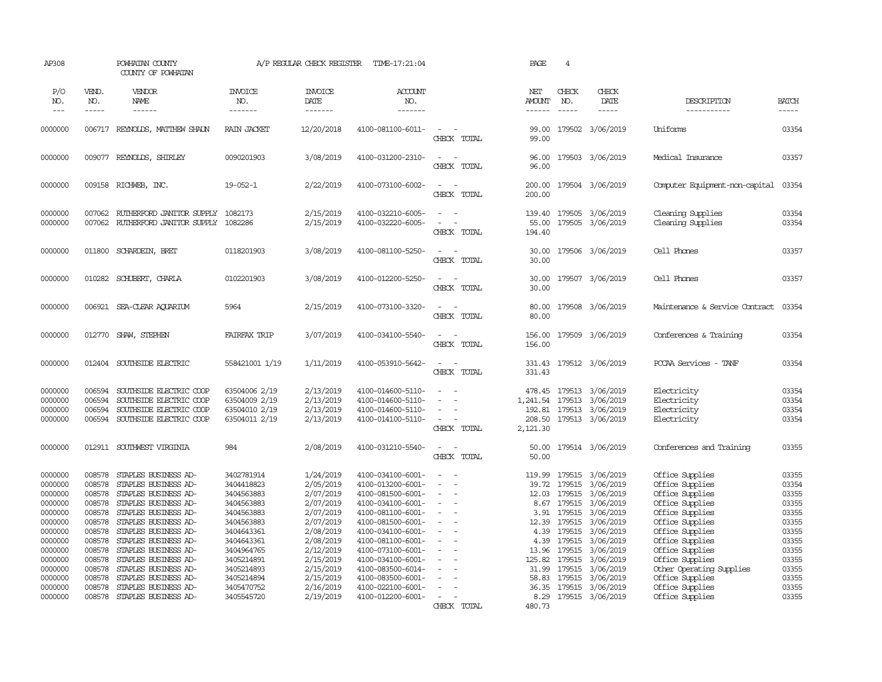AP308 POWHATAN COUNTY A/P REGULAR CHECK REGISTER TIME-17:21:04 PAGE 4

COUNTY OF POWHATAN

| P/O NO. | VEND. NO. | VENDOR NAME | INVOICE NO. | INVOICE DATE | ACCOUNT NO. | | NET AMOUNT | CHECK NO. | CHECK DATE | DESCRIPTION | BATCH |
|---|---|---|---|---|---|---|---|---|---|---|---|
| 0000000 | 006717 | REYNOLDS, MATTHEW SHAUN | RAIN JACKET | 12/20/2018 | 4100-081100-6011- | - - | 99.00 | 179502 | 3/06/2019 | Uniforms | 03354 |
| | | | | | | CHECK TOTAL | 99.00 | | | | |
| 0000000 | 009077 | REYNOLDS, SHIRLEY | 0090201903 | 3/08/2019 | 4100-031200-2310- | - - | 96.00 | 179503 | 3/06/2019 | Medical Insurance | 03357 |
| | | | | | | CHECK TOTAL | 96.00 | | | | |
| 0000000 | 009158 | RICHWEB, INC. | 19-052-1 | 2/22/2019 | 4100-073100-6002- | - - | 200.00 | 179504 | 3/06/2019 | Computer Equipment-non-capital | 03354 |
| | | | | | | CHECK TOTAL | 200.00 | | | | |
| 0000000 | 007062 | RUTHERFORD JANITOR SUPPLY | 1082173 | 2/15/2019 | 4100-032210-6005- | - - | 139.40 | 179505 | 3/06/2019 | Cleaning Supplies | 03354 |
| 0000000 | 007062 | RUTHERFORD JANITOR SUPPLY | 1082286 | 2/15/2019 | 4100-032220-6005- | - - | 55.00 | 179505 | 3/06/2019 | Cleaning Supplies | 03354 |
| | | | | | | CHECK TOTAL | 194.40 | | | | |
| 0000000 | 011800 | SCHARDEIN, BRET | 0118201903 | 3/08/2019 | 4100-081100-5250- | - - | 30.00 | 179506 | 3/06/2019 | Cell Phones | 03357 |
| | | | | | | CHECK TOTAL | 30.00 | | | | |
| 0000000 | 010282 | SCHUBERT, CHARLA | 0102201903 | 3/08/2019 | 4100-012200-5250- | - - | 30.00 | 179507 | 3/06/2019 | Cell Phones | 03357 |
| | | | | | | CHECK TOTAL | 30.00 | | | | |
| 0000000 | 006921 | SEA-CLEAR AQUARIUM | 5964 | 2/15/2019 | 4100-073100-3320- | - - | 80.00 | 179508 | 3/06/2019 | Maintenance & Service Contract | 03354 |
| | | | | | | CHECK TOTAL | 80.00 | | | | |
| 0000000 | 012770 | SHAW, STEPHEN | FAIRFAX TRIP | 3/07/2019 | 4100-034100-5540- | - - | 156.00 | 179509 | 3/06/2019 | Conferences & Training | 03354 |
| | | | | | | CHECK TOTAL | 156.00 | | | | |
| 0000000 | 012404 | SOUTHSIDE ELECTRIC | 558421001 1/19 | 1/11/2019 | 4100-053910-5642- | - - | 331.43 | 179512 | 3/06/2019 | PCCAA Services - TANF | 03354 |
| | | | | | | CHECK TOTAL | 331.43 | | | | |
| 0000000 | 006594 | SOUTHSIDE ELECTRIC COOP | 63504006 2/19 | 2/13/2019 | 4100-014600-5110- | - - | 478.45 | 179513 | 3/06/2019 | Electricity | 03354 |
| 0000000 | 006594 | SOUTHSIDE ELECTRIC COOP | 63504009 2/19 | 2/13/2019 | 4100-014600-5110- | - - | 1,241.54 | 179513 | 3/06/2019 | Electricity | 03354 |
| 0000000 | 006594 | SOUTHSIDE ELECTRIC COOP | 63504010 2/19 | 2/13/2019 | 4100-014600-5110- | - - | 192.81 | 179513 | 3/06/2019 | Electricity | 03354 |
| 0000000 | 006594 | SOUTHSIDE ELECTRIC COOP | 63504011 2/19 | 2/13/2019 | 4100-014100-5110- | - - | 208.50 | 179513 | 3/06/2019 | Electricity | 03354 |
| | | | | | | CHECK TOTAL | 2,121.30 | | | | |
| 0000000 | 012911 | SOUTHWEST VIRGINIA | 984 | 2/08/2019 | 4100-031210-5540- | - - | 50.00 | 179514 | 3/06/2019 | Conferences and Training | 03355 |
| | | | | | | CHECK TOTAL | 50.00 | | | | |
| 0000000 | 008578 | STAPLES BUSINESS AD- | 3402781914 | 1/24/2019 | 4100-034100-6001- | - - | 119.99 | 179515 | 3/06/2019 | Office Supplies | 03355 |
| 0000000 | 008578 | STAPLES BUSINESS AD- | 3404418823 | 2/05/2019 | 4100-013200-6001- | - - | 39.72 | 179515 | 3/06/2019 | Office Supplies | 03354 |
| 0000000 | 008578 | STAPLES BUSINESS AD- | 3404563883 | 2/07/2019 | 4100-081500-6001- | - - | 12.03 | 179515 | 3/06/2019 | Office Supplies | 03355 |
| 0000000 | 008578 | STAPLES BUSINESS AD- | 3404563883 | 2/07/2019 | 4100-034100-6001- | - - | 8.67 | 179515 | 3/06/2019 | Office Supplies | 03355 |
| 0000000 | 008578 | STAPLES BUSINESS AD- | 3404563883 | 2/07/2019 | 4100-081100-6001- | - - | 3.91 | 179515 | 3/06/2019 | Office Supplies | 03355 |
| 0000000 | 008578 | STAPLES BUSINESS AD- | 3404563883 | 2/07/2019 | 4100-081500-6001- | - - | 12.39 | 179515 | 3/06/2019 | Office Supplies | 03355 |
| 0000000 | 008578 | STAPLES BUSINESS AD- | 3404643361 | 2/08/2019 | 4100-034100-6001- | - - | 4.39 | 179515 | 3/06/2019 | Office Supplies | 03355 |
| 0000000 | 008578 | STAPLES BUSINESS AD- | 3404643361 | 2/08/2019 | 4100-081100-6001- | - - | 4.39 | 179515 | 3/06/2019 | Office Supplies | 03355 |
| 0000000 | 008578 | STAPLES BUSINESS AD- | 3404964765 | 2/12/2019 | 4100-073100-6001- | - - | 13.96 | 179515 | 3/06/2019 | Office Supplies | 03355 |
| 0000000 | 008578 | STAPLES BUSINESS AD- | 3405214891 | 2/15/2019 | 4100-034100-6001- | - - | 125.82 | 179515 | 3/06/2019 | Office Supplies | 03355 |
| 0000000 | 008578 | STAPLES BUSINESS AD- | 3405214893 | 2/15/2019 | 4100-083500-6014- | - - | 31.99 | 179515 | 3/06/2019 | Other Operating Supplies | 03355 |
| 0000000 | 008578 | STAPLES BUSINESS AD- | 3405214894 | 2/15/2019 | 4100-083500-6001- | - - | 58.83 | 179515 | 3/06/2019 | Office Supplies | 03355 |
| 0000000 | 008578 | STAPLES BUSINESS AD- | 3405470752 | 2/16/2019 | 4100-022100-6001- | - - | 36.35 | 179515 | 3/06/2019 | Office Supplies | 03355 |
| 0000000 | 008578 | STAPLES BUSINESS AD- | 3405545720 | 2/19/2019 | 4100-012200-6001- | - - | 8.29 | 179515 | 3/06/2019 | Office Supplies | 03355 |
| | | | | | | CHECK TOTAL | 480.73 | | | | |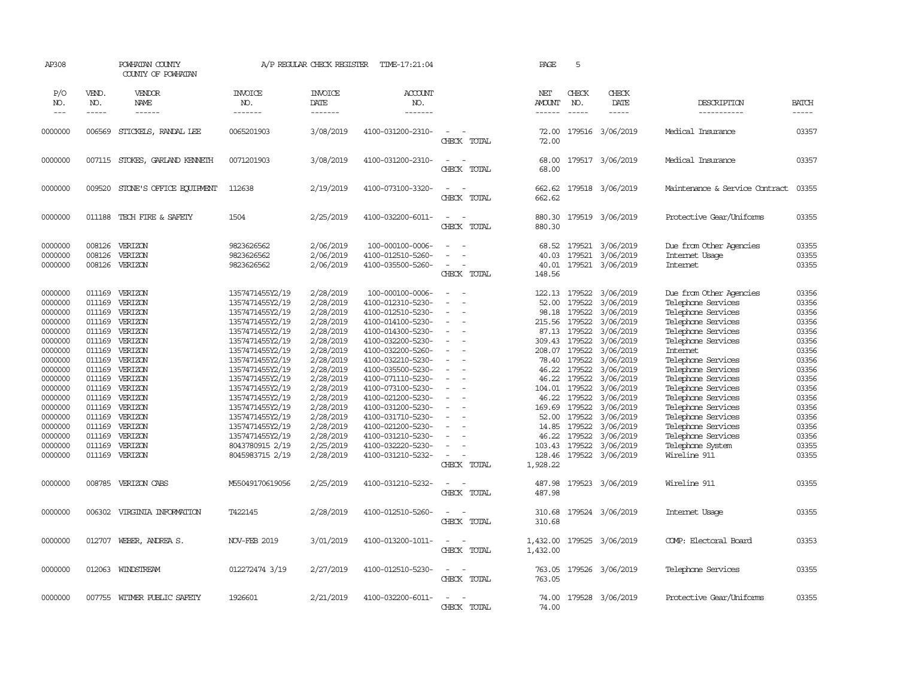AP308 POWHATAN COUNTY A/P REGULAR CHECK REGISTER TIME-17:21:04 PAGE 5
COUNTY OF POWHATAN

| P/O NO. | VEND. NO. | VENDOR NAME | INVOICE NO. | INVOICE DATE | ACCOUNT NO. | | NET AMOUNT | CHECK NO. | CHECK DATE | DESCRIPTION | BATCH |
|---|---|---|---|---|---|---|---|---|---|---|---|
| 0000000 | 006569 | STICKELS, RANDAL LEE | 0065201903 | 3/08/2019 | 4100-031200-2310- | - - | 72.00 | 179516 | 3/06/2019 | Medical Insurance | 03357 |
| | | | | | | CHECK TOTAL | 72.00 | | | | |
| 0000000 | 007115 | STOKES, GARLAND KENNETH | 0071201903 | 3/08/2019 | 4100-031200-2310- | - - | 68.00 | 179517 | 3/06/2019 | Medical Insurance | 03357 |
| | | | | | | CHECK TOTAL | 68.00 | | | | |
| 0000000 | 009520 | STONE'S OFFICE EQUIPMENT | 112638 | 2/19/2019 | 4100-073100-3320- | - - | 662.62 | 179518 | 3/06/2019 | Maintenance & Service Contract | 03355 |
| | | | | | | CHECK TOTAL | 662.62 | | | | |
| 0000000 | 011188 | TECH FIRE & SAFETY | 1504 | 2/25/2019 | 4100-032200-6011- | - - | 880.30 | 179519 | 3/06/2019 | Protective Gear/Uniforms | 03355 |
| | | | | | | CHECK TOTAL | 880.30 | | | | |
| 0000000 | 008126 | VERIZON | 9823626562 | 2/06/2019 | 100-000100-0006- | - - | 68.52 | 179521 | 3/06/2019 | Due from Other Agencies | 03355 |
| 0000000 | 008126 | VERIZON | 9823626562 | 2/06/2019 | 4100-012510-5260- | - - | 40.03 | 179521 | 3/06/2019 | Internet Usage | 03355 |
| 0000000 | 008126 | VERIZON | 9823626562 | 2/06/2019 | 4100-035500-5260- | - - | 40.01 | 179521 | 3/06/2019 | Internet | 03355 |
| | | | | | | CHECK TOTAL | 148.56 | | | | |
| 0000000 | 011169 | VERIZON | 1357471455Y2/19 | 2/28/2019 | 100-000100-0006- | - - | 122.13 | 179522 | 3/06/2019 | Due from Other Agencies | 03356 |
| 0000000 | 011169 | VERIZON | 1357471455Y2/19 | 2/28/2019 | 4100-012310-5230- | - - | 52.00 | 179522 | 3/06/2019 | Telephone Services | 03356 |
| 0000000 | 011169 | VERIZON | 1357471455Y2/19 | 2/28/2019 | 4100-012510-5230- | - - | 98.18 | 179522 | 3/06/2019 | Telephone Services | 03356 |
| 0000000 | 011169 | VERIZON | 1357471455Y2/19 | 2/28/2019 | 4100-014100-5230- | - - | 215.56 | 179522 | 3/06/2019 | Telephone Services | 03356 |
| 0000000 | 011169 | VERIZON | 1357471455Y2/19 | 2/28/2019 | 4100-014300-5230- | - - | 87.13 | 179522 | 3/06/2019 | Telephone Services | 03356 |
| 0000000 | 011169 | VERIZON | 1357471455Y2/19 | 2/28/2019 | 4100-032200-5230- | - - | 309.43 | 179522 | 3/06/2019 | Telephone Services | 03356 |
| 0000000 | 011169 | VERIZON | 1357471455Y2/19 | 2/28/2019 | 4100-032200-5260- | - - | 208.07 | 179522 | 3/06/2019 | Internet | 03356 |
| 0000000 | 011169 | VERIZON | 1357471455Y2/19 | 2/28/2019 | 4100-032210-5230- | - - | 78.40 | 179522 | 3/06/2019 | Telephone Services | 03356 |
| 0000000 | 011169 | VERIZON | 1357471455Y2/19 | 2/28/2019 | 4100-035500-5230- | - - | 46.22 | 179522 | 3/06/2019 | Telephone Services | 03356 |
| 0000000 | 011169 | VERIZON | 1357471455Y2/19 | 2/28/2019 | 4100-071110-5230- | - - | 46.22 | 179522 | 3/06/2019 | Telephone Services | 03356 |
| 0000000 | 011169 | VERIZON | 1357471455Y2/19 | 2/28/2019 | 4100-073100-5230- | - - | 104.01 | 179522 | 3/06/2019 | Telephone Services | 03356 |
| 0000000 | 011169 | VERIZON | 1357471455Y2/19 | 2/28/2019 | 4100-021200-5230- | - - | 46.22 | 179522 | 3/06/2019 | Telephone Services | 03356 |
| 0000000 | 011169 | VERIZON | 1357471455Y2/19 | 2/28/2019 | 4100-031200-5230- | - - | 169.69 | 179522 | 3/06/2019 | Telephone Services | 03356 |
| 0000000 | 011169 | VERIZON | 1357471455Y2/19 | 2/28/2019 | 4100-031710-5230- | - - | 52.00 | 179522 | 3/06/2019 | Telephone Services | 03356 |
| 0000000 | 011169 | VERIZON | 1357471455Y2/19 | 2/28/2019 | 4100-021200-5230- | - - | 14.85 | 179522 | 3/06/2019 | Telephone Services | 03356 |
| 0000000 | 011169 | VERIZON | 1357471455Y2/19 | 2/28/2019 | 4100-031210-5230- | - - | 46.22 | 179522 | 3/06/2019 | Telephone Services | 03356 |
| 0000000 | 011169 | VERIZON | 8043780915 2/19 | 2/25/2019 | 4100-032220-5230- | - - | 103.43 | 179522 | 3/06/2019 | Telephone System | 03355 |
| 0000000 | 011169 | VERIZON | 8045983715 2/19 | 2/28/2019 | 4100-031210-5232- | - - | 128.46 | 179522 | 3/06/2019 | Wireline 911 | 03355 |
| | | | | | | CHECK TOTAL | 1,928.22 | | | | |
| 0000000 | 008785 | VERIZON CABS | M55049170619056 | 2/25/2019 | 4100-031210-5232- | - - | 487.98 | 179523 | 3/06/2019 | Wireline 911 | 03355 |
| | | | | | | CHECK TOTAL | 487.98 | | | | |
| 0000000 | 006302 | VIRGINIA INFORMATION | T422145 | 2/28/2019 | 4100-012510-5260- | - - | 310.68 | 179524 | 3/06/2019 | Internet Usage | 03355 |
| | | | | | | CHECK TOTAL | 310.68 | | | | |
| 0000000 | 012707 | WEBER, ANDREA S. | NOV-FEB 2019 | 3/01/2019 | 4100-013200-1011- | - - | 1,432.00 | 179525 | 3/06/2019 | COMP: Electoral Board | 03353 |
| | | | | | | CHECK TOTAL | 1,432.00 | | | | |
| 0000000 | 012063 | WINDSTREAM | 012272474 3/19 | 2/27/2019 | 4100-012510-5230- | - - | 763.05 | 179526 | 3/06/2019 | Telephone Services | 03355 |
| | | | | | | CHECK TOTAL | 763.05 | | | | |
| 0000000 | 007755 | WITMER PUBLIC SAFETY | 1926601 | 2/21/2019 | 4100-032200-6011- | - - | 74.00 | 179528 | 3/06/2019 | Protective Gear/Uniforms | 03355 |
| | | | | | | CHECK TOTAL | 74.00 | | | | |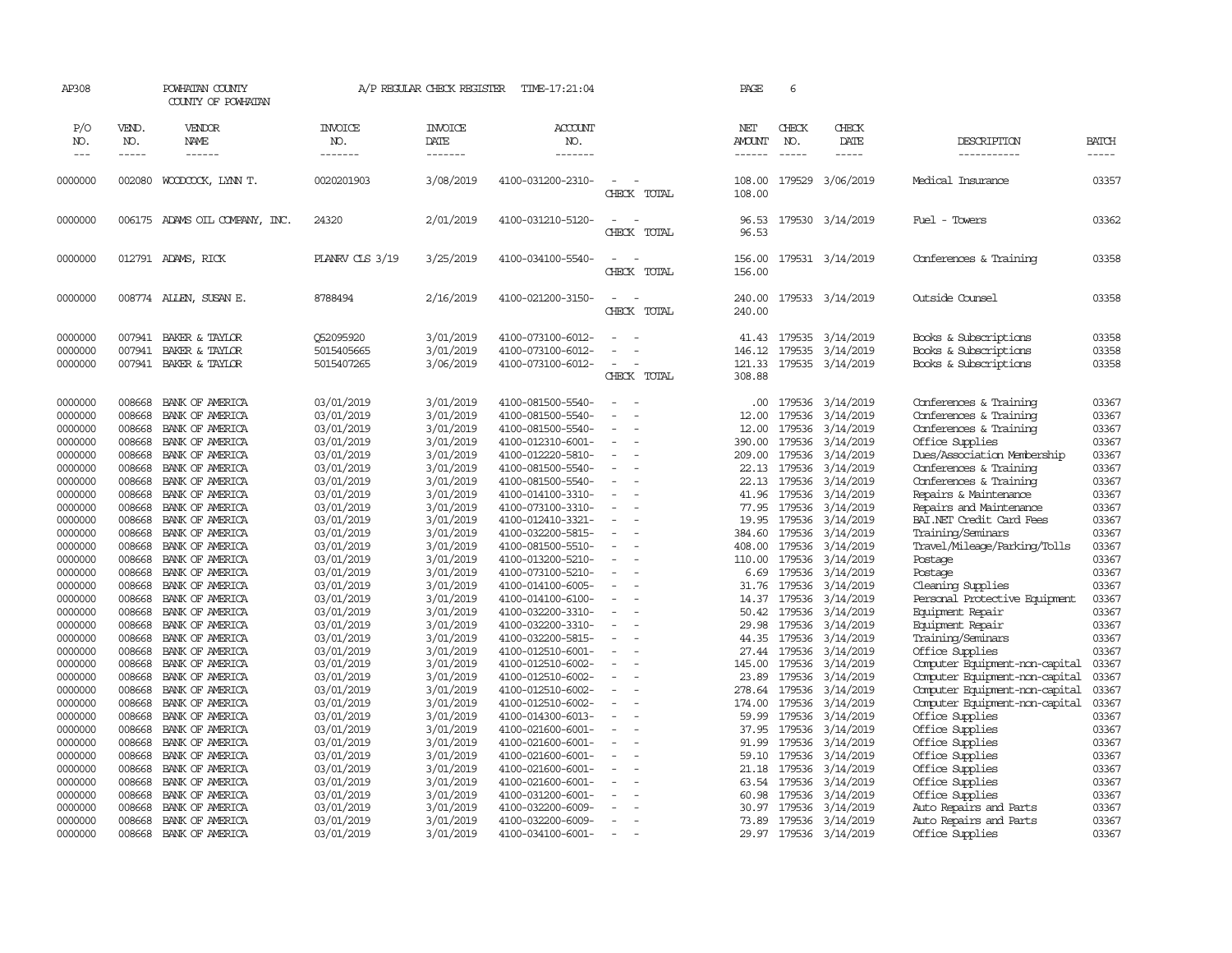AP308 POWHATAN COUNTY A/P REGULAR CHECK REGISTER TIME-17:21:04 PAGE 6
COUNTY OF POWHATAN

| P/O NO. | VEND. NO. | VENDOR NAME | INVOICE NO. | INVOICE DATE | ACCOUNT NO. | | NET AMOUNT | CHECK NO. | CHECK DATE | DESCRIPTION | BATCH |
|---|---|---|---|---|---|---|---|---|---|---|---|
| 0000000 | 002080 | WOODCOCK, LYNN T. | 0020201903 | 3/08/2019 | 4100-031200-2310- | - - | 108.00 | 179529 | 3/06/2019 | Medical Insurance | 03357 |
| | | | | | | CHECK TOTAL | 108.00 | | | | |
| 0000000 | 006175 | ADAMS OIL COMPANY, INC. | 24320 | 2/01/2019 | 4100-031210-5120- | - - | 96.53 | 179530 | 3/14/2019 | Fuel - Towers | 03362 |
| | | | | | | CHECK TOTAL | 96.53 | | | | |
| 0000000 | 012791 | ADAMS, RICK | PLANRV CLS 3/19 | 3/25/2019 | 4100-034100-5540- | - - | 156.00 | 179531 | 3/14/2019 | Conferences & Training | 03358 |
| | | | | | | CHECK TOTAL | 156.00 | | | | |
| 0000000 | 008774 | ALLEN, SUSAN E. | 8788494 | 2/16/2019 | 4100-021200-3150- | - - | 240.00 | 179533 | 3/14/2019 | Outside Counsel | 03358 |
| | | | | | | CHECK TOTAL | 240.00 | | | | |
| 0000000 | 007941 | BAKER & TAYLOR | Q52095920 | 3/01/2019 | 4100-073100-6012- | - - | 41.43 | 179535 | 3/14/2019 | Books & Subscriptions | 03358 |
| 0000000 | 007941 | BAKER & TAYLOR | 5015405665 | 3/01/2019 | 4100-073100-6012- | - - | 146.12 | 179535 | 3/14/2019 | Books & Subscriptions | 03358 |
| 0000000 | 007941 | BAKER & TAYLOR | 5015407265 | 3/06/2019 | 4100-073100-6012- | - - | 121.33 | 179535 | 3/14/2019 | Books & Subscriptions | 03358 |
| | | | | | | CHECK TOTAL | 308.88 | | | | |
| 0000000 | 008668 | BANK OF AMERICA | 03/01/2019 | 3/01/2019 | 4100-081500-5540- | - - | .00 | 179536 | 3/14/2019 | Conferences & Training | 03367 |
| 0000000 | 008668 | BANK OF AMERICA | 03/01/2019 | 3/01/2019 | 4100-081500-5540- | - - | 12.00 | 179536 | 3/14/2019 | Conferences & Training | 03367 |
| 0000000 | 008668 | BANK OF AMERICA | 03/01/2019 | 3/01/2019 | 4100-081500-5540- | - - | 12.00 | 179536 | 3/14/2019 | Conferences & Training | 03367 |
| 0000000 | 008668 | BANK OF AMERICA | 03/01/2019 | 3/01/2019 | 4100-012310-6001- | - - | 390.00 | 179536 | 3/14/2019 | Office Supplies | 03367 |
| 0000000 | 008668 | BANK OF AMERICA | 03/01/2019 | 3/01/2019 | 4100-012220-5810- | - - | 209.00 | 179536 | 3/14/2019 | Dues/Association Membership | 03367 |
| 0000000 | 008668 | BANK OF AMERICA | 03/01/2019 | 3/01/2019 | 4100-081500-5540- | - - | 22.13 | 179536 | 3/14/2019 | Conferences & Training | 03367 |
| 0000000 | 008668 | BANK OF AMERICA | 03/01/2019 | 3/01/2019 | 4100-081500-5540- | - - | 22.13 | 179536 | 3/14/2019 | Conferences & Training | 03367 |
| 0000000 | 008668 | BANK OF AMERICA | 03/01/2019 | 3/01/2019 | 4100-014100-3310- | - - | 41.96 | 179536 | 3/14/2019 | Repairs & Maintenance | 03367 |
| 0000000 | 008668 | BANK OF AMERICA | 03/01/2019 | 3/01/2019 | 4100-073100-3310- | - - | 77.95 | 179536 | 3/14/2019 | Repairs and Maintenance | 03367 |
| 0000000 | 008668 | BANK OF AMERICA | 03/01/2019 | 3/01/2019 | 4100-012410-3321- | - - | 19.95 | 179536 | 3/14/2019 | BAI.NET Credit Card Fees | 03367 |
| 0000000 | 008668 | BANK OF AMERICA | 03/01/2019 | 3/01/2019 | 4100-032200-5815- | - - | 384.60 | 179536 | 3/14/2019 | Training/Seminars | 03367 |
| 0000000 | 008668 | BANK OF AMERICA | 03/01/2019 | 3/01/2019 | 4100-081500-5510- | - - | 408.00 | 179536 | 3/14/2019 | Travel/Mileage/Parking/Tolls | 03367 |
| 0000000 | 008668 | BANK OF AMERICA | 03/01/2019 | 3/01/2019 | 4100-013200-5210- | - - | 110.00 | 179536 | 3/14/2019 | Postage | 03367 |
| 0000000 | 008668 | BANK OF AMERICA | 03/01/2019 | 3/01/2019 | 4100-073100-5210- | - - | 6.69 | 179536 | 3/14/2019 | Postage | 03367 |
| 0000000 | 008668 | BANK OF AMERICA | 03/01/2019 | 3/01/2019 | 4100-014100-6005- | - - | 31.76 | 179536 | 3/14/2019 | Cleaning Supplies | 03367 |
| 0000000 | 008668 | BANK OF AMERICA | 03/01/2019 | 3/01/2019 | 4100-014100-6100- | - - | 14.37 | 179536 | 3/14/2019 | Personal Protective Equipment | 03367 |
| 0000000 | 008668 | BANK OF AMERICA | 03/01/2019 | 3/01/2019 | 4100-032200-3310- | - - | 50.42 | 179536 | 3/14/2019 | Equipment Repair | 03367 |
| 0000000 | 008668 | BANK OF AMERICA | 03/01/2019 | 3/01/2019 | 4100-032200-3310- | - - | 29.98 | 179536 | 3/14/2019 | Equipment Repair | 03367 |
| 0000000 | 008668 | BANK OF AMERICA | 03/01/2019 | 3/01/2019 | 4100-032200-5815- | - - | 44.35 | 179536 | 3/14/2019 | Training/Seminars | 03367 |
| 0000000 | 008668 | BANK OF AMERICA | 03/01/2019 | 3/01/2019 | 4100-012510-6001- | - - | 27.44 | 179536 | 3/14/2019 | Office Supplies | 03367 |
| 0000000 | 008668 | BANK OF AMERICA | 03/01/2019 | 3/01/2019 | 4100-012510-6002- | - - | 145.00 | 179536 | 3/14/2019 | Computer Equipment-non-capital | 03367 |
| 0000000 | 008668 | BANK OF AMERICA | 03/01/2019 | 3/01/2019 | 4100-012510-6002- | - - | 23.89 | 179536 | 3/14/2019 | Computer Equipment-non-capital | 03367 |
| 0000000 | 008668 | BANK OF AMERICA | 03/01/2019 | 3/01/2019 | 4100-012510-6002- | - - | 278.64 | 179536 | 3/14/2019 | Computer Equipment-non-capital | 03367 |
| 0000000 | 008668 | BANK OF AMERICA | 03/01/2019 | 3/01/2019 | 4100-012510-6002- | - - | 174.00 | 179536 | 3/14/2019 | Computer Equipment-non-capital | 03367 |
| 0000000 | 008668 | BANK OF AMERICA | 03/01/2019 | 3/01/2019 | 4100-014300-6013- | - - | 59.99 | 179536 | 3/14/2019 | Office Supplies | 03367 |
| 0000000 | 008668 | BANK OF AMERICA | 03/01/2019 | 3/01/2019 | 4100-021600-6001- | - - | 37.95 | 179536 | 3/14/2019 | Office Supplies | 03367 |
| 0000000 | 008668 | BANK OF AMERICA | 03/01/2019 | 3/01/2019 | 4100-021600-6001- | - - | 91.99 | 179536 | 3/14/2019 | Office Supplies | 03367 |
| 0000000 | 008668 | BANK OF AMERICA | 03/01/2019 | 3/01/2019 | 4100-021600-6001- | - - | 59.10 | 179536 | 3/14/2019 | Office Supplies | 03367 |
| 0000000 | 008668 | BANK OF AMERICA | 03/01/2019 | 3/01/2019 | 4100-021600-6001- | - - | 21.18 | 179536 | 3/14/2019 | Office Supplies | 03367 |
| 0000000 | 008668 | BANK OF AMERICA | 03/01/2019 | 3/01/2019 | 4100-021600-6001- | - - | 63.54 | 179536 | 3/14/2019 | Office Supplies | 03367 |
| 0000000 | 008668 | BANK OF AMERICA | 03/01/2019 | 3/01/2019 | 4100-031200-6001- | - - | 60.98 | 179536 | 3/14/2019 | Office Supplies | 03367 |
| 0000000 | 008668 | BANK OF AMERICA | 03/01/2019 | 3/01/2019 | 4100-032200-6009- | - - | 30.97 | 179536 | 3/14/2019 | Auto Repairs and Parts | 03367 |
| 0000000 | 008668 | BANK OF AMERICA | 03/01/2019 | 3/01/2019 | 4100-032200-6009- | - - | 73.89 | 179536 | 3/14/2019 | Auto Repairs and Parts | 03367 |
| 0000000 | 008668 | BANK OF AMERICA | 03/01/2019 | 3/01/2019 | 4100-034100-6001- | - - | 29.97 | 179536 | 3/14/2019 | Office Supplies | 03367 |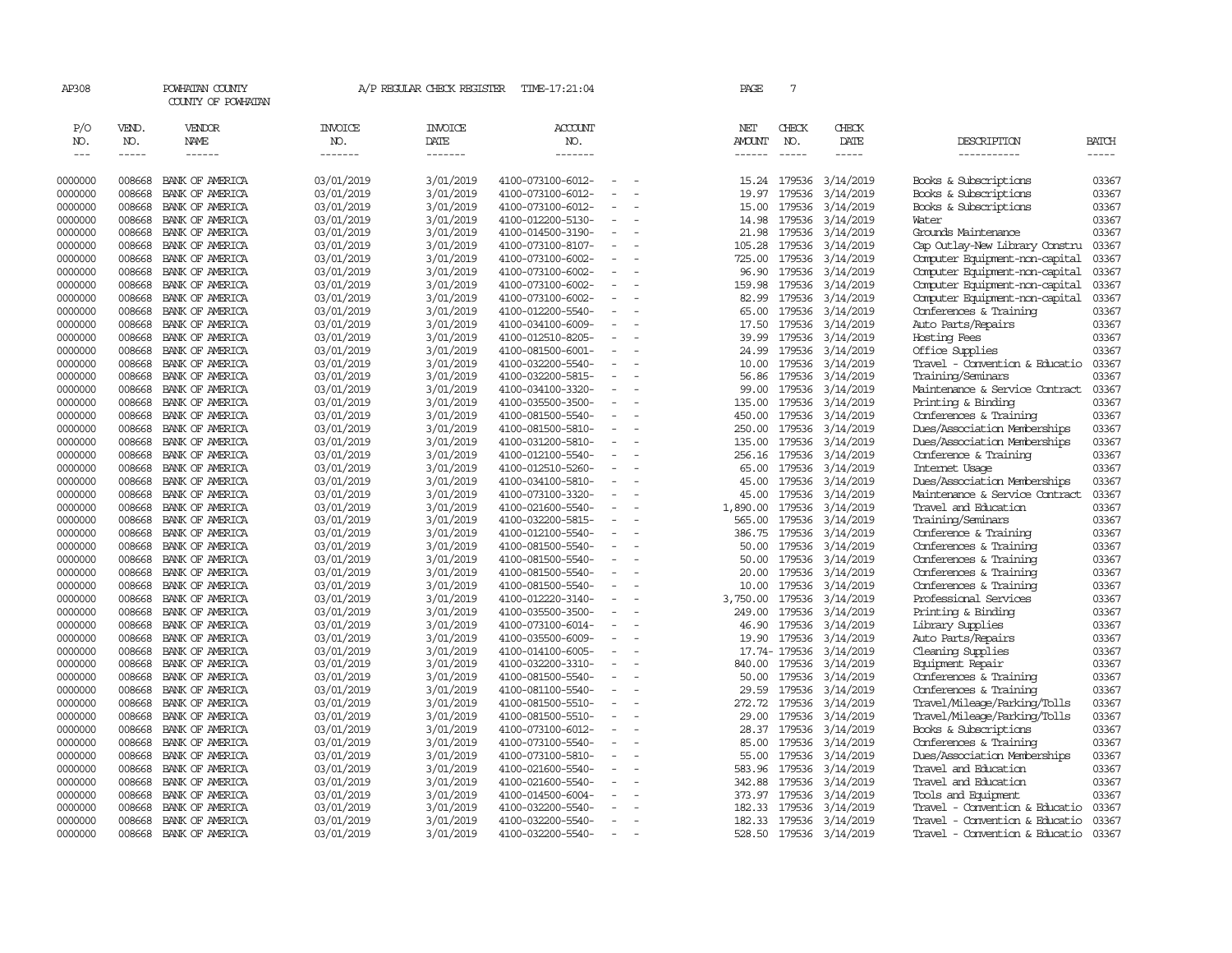AP308 POWHATAN COUNTY A/P REGULAR CHECK REGISTER TIME-17:21:04

COUNTY OF POWHATAN

| P/O NO. | VEND. NO. | VENDOR NAME | INVOICE NO. | INVOICE DATE | ACCOUNT NO. | | NET AMOUNT | CHECK NO. | CHECK DATE | DESCRIPTION | BATCH |
|---|---|---|---|---|---|---|---|---|---|---|---|
| 0000000 | 008668 | BANK OF AMERICA | 03/01/2019 | 3/01/2019 | 4100-073100-6012- | - - | 15.24 | 179536 | 3/14/2019 | Books & Subscriptions | 03367 |
| 0000000 | 008668 | BANK OF AMERICA | 03/01/2019 | 3/01/2019 | 4100-073100-6012- | - - | 19.97 | 179536 | 3/14/2019 | Books & Subscriptions | 03367 |
| 0000000 | 008668 | BANK OF AMERICA | 03/01/2019 | 3/01/2019 | 4100-073100-6012- | - - | 15.00 | 179536 | 3/14/2019 | Books & Subscriptions | 03367 |
| 0000000 | 008668 | BANK OF AMERICA | 03/01/2019 | 3/01/2019 | 4100-012200-5130- | - - | 14.98 | 179536 | 3/14/2019 | Water | 03367 |
| 0000000 | 008668 | BANK OF AMERICA | 03/01/2019 | 3/01/2019 | 4100-014500-3190- | - - | 21.98 | 179536 | 3/14/2019 | Grounds Maintenance | 03367 |
| 0000000 | 008668 | BANK OF AMERICA | 03/01/2019 | 3/01/2019 | 4100-073100-8107- | - - | 105.28 | 179536 | 3/14/2019 | Cap Outlay-New Library Constru | 03367 |
| 0000000 | 008668 | BANK OF AMERICA | 03/01/2019 | 3/01/2019 | 4100-073100-6002- | - - | 725.00 | 179536 | 3/14/2019 | Computer Equipment-non-capital | 03367 |
| 0000000 | 008668 | BANK OF AMERICA | 03/01/2019 | 3/01/2019 | 4100-073100-6002- | - - | 96.90 | 179536 | 3/14/2019 | Computer Equipment-non-capital | 03367 |
| 0000000 | 008668 | BANK OF AMERICA | 03/01/2019 | 3/01/2019 | 4100-073100-6002- | - - | 159.98 | 179536 | 3/14/2019 | Computer Equipment-non-capital | 03367 |
| 0000000 | 008668 | BANK OF AMERICA | 03/01/2019 | 3/01/2019 | 4100-073100-6002- | - - | 82.99 | 179536 | 3/14/2019 | Computer Equipment-non-capital | 03367 |
| 0000000 | 008668 | BANK OF AMERICA | 03/01/2019 | 3/01/2019 | 4100-012200-5540- | - - | 65.00 | 179536 | 3/14/2019 | Conferences & Training | 03367 |
| 0000000 | 008668 | BANK OF AMERICA | 03/01/2019 | 3/01/2019 | 4100-034100-6009- | - - | 17.50 | 179536 | 3/14/2019 | Auto Parts/Repairs | 03367 |
| 0000000 | 008668 | BANK OF AMERICA | 03/01/2019 | 3/01/2019 | 4100-012510-8205- | - - | 39.99 | 179536 | 3/14/2019 | Hosting Fees | 03367 |
| 0000000 | 008668 | BANK OF AMERICA | 03/01/2019 | 3/01/2019 | 4100-081500-6001- | - - | 24.99 | 179536 | 3/14/2019 | Office Supplies | 03367 |
| 0000000 | 008668 | BANK OF AMERICA | 03/01/2019 | 3/01/2019 | 4100-032200-5540- | - - | 10.00 | 179536 | 3/14/2019 | Travel - Convention & Educatio | 03367 |
| 0000000 | 008668 | BANK OF AMERICA | 03/01/2019 | 3/01/2019 | 4100-032200-5815- | - - | 56.86 | 179536 | 3/14/2019 | Training/Seminars | 03367 |
| 0000000 | 008668 | BANK OF AMERICA | 03/01/2019 | 3/01/2019 | 4100-034100-3320- | - - | 99.00 | 179536 | 3/14/2019 | Maintenance & Service Contract | 03367 |
| 0000000 | 008668 | BANK OF AMERICA | 03/01/2019 | 3/01/2019 | 4100-035500-3500- | - - | 135.00 | 179536 | 3/14/2019 | Printing & Binding | 03367 |
| 0000000 | 008668 | BANK OF AMERICA | 03/01/2019 | 3/01/2019 | 4100-081500-5540- | - - | 450.00 | 179536 | 3/14/2019 | Conferences & Training | 03367 |
| 0000000 | 008668 | BANK OF AMERICA | 03/01/2019 | 3/01/2019 | 4100-081500-5810- | - - | 250.00 | 179536 | 3/14/2019 | Dues/Association Memberships | 03367 |
| 0000000 | 008668 | BANK OF AMERICA | 03/01/2019 | 3/01/2019 | 4100-031200-5810- | - - | 135.00 | 179536 | 3/14/2019 | Dues/Association Memberships | 03367 |
| 0000000 | 008668 | BANK OF AMERICA | 03/01/2019 | 3/01/2019 | 4100-012100-5540- | - - | 256.16 | 179536 | 3/14/2019 | Conference & Training | 03367 |
| 0000000 | 008668 | BANK OF AMERICA | 03/01/2019 | 3/01/2019 | 4100-012510-5260- | - - | 65.00 | 179536 | 3/14/2019 | Internet Usage | 03367 |
| 0000000 | 008668 | BANK OF AMERICA | 03/01/2019 | 3/01/2019 | 4100-034100-5810- | - - | 45.00 | 179536 | 3/14/2019 | Dues/Association Memberships | 03367 |
| 0000000 | 008668 | BANK OF AMERICA | 03/01/2019 | 3/01/2019 | 4100-073100-3320- | - - | 45.00 | 179536 | 3/14/2019 | Maintenance & Service Contract | 03367 |
| 0000000 | 008668 | BANK OF AMERICA | 03/01/2019 | 3/01/2019 | 4100-021600-5540- | - - | 1,890.00 | 179536 | 3/14/2019 | Travel and Education | 03367 |
| 0000000 | 008668 | BANK OF AMERICA | 03/01/2019 | 3/01/2019 | 4100-032200-5815- | - - | 565.00 | 179536 | 3/14/2019 | Training/Seminars | 03367 |
| 0000000 | 008668 | BANK OF AMERICA | 03/01/2019 | 3/01/2019 | 4100-012100-5540- | - - | 386.75 | 179536 | 3/14/2019 | Conference & Training | 03367 |
| 0000000 | 008668 | BANK OF AMERICA | 03/01/2019 | 3/01/2019 | 4100-081500-5540- | - - | 50.00 | 179536 | 3/14/2019 | Conferences & Training | 03367 |
| 0000000 | 008668 | BANK OF AMERICA | 03/01/2019 | 3/01/2019 | 4100-081500-5540- | - - | 50.00 | 179536 | 3/14/2019 | Conferences & Training | 03367 |
| 0000000 | 008668 | BANK OF AMERICA | 03/01/2019 | 3/01/2019 | 4100-081500-5540- | - - | 20.00 | 179536 | 3/14/2019 | Conferences & Training | 03367 |
| 0000000 | 008668 | BANK OF AMERICA | 03/01/2019 | 3/01/2019 | 4100-081500-5540- | - - | 10.00 | 179536 | 3/14/2019 | Conferences & Training | 03367 |
| 0000000 | 008668 | BANK OF AMERICA | 03/01/2019 | 3/01/2019 | 4100-012220-3140- | - - | 3,750.00 | 179536 | 3/14/2019 | Professional Services | 03367 |
| 0000000 | 008668 | BANK OF AMERICA | 03/01/2019 | 3/01/2019 | 4100-035500-3500- | - - | 249.00 | 179536 | 3/14/2019 | Printing & Binding | 03367 |
| 0000000 | 008668 | BANK OF AMERICA | 03/01/2019 | 3/01/2019 | 4100-073100-6014- | - - | 46.90 | 179536 | 3/14/2019 | Library Supplies | 03367 |
| 0000000 | 008668 | BANK OF AMERICA | 03/01/2019 | 3/01/2019 | 4100-035500-6009- | - - | 19.90 | 179536 | 3/14/2019 | Auto Parts/Repairs | 03367 |
| 0000000 | 008668 | BANK OF AMERICA | 03/01/2019 | 3/01/2019 | 4100-014100-6005- | - - | 17.74- | 179536 | 3/14/2019 | Cleaning Supplies | 03367 |
| 0000000 | 008668 | BANK OF AMERICA | 03/01/2019 | 3/01/2019 | 4100-032200-3310- | - - | 840.00 | 179536 | 3/14/2019 | Equipment Repair | 03367 |
| 0000000 | 008668 | BANK OF AMERICA | 03/01/2019 | 3/01/2019 | 4100-081500-5540- | - - | 50.00 | 179536 | 3/14/2019 | Conferences & Training | 03367 |
| 0000000 | 008668 | BANK OF AMERICA | 03/01/2019 | 3/01/2019 | 4100-081100-5540- | - - | 29.59 | 179536 | 3/14/2019 | Conferences & Training | 03367 |
| 0000000 | 008668 | BANK OF AMERICA | 03/01/2019 | 3/01/2019 | 4100-081500-5510- | - - | 272.72 | 179536 | 3/14/2019 | Travel/Mileage/Parking/Tolls | 03367 |
| 0000000 | 008668 | BANK OF AMERICA | 03/01/2019 | 3/01/2019 | 4100-081500-5510- | - - | 29.00 | 179536 | 3/14/2019 | Travel/Mileage/Parking/Tolls | 03367 |
| 0000000 | 008668 | BANK OF AMERICA | 03/01/2019 | 3/01/2019 | 4100-073100-6012- | - - | 28.37 | 179536 | 3/14/2019 | Books & Subscriptions | 03367 |
| 0000000 | 008668 | BANK OF AMERICA | 03/01/2019 | 3/01/2019 | 4100-073100-5540- | - - | 85.00 | 179536 | 3/14/2019 | Conferences & Training | 03367 |
| 0000000 | 008668 | BANK OF AMERICA | 03/01/2019 | 3/01/2019 | 4100-073100-5810- | - - | 55.00 | 179536 | 3/14/2019 | Dues/Association Memberships | 03367 |
| 0000000 | 008668 | BANK OF AMERICA | 03/01/2019 | 3/01/2019 | 4100-021600-5540- | - - | 583.96 | 179536 | 3/14/2019 | Travel and Education | 03367 |
| 0000000 | 008668 | BANK OF AMERICA | 03/01/2019 | 3/01/2019 | 4100-021600-5540- | - - | 342.88 | 179536 | 3/14/2019 | Travel and Education | 03367 |
| 0000000 | 008668 | BANK OF AMERICA | 03/01/2019 | 3/01/2019 | 4100-014500-6004- | - - | 373.97 | 179536 | 3/14/2019 | Tools and Equipment | 03367 |
| 0000000 | 008668 | BANK OF AMERICA | 03/01/2019 | 3/01/2019 | 4100-032200-5540- | - - | 182.33 | 179536 | 3/14/2019 | Travel - Convention & Educatio | 03367 |
| 0000000 | 008668 | BANK OF AMERICA | 03/01/2019 | 3/01/2019 | 4100-032200-5540- | - - | 182.33 | 179536 | 3/14/2019 | Travel - Convention & Educatio | 03367 |
| 0000000 | 008668 | BANK OF AMERICA | 03/01/2019 | 3/01/2019 | 4100-032200-5540- | - - | 528.50 | 179536 | 3/14/2019 | Travel - Convention & Educatio | 03367 |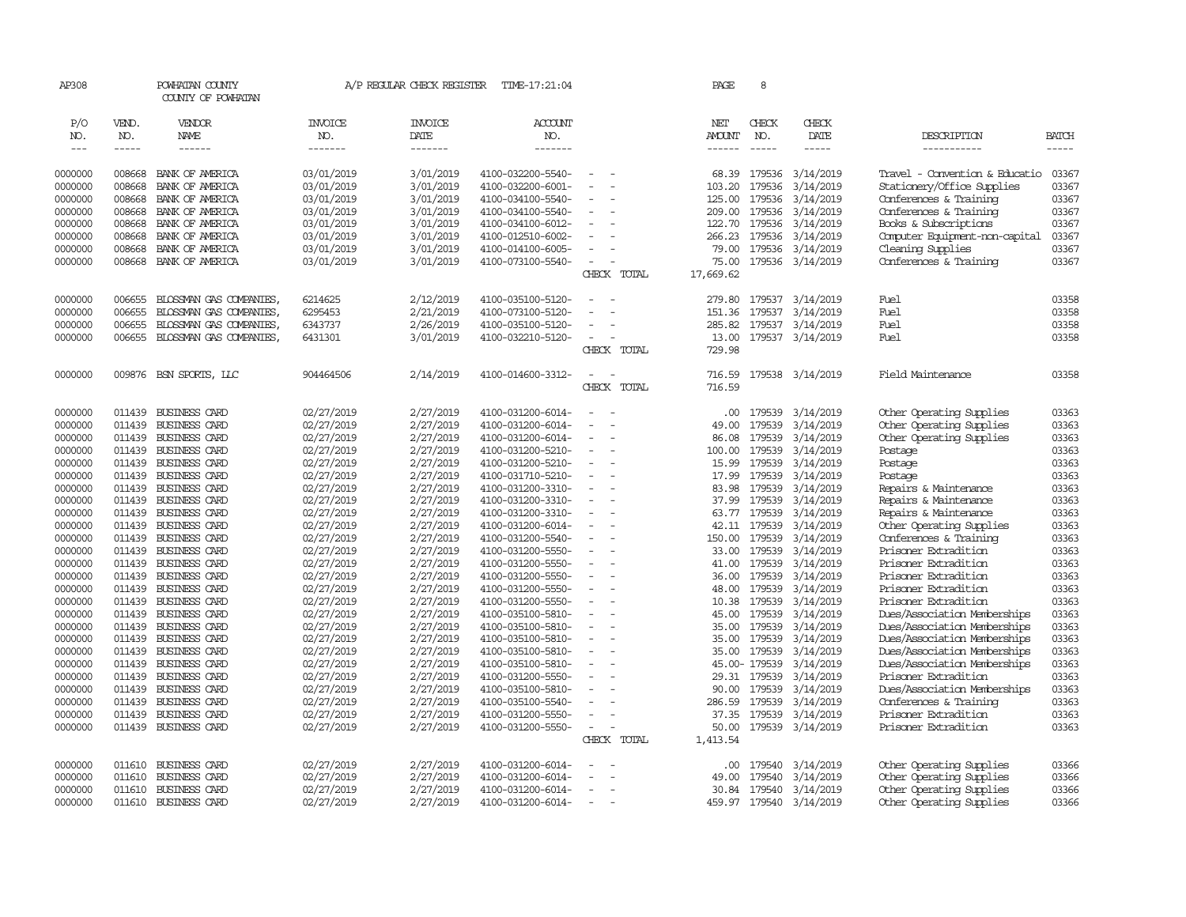AP308 POWHATAN COUNTY A/P REGULAR CHECK REGISTER TIME-17:21:04 PAGE 8

COUNTY OF POWHATAN

| P/O NO. | VEND. NO. | VENDOR NAME | INVOICE NO. | INVOICE DATE | ACCOUNT NO. | | NET AMOUNT | CHECK NO. | CHECK DATE | DESCRIPTION | BATCH |
|---|---|---|---|---|---|---|---|---|---|---|---|
| 0000000 | 008668 | BANK OF AMERICA | 03/01/2019 | 3/01/2019 | 4100-032200-5540- | - - | 68.39 | 179536 | 3/14/2019 | Travel - Convention & Educatio | 03367 |
| 0000000 | 008668 | BANK OF AMERICA | 03/01/2019 | 3/01/2019 | 4100-032200-6001- | - - | 103.20 | 179536 | 3/14/2019 | Stationery/Office Supplies | 03367 |
| 0000000 | 008668 | BANK OF AMERICA | 03/01/2019 | 3/01/2019 | 4100-034100-5540- | - - | 125.00 | 179536 | 3/14/2019 | Conferences & Training | 03367 |
| 0000000 | 008668 | BANK OF AMERICA | 03/01/2019 | 3/01/2019 | 4100-034100-5540- | - - | 209.00 | 179536 | 3/14/2019 | Conferences & Training | 03367 |
| 0000000 | 008668 | BANK OF AMERICA | 03/01/2019 | 3/01/2019 | 4100-034100-6012- | - - | 122.70 | 179536 | 3/14/2019 | Books & Subscriptions | 03367 |
| 0000000 | 008668 | BANK OF AMERICA | 03/01/2019 | 3/01/2019 | 4100-012510-6002- | - - | 266.23 | 179536 | 3/14/2019 | Computer Equipment-non-capital | 03367 |
| 0000000 | 008668 | BANK OF AMERICA | 03/01/2019 | 3/01/2019 | 4100-014100-6005- | - - | 79.00 | 179536 | 3/14/2019 | Cleaning Supplies | 03367 |
| 0000000 | 008668 | BANK OF AMERICA | 03/01/2019 | 3/01/2019 | 4100-073100-5540- | - - | 75.00 | 179536 | 3/14/2019 | Conferences & Training | 03367 |
| | | | | | | CHECK TOTAL | 17,669.62 | | | | |
| 0000000 | 006655 | BLOSSMAN GAS COMPANIES, | 6214625 | 2/12/2019 | 4100-035100-5120- | - - | 279.80 | 179537 | 3/14/2019 | Fuel | 03358 |
| 0000000 | 006655 | BLOSSMAN GAS COMPANIES, | 6295453 | 2/21/2019 | 4100-073100-5120- | - - | 151.36 | 179537 | 3/14/2019 | Fuel | 03358 |
| 0000000 | 006655 | BLOSSMAN GAS COMPANIES, | 6343737 | 2/26/2019 | 4100-035100-5120- | - - | 285.82 | 179537 | 3/14/2019 | Fuel | 03358 |
| 0000000 | 006655 | BLOSSMAN GAS COMPANIES, | 6431301 | 3/01/2019 | 4100-032210-5120- | - - | 13.00 | 179537 | 3/14/2019 | Fuel | 03358 |
| | | | | | | CHECK TOTAL | 729.98 | | | | |
| 0000000 | 009876 | BSN SPORTS, LLC | 904464506 | 2/14/2019 | 4100-014600-3312- | - - | 716.59 | 179538 | 3/14/2019 | Field Maintenance | 03358 |
| | | | | | | CHECK TOTAL | 716.59 | | | | |
| 0000000 | 011439 | BUSINESS CARD | 02/27/2019 | 2/27/2019 | 4100-031200-6014- | - - | .00 | 179539 | 3/14/2019 | Other Operating Supplies | 03363 |
| 0000000 | 011439 | BUSINESS CARD | 02/27/2019 | 2/27/2019 | 4100-031200-6014- | - - | 49.00 | 179539 | 3/14/2019 | Other Operating Supplies | 03363 |
| 0000000 | 011439 | BUSINESS CARD | 02/27/2019 | 2/27/2019 | 4100-031200-6014- | - - | 86.08 | 179539 | 3/14/2019 | Other Operating Supplies | 03363 |
| 0000000 | 011439 | BUSINESS CARD | 02/27/2019 | 2/27/2019 | 4100-031200-5210- | - - | 100.00 | 179539 | 3/14/2019 | Postage | 03363 |
| 0000000 | 011439 | BUSINESS CARD | 02/27/2019 | 2/27/2019 | 4100-031200-5210- | - - | 15.99 | 179539 | 3/14/2019 | Postage | 03363 |
| 0000000 | 011439 | BUSINESS CARD | 02/27/2019 | 2/27/2019 | 4100-031710-5210- | - - | 17.99 | 179539 | 3/14/2019 | Postage | 03363 |
| 0000000 | 011439 | BUSINESS CARD | 02/27/2019 | 2/27/2019 | 4100-031200-3310- | - - | 83.98 | 179539 | 3/14/2019 | Repairs & Maintenance | 03363 |
| 0000000 | 011439 | BUSINESS CARD | 02/27/2019 | 2/27/2019 | 4100-031200-3310- | - - | 37.99 | 179539 | 3/14/2019 | Repairs & Maintenance | 03363 |
| 0000000 | 011439 | BUSINESS CARD | 02/27/2019 | 2/27/2019 | 4100-031200-3310- | - - | 63.77 | 179539 | 3/14/2019 | Repairs & Maintenance | 03363 |
| 0000000 | 011439 | BUSINESS CARD | 02/27/2019 | 2/27/2019 | 4100-031200-6014- | - - | 42.11 | 179539 | 3/14/2019 | Other Operating Supplies | 03363 |
| 0000000 | 011439 | BUSINESS CARD | 02/27/2019 | 2/27/2019 | 4100-031200-5540- | - - | 150.00 | 179539 | 3/14/2019 | Conferences & Training | 03363 |
| 0000000 | 011439 | BUSINESS CARD | 02/27/2019 | 2/27/2019 | 4100-031200-5550- | - - | 33.00 | 179539 | 3/14/2019 | Prisoner Extradition | 03363 |
| 0000000 | 011439 | BUSINESS CARD | 02/27/2019 | 2/27/2019 | 4100-031200-5550- | - - | 41.00 | 179539 | 3/14/2019 | Prisoner Extradition | 03363 |
| 0000000 | 011439 | BUSINESS CARD | 02/27/2019 | 2/27/2019 | 4100-031200-5550- | - - | 36.00 | 179539 | 3/14/2019 | Prisoner Extradition | 03363 |
| 0000000 | 011439 | BUSINESS CARD | 02/27/2019 | 2/27/2019 | 4100-031200-5550- | - - | 48.00 | 179539 | 3/14/2019 | Prisoner Extradition | 03363 |
| 0000000 | 011439 | BUSINESS CARD | 02/27/2019 | 2/27/2019 | 4100-031200-5550- | - - | 10.38 | 179539 | 3/14/2019 | Prisoner Extradition | 03363 |
| 0000000 | 011439 | BUSINESS CARD | 02/27/2019 | 2/27/2019 | 4100-035100-5810- | - - | 45.00 | 179539 | 3/14/2019 | Dues/Association Memberships | 03363 |
| 0000000 | 011439 | BUSINESS CARD | 02/27/2019 | 2/27/2019 | 4100-035100-5810- | - - | 35.00 | 179539 | 3/14/2019 | Dues/Association Memberships | 03363 |
| 0000000 | 011439 | BUSINESS CARD | 02/27/2019 | 2/27/2019 | 4100-035100-5810- | - - | 35.00 | 179539 | 3/14/2019 | Dues/Association Memberships | 03363 |
| 0000000 | 011439 | BUSINESS CARD | 02/27/2019 | 2/27/2019 | 4100-035100-5810- | - - | 35.00 | 179539 | 3/14/2019 | Dues/Association Memberships | 03363 |
| 0000000 | 011439 | BUSINESS CARD | 02/27/2019 | 2/27/2019 | 4100-035100-5810- | - - | 45.00- | 179539 | 3/14/2019 | Dues/Association Memberships | 03363 |
| 0000000 | 011439 | BUSINESS CARD | 02/27/2019 | 2/27/2019 | 4100-031200-5550- | - - | 29.31 | 179539 | 3/14/2019 | Prisoner Extradition | 03363 |
| 0000000 | 011439 | BUSINESS CARD | 02/27/2019 | 2/27/2019 | 4100-035100-5810- | - - | 90.00 | 179539 | 3/14/2019 | Dues/Association Memberships | 03363 |
| 0000000 | 011439 | BUSINESS CARD | 02/27/2019 | 2/27/2019 | 4100-035100-5540- | - - | 286.59 | 179539 | 3/14/2019 | Conferences & Training | 03363 |
| 0000000 | 011439 | BUSINESS CARD | 02/27/2019 | 2/27/2019 | 4100-031200-5550- | - - | 37.35 | 179539 | 3/14/2019 | Prisoner Extradition | 03363 |
| 0000000 | 011439 | BUSINESS CARD | 02/27/2019 | 2/27/2019 | 4100-031200-5550- | - - | 50.00 | 179539 | 3/14/2019 | Prisoner Extradition | 03363 |
| | | | | | | CHECK TOTAL | 1,413.54 | | | | |
| 0000000 | 011610 | BUSINESS CARD | 02/27/2019 | 2/27/2019 | 4100-031200-6014- | - - | .00 | 179540 | 3/14/2019 | Other Operating Supplies | 03366 |
| 0000000 | 011610 | BUSINESS CARD | 02/27/2019 | 2/27/2019 | 4100-031200-6014- | - - | 49.00 | 179540 | 3/14/2019 | Other Operating Supplies | 03366 |
| 0000000 | 011610 | BUSINESS CARD | 02/27/2019 | 2/27/2019 | 4100-031200-6014- | - - | 30.84 | 179540 | 3/14/2019 | Other Operating Supplies | 03366 |
| 0000000 | 011610 | BUSINESS CARD | 02/27/2019 | 2/27/2019 | 4100-031200-6014- | - - | 459.97 | 179540 | 3/14/2019 | Other Operating Supplies | 03366 |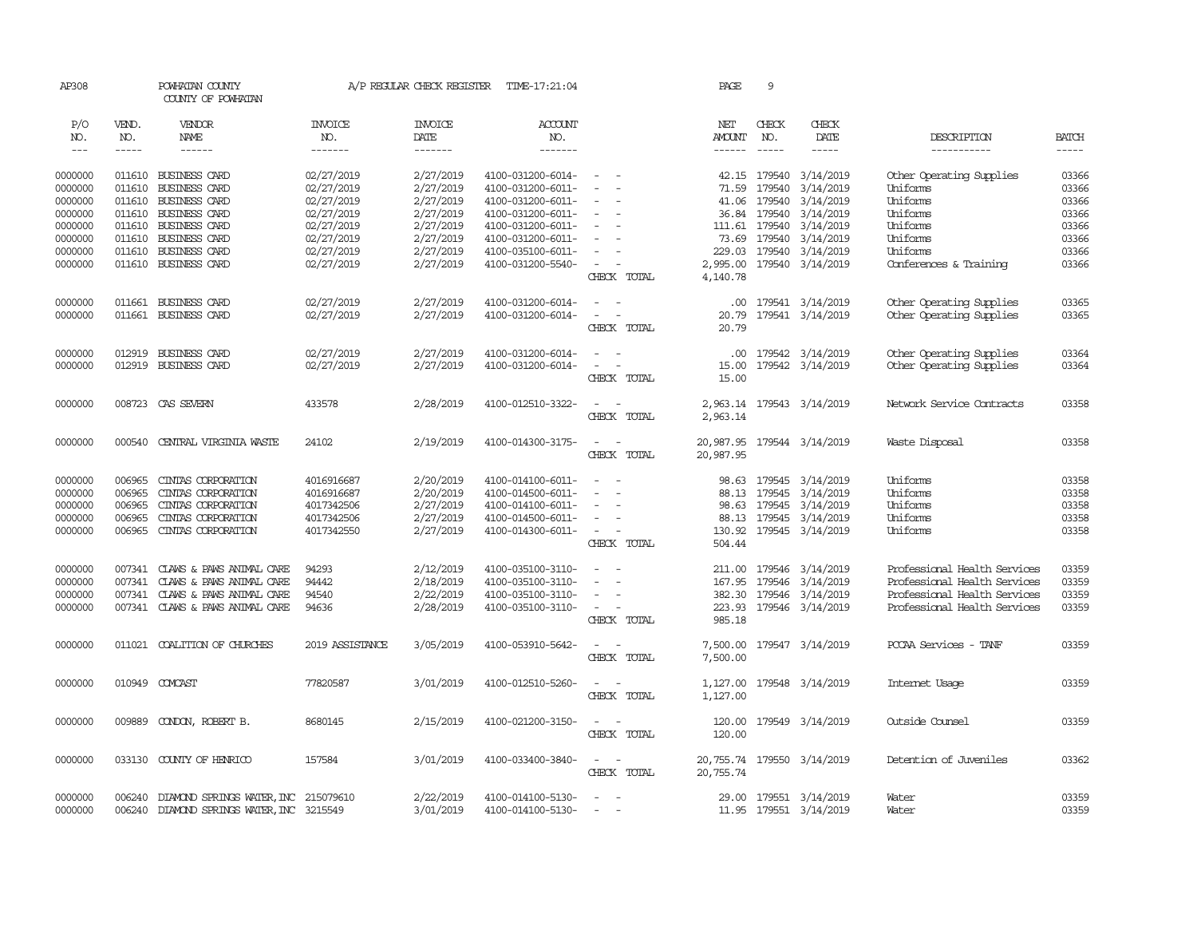AP308 POWHATAN COUNTY A/P REGULAR CHECK REGISTER TIME-17:21:04 PAGE 9

COUNTY OF POWHATAN

| P/O NO. | VEND. NO. | VENDOR NAME | INVOICE NO. | INVOICE DATE | ACCOUNT NO. | | NET AMOUNT | CHECK NO. | CHECK DATE | DESCRIPTION | BATCH |
|---|---|---|---|---|---|---|---|---|---|---|---|
| 0000000 | 011610 | BUSINESS CARD | 02/27/2019 | 2/27/2019 | 4100-031200-6014- | - - | 42.15 | 179540 | 3/14/2019 | Other Operating Supplies | 03366 |
| 0000000 | 011610 | BUSINESS CARD | 02/27/2019 | 2/27/2019 | 4100-031200-6011- | - - | 71.59 | 179540 | 3/14/2019 | Uniforms | 03366 |
| 0000000 | 011610 | BUSINESS CARD | 02/27/2019 | 2/27/2019 | 4100-031200-6011- | - - | 41.06 | 179540 | 3/14/2019 | Uniforms | 03366 |
| 0000000 | 011610 | BUSINESS CARD | 02/27/2019 | 2/27/2019 | 4100-031200-6011- | - - | 36.84 | 179540 | 3/14/2019 | Uniforms | 03366 |
| 0000000 | 011610 | BUSINESS CARD | 02/27/2019 | 2/27/2019 | 4100-031200-6011- | - - | 111.61 | 179540 | 3/14/2019 | Uniforms | 03366 |
| 0000000 | 011610 | BUSINESS CARD | 02/27/2019 | 2/27/2019 | 4100-031200-6011- | - - | 73.69 | 179540 | 3/14/2019 | Uniforms | 03366 |
| 0000000 | 011610 | BUSINESS CARD | 02/27/2019 | 2/27/2019 | 4100-035100-6011- | - - | 229.03 | 179540 | 3/14/2019 | Uniforms | 03366 |
| 0000000 | 011610 | BUSINESS CARD | 02/27/2019 | 2/27/2019 | 4100-031200-5540- | - - | 2,995.00 | 179540 | 3/14/2019 | Conferences & Training | 03366 |
| | | | | | | CHECK TOTAL | 4,140.78 | | | | |
| 0000000 | 011661 | BUSINESS CARD | 02/27/2019 | 2/27/2019 | 4100-031200-6014- | - - | .00 | 179541 | 3/14/2019 | Other Operating Supplies | 03365 |
| 0000000 | 011661 | BUSINESS CARD | 02/27/2019 | 2/27/2019 | 4100-031200-6014- | - - | 20.79 | 179541 | 3/14/2019 | Other Operating Supplies | 03365 |
| | | | | | | CHECK TOTAL | 20.79 | | | | |
| 0000000 | 012919 | BUSINESS CARD | 02/27/2019 | 2/27/2019 | 4100-031200-6014- | - - | .00 | 179542 | 3/14/2019 | Other Operating Supplies | 03364 |
| 0000000 | 012919 | BUSINESS CARD | 02/27/2019 | 2/27/2019 | 4100-031200-6014- | - - | 15.00 | 179542 | 3/14/2019 | Other Operating Supplies | 03364 |
| | | | | | | CHECK TOTAL | 15.00 | | | | |
| 0000000 | 008723 | CAS SEVERN | 433578 | 2/28/2019 | 4100-012510-3322- | - - | 2,963.14 | 179543 | 3/14/2019 | Network Service Contracts | 03358 |
| | | | | | | CHECK TOTAL | 2,963.14 | | | | |
| 0000000 | 000540 | CENTRAL VIRGINIA WASTE | 24102 | 2/19/2019 | 4100-014300-3175- | - - | 20,987.95 | 179544 | 3/14/2019 | Waste Disposal | 03358 |
| | | | | | | CHECK TOTAL | 20,987.95 | | | | |
| 0000000 | 006965 | CINTAS CORPORATION | 4016916687 | 2/20/2019 | 4100-014100-6011- | - - | 98.63 | 179545 | 3/14/2019 | Uniforms | 03358 |
| 0000000 | 006965 | CINTAS CORPORATION | 4016916687 | 2/20/2019 | 4100-014500-6011- | - - | 88.13 | 179545 | 3/14/2019 | Uniforms | 03358 |
| 0000000 | 006965 | CINTAS CORPORATION | 4017342506 | 2/27/2019 | 4100-014100-6011- | - - | 98.63 | 179545 | 3/14/2019 | Uniforms | 03358 |
| 0000000 | 006965 | CINTAS CORPORATION | 4017342506 | 2/27/2019 | 4100-014500-6011- | - - | 88.13 | 179545 | 3/14/2019 | Uniforms | 03358 |
| 0000000 | 006965 | CINTAS CORPORATION | 4017342550 | 2/27/2019 | 4100-014300-6011- | - - | 130.92 | 179545 | 3/14/2019 | Uniforms | 03358 |
| | | | | | | CHECK TOTAL | 504.44 | | | | |
| 0000000 | 007341 | CLAWS & PAWS ANIMAL CARE | 94293 | 2/12/2019 | 4100-035100-3110- | - - | 211.00 | 179546 | 3/14/2019 | Professional Health Services | 03359 |
| 0000000 | 007341 | CLAWS & PAWS ANIMAL CARE | 94442 | 2/18/2019 | 4100-035100-3110- | - - | 167.95 | 179546 | 3/14/2019 | Professional Health Services | 03359 |
| 0000000 | 007341 | CLAWS & PAWS ANIMAL CARE | 94540 | 2/22/2019 | 4100-035100-3110- | - - | 382.30 | 179546 | 3/14/2019 | Professional Health Services | 03359 |
| 0000000 | 007341 | CLAWS & PAWS ANIMAL CARE | 94636 | 2/28/2019 | 4100-035100-3110- | - - | 223.93 | 179546 | 3/14/2019 | Professional Health Services | 03359 |
| | | | | | | CHECK TOTAL | 985.18 | | | | |
| 0000000 | 011021 | COALITION OF CHURCHES | 2019 ASSISTANCE | 3/05/2019 | 4100-053910-5642- | - - | 7,500.00 | 179547 | 3/14/2019 | PCCAA Services - TANF | 03359 |
| | | | | | | CHECK TOTAL | 7,500.00 | | | | |
| 0000000 | 010949 | COMCAST | 77820587 | 3/01/2019 | 4100-012510-5260- | - - | 1,127.00 | 179548 | 3/14/2019 | Internet Usage | 03359 |
| | | | | | | CHECK TOTAL | 1,127.00 | | | | |
| 0000000 | 009889 | CONDON, ROBERT B. | 8680145 | 2/15/2019 | 4100-021200-3150- | - - | 120.00 | 179549 | 3/14/2019 | Outside Counsel | 03359 |
| | | | | | | CHECK TOTAL | 120.00 | | | | |
| 0000000 | 033130 | COUNTY OF HENRICO | 157584 | 3/01/2019 | 4100-033400-3840- | - - | 20,755.74 | 179550 | 3/14/2019 | Detention of Juveniles | 03362 |
| | | | | | | CHECK TOTAL | 20,755.74 | | | | |
| 0000000 | 006240 | DIAMOND SPRINGS WATER, INC | 215079610 | 2/22/2019 | 4100-014100-5130- | - - | 29.00 | 179551 | 3/14/2019 | Water | 03359 |
| 0000000 | 006240 | DIAMOND SPRINGS WATER, INC | 3215549 | 3/01/2019 | 4100-014100-5130- | - - | 11.95 | 179551 | 3/14/2019 | Water | 03359 |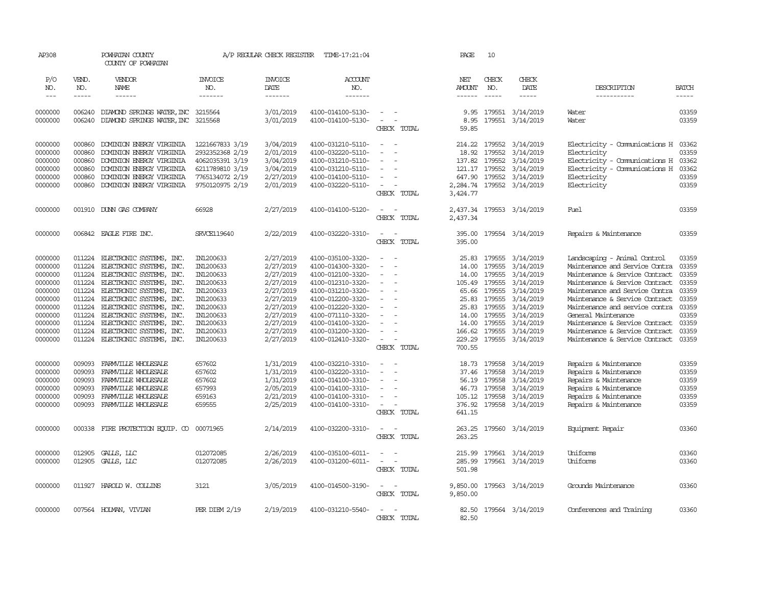AP308 POWHATAN COUNTY A/P REGULAR CHECK REGISTER TIME-17:21:04 PAGE 10
COUNTY OF POWHATAN

| P/O NO. | VEND. NO. | VENDOR NAME | INVOICE NO. | INVOICE DATE | ACCOUNT NO. | | NET AMOUNT | CHECK NO. | CHECK DATE | DESCRIPTION | BATCH |
|---|---|---|---|---|---|---|---|---|---|---|---|
| 0000000 | 006240 | DIAMOND SPRINGS WATER, INC | 3215564 | 3/01/2019 | 4100-014100-5130- | - - | 9.95 | 179551 | 3/14/2019 | Water | 03359 |
| 0000000 | 006240 | DIAMOND SPRINGS WATER, INC | 3215568 | 3/01/2019 | 4100-014100-5130- | - - | 8.95 | 179551 | 3/14/2019 | Water | 03359 |
| | | | | | | CHECK TOTAL | 59.85 | | | | |
| 0000000 | 000860 | DOMINION ENERGY VIRGINIA | 1221667833 3/19 | 3/04/2019 | 4100-031210-5110- | - - | 214.22 | 179552 | 3/14/2019 | Electricity - Communications H | 03362 |
| 0000000 | 000860 | DOMINION ENERGY VIRGINIA | 2932352368 2/19 | 2/01/2019 | 4100-032220-5110- | - - | 18.92 | 179552 | 3/14/2019 | Electricity | 03359 |
| 0000000 | 000860 | DOMINION ENERGY VIRGINIA | 4062035391 3/19 | 3/04/2019 | 4100-031210-5110- | - - | 137.82 | 179552 | 3/14/2019 | Electricity - Communications H | 03362 |
| 0000000 | 000860 | DOMINION ENERGY VIRGINIA | 6211789810 3/19 | 3/04/2019 | 4100-031210-5110- | - - | 121.17 | 179552 | 3/14/2019 | Electricity - Communications H | 03362 |
| 0000000 | 000860 | DOMINION ENERGY VIRGINIA | 7765134072 2/19 | 2/27/2019 | 4100-014100-5110- | - - | 647.90 | 179552 | 3/14/2019 | Electricity | 03359 |
| 0000000 | 000860 | DOMINION ENERGY VIRGINIA | 9750120975 2/19 | 2/01/2019 | 4100-032220-5110- | - - | 2,284.74 | 179552 | 3/14/2019 | Electricity | 03359 |
| | | | | | | CHECK TOTAL | 3,424.77 | | | | |
| 0000000 | 001910 | DUNN GAS COMPANY | 66928 | 2/27/2019 | 4100-014100-5120- | - - | 2,437.34 | 179553 | 3/14/2019 | Fuel | 03359 |
| | | | | | | CHECK TOTAL | 2,437.34 | | | | |
| 0000000 | 006842 | EAGLE FIRE INC. | SRVCE119640 | 2/22/2019 | 4100-032220-3310- | - - | 395.00 | 179554 | 3/14/2019 | Repairs & Maintenance | 03359 |
| | | | | | | CHECK TOTAL | 395.00 | | | | |
| 0000000 | 011224 | ELECTRONIC SYSTEMS, INC. | IN1200633 | 2/27/2019 | 4100-035100-3320- | - - | 25.83 | 179555 | 3/14/2019 | Landscaping - Animal Control | 03359 |
| 0000000 | 011224 | ELECTRONIC SYSTEMS, INC. | IN1200633 | 2/27/2019 | 4100-014300-3320- | - - | 14.00 | 179555 | 3/14/2019 | Maintenance and Service Contra | 03359 |
| 0000000 | 011224 | ELECTRONIC SYSTEMS, INC. | IN1200633 | 2/27/2019 | 4100-012100-3320- | - - | 14.00 | 179555 | 3/14/2019 | Maintenance & Service Contract | 03359 |
| 0000000 | 011224 | ELECTRONIC SYSTEMS, INC. | IN1200633 | 2/27/2019 | 4100-012310-3320- | - - | 105.49 | 179555 | 3/14/2019 | Maintenance & Service Contract | 03359 |
| 0000000 | 011224 | ELECTRONIC SYSTEMS, INC. | IN1200633 | 2/27/2019 | 4100-031210-3320- | - - | 65.66 | 179555 | 3/14/2019 | Maintenance and Service Contra | 03359 |
| 0000000 | 011224 | ELECTRONIC SYSTEMS, INC. | IN1200633 | 2/27/2019 | 4100-012200-3320- | - - | 25.83 | 179555 | 3/14/2019 | Maintenance & Service Contract | 03359 |
| 0000000 | 011224 | ELECTRONIC SYSTEMS, INC. | IN1200633 | 2/27/2019 | 4100-012220-3320- | - - | 25.83 | 179555 | 3/14/2019 | Maintenance and service contra | 03359 |
| 0000000 | 011224 | ELECTRONIC SYSTEMS, INC. | IN1200633 | 2/27/2019 | 4100-071110-3320- | - - | 14.00 | 179555 | 3/14/2019 | General Maintenance | 03359 |
| 0000000 | 011224 | ELECTRONIC SYSTEMS, INC. | IN1200633 | 2/27/2019 | 4100-014100-3320- | - - | 14.00 | 179555 | 3/14/2019 | Maintenance & Service Contract | 03359 |
| 0000000 | 011224 | ELECTRONIC SYSTEMS, INC. | IN1200633 | 2/27/2019 | 4100-031200-3320- | - - | 166.62 | 179555 | 3/14/2019 | Maintenance & Service Contract | 03359 |
| 0000000 | 011224 | ELECTRONIC SYSTEMS, INC. | IN1200633 | 2/27/2019 | 4100-012410-3320- | - - | 229.29 | 179555 | 3/14/2019 | Maintenance & Service Contract | 03359 |
| | | | | | | CHECK TOTAL | 700.55 | | | | |
| 0000000 | 009093 | FARMVILLE WHOLESALE | 657602 | 1/31/2019 | 4100-032210-3310- | - - | 18.73 | 179558 | 3/14/2019 | Repairs & Maintenance | 03359 |
| 0000000 | 009093 | FARMVILLE WHOLESALE | 657602 | 1/31/2019 | 4100-032220-3310- | - - | 37.46 | 179558 | 3/14/2019 | Repairs & Maintenance | 03359 |
| 0000000 | 009093 | FARMVILLE WHOLESALE | 657602 | 1/31/2019 | 4100-014100-3310- | - - | 56.19 | 179558 | 3/14/2019 | Repairs & Maintenance | 03359 |
| 0000000 | 009093 | FARMVILLE WHOLESALE | 657993 | 2/05/2019 | 4100-014100-3310- | - - | 46.73 | 179558 | 3/14/2019 | Repairs & Maintenance | 03359 |
| 0000000 | 009093 | FARMVILLE WHOLESALE | 659163 | 2/21/2019 | 4100-014100-3310- | - - | 105.12 | 179558 | 3/14/2019 | Repairs & Maintenance | 03359 |
| 0000000 | 009093 | FARMVILLE WHOLESALE | 659555 | 2/25/2019 | 4100-014100-3310- | - - | 376.92 | 179558 | 3/14/2019 | Repairs & Maintenance | 03359 |
| | | | | | | CHECK TOTAL | 641.15 | | | | |
| 0000000 | 000338 | FIRE PROTECTION EQUIP. CO | 00071965 | 2/14/2019 | 4100-032200-3310- | - - | 263.25 | 179560 | 3/14/2019 | Equipment Repair | 03360 |
| | | | | | | CHECK TOTAL | 263.25 | | | | |
| 0000000 | 012905 | GALLS, LLC | 012072085 | 2/26/2019 | 4100-035100-6011- | - - | 215.99 | 179561 | 3/14/2019 | Uniforms | 03360 |
| 0000000 | 012905 | GALLS, LLC | 012072085 | 2/26/2019 | 4100-031200-6011- | - - | 285.99 | 179561 | 3/14/2019 | Uniforms | 03360 |
| | | | | | | CHECK TOTAL | 501.98 | | | | |
| 0000000 | 011927 | HAROLD W. COLLINS | 3121 | 3/05/2019 | 4100-014500-3190- | - - | 9,850.00 | 179563 | 3/14/2019 | Grounds Maintenance | 03360 |
| | | | | | | CHECK TOTAL | 9,850.00 | | | | |
| 0000000 | 007564 | HOLMAN, VIVIAN | PER DIEM 2/19 | 2/19/2019 | 4100-031210-5540- | - - | 82.50 | 179564 | 3/14/2019 | Conferences and Training | 03360 |
| | | | | | | CHECK TOTAL | 82.50 | | | | |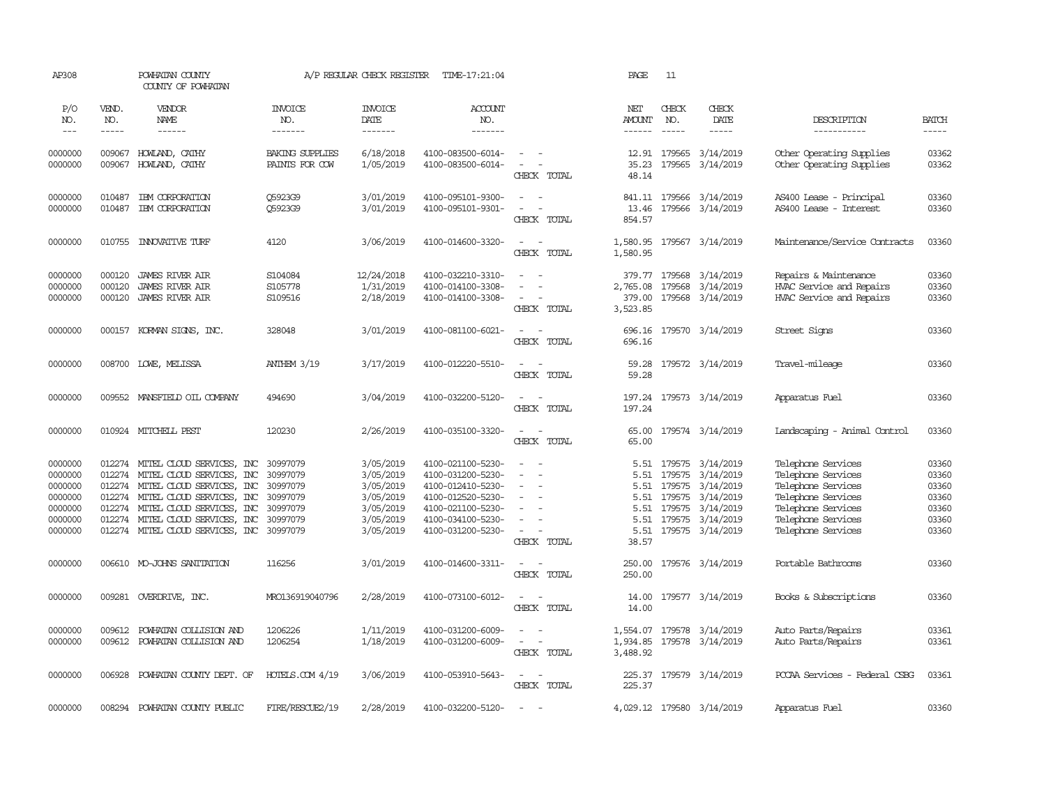AP308 POWHATAN COUNTY COUNTY OF POWHATAN A/P REGULAR CHECK REGISTER TIME-17:21:04 PAGE 11

| P/O NO. | VEND. NO. | VENDOR NAME | INVOICE NO. | INVOICE DATE | ACCOUNT NO. | | NET AMOUNT | CHECK NO. | CHECK DATE | DESCRIPTION | BATCH |
|---|---|---|---|---|---|---|---|---|---|---|---|
| 0000000 | 009067 | HOWLAND, CATHY | BAKING SUPPLIES | 6/18/2018 | 4100-083500-6014- | - - | 12.91 | 179565 | 3/14/2019 | Other Operating Supplies | 03362 |
| 0000000 | 009067 | HOWLAND, CATHY | PAINTS FOR COW | 1/05/2019 | 4100-083500-6014- | - - | 35.23 | 179565 | 3/14/2019 | Other Operating Supplies | 03362 |
| | | | | | | CHECK TOTAL | 48.14 | | | | |
| 0000000 | 010487 | IBM CORPORATION | Q5923G9 | 3/01/2019 | 4100-095101-9300- | - - | 841.11 | 179566 | 3/14/2019 | AS400 Lease - Principal | 03360 |
| 0000000 | 010487 | IBM CORPORATION | Q5923G9 | 3/01/2019 | 4100-095101-9301- | - - | 13.46 | 179566 | 3/14/2019 | AS400 Lease - Interest | 03360 |
| | | | | | | CHECK TOTAL | 854.57 | | | | |
| 0000000 | 010755 | INNOVATIVE TURF | 4120 | 3/06/2019 | 4100-014600-3320- | - - | 1,580.95 | 179567 | 3/14/2019 | Maintenance/Service Contracts | 03360 |
| | | | | | | CHECK TOTAL | 1,580.95 | | | | |
| 0000000 | 000120 | JAMES RIVER AIR | S104084 | 12/24/2018 | 4100-032210-3310- | - - | 379.77 | 179568 | 3/14/2019 | Repairs & Maintenance | 03360 |
| 0000000 | 000120 | JAMES RIVER AIR | S105778 | 1/31/2019 | 4100-014100-3308- | - - | 2,765.08 | 179568 | 3/14/2019 | HVAC Service and Repairs | 03360 |
| 0000000 | 000120 | JAMES RIVER AIR | S109516 | 2/18/2019 | 4100-014100-3308- | - - | 379.00 | 179568 | 3/14/2019 | HVAC Service and Repairs | 03360 |
| | | | | | | CHECK TOTAL | 3,523.85 | | | | |
| 0000000 | 000157 | KORMAN SIGNS, INC. | 328048 | 3/01/2019 | 4100-081100-6021- | - - | 696.16 | 179570 | 3/14/2019 | Street Signs | 03360 |
| | | | | | | CHECK TOTAL | 696.16 | | | | |
| 0000000 | 008700 | LOWE, MELISSA | ANTHEM 3/19 | 3/17/2019 | 4100-012220-5510- | - - | 59.28 | 179572 | 3/14/2019 | Travel-mileage | 03360 |
| | | | | | | CHECK TOTAL | 59.28 | | | | |
| 0000000 | 009552 | MANSFIELD OIL COMPANY | 494690 | 3/04/2019 | 4100-032200-5120- | - - | 197.24 | 179573 | 3/14/2019 | Apparatus Fuel | 03360 |
| | | | | | | CHECK TOTAL | 197.24 | | | | |
| 0000000 | 010924 | MITCHELL PEST | 120230 | 2/26/2019 | 4100-035100-3320- | - - | 65.00 | 179574 | 3/14/2019 | Landscaping - Animal Control | 03360 |
| | | | | | | CHECK TOTAL | 65.00 | | | | |
| 0000000 | 012274 | MITEL CLOUD SERVICES, INC | 30997079 | 3/05/2019 | 4100-021100-5230- | - - | 5.51 | 179575 | 3/14/2019 | Telephone Services | 03360 |
| 0000000 | 012274 | MITEL CLOUD SERVICES, INC | 30997079 | 3/05/2019 | 4100-031200-5230- | - - | 5.51 | 179575 | 3/14/2019 | Telephone Services | 03360 |
| 0000000 | 012274 | MITEL CLOUD SERVICES, INC | 30997079 | 3/05/2019 | 4100-012410-5230- | - - | 5.51 | 179575 | 3/14/2019 | Telephone Services | 03360 |
| 0000000 | 012274 | MITEL CLOUD SERVICES, INC | 30997079 | 3/05/2019 | 4100-012520-5230- | - - | 5.51 | 179575 | 3/14/2019 | Telephone Services | 03360 |
| 0000000 | 012274 | MITEL CLOUD SERVICES, INC | 30997079 | 3/05/2019 | 4100-021100-5230- | - - | 5.51 | 179575 | 3/14/2019 | Telephone Services | 03360 |
| 0000000 | 012274 | MITEL CLOUD SERVICES, INC | 30997079 | 3/05/2019 | 4100-034100-5230- | - - | 5.51 | 179575 | 3/14/2019 | Telephone Services | 03360 |
| 0000000 | 012274 | MITEL CLOUD SERVICES, INC | 30997079 | 3/05/2019 | 4100-031200-5230- | - - | 5.51 | 179575 | 3/14/2019 | Telephone Services | 03360 |
| | | | | | | CHECK TOTAL | 38.57 | | | | |
| 0000000 | 006610 | MO-JOHNS SANITATION | 116256 | 3/01/2019 | 4100-014600-3311- | - - | 250.00 | 179576 | 3/14/2019 | Portable Bathrooms | 03360 |
| | | | | | | CHECK TOTAL | 250.00 | | | | |
| 0000000 | 009281 | OVERDRIVE, INC. | MRO136919040796 | 2/28/2019 | 4100-073100-6012- | - - | 14.00 | 179577 | 3/14/2019 | Books & Subscriptions | 03360 |
| | | | | | | CHECK TOTAL | 14.00 | | | | |
| 0000000 | 009612 | POWHATAN COLLISION AND | 1206226 | 1/11/2019 | 4100-031200-6009- | - - | 1,554.07 | 179578 | 3/14/2019 | Auto Parts/Repairs | 03361 |
| 0000000 | 009612 | POWHATAN COLLISION AND | 1206254 | 1/18/2019 | 4100-031200-6009- | - - | 1,934.85 | 179578 | 3/14/2019 | Auto Parts/Repairs | 03361 |
| | | | | | | CHECK TOTAL | 3,488.92 | | | | |
| 0000000 | 006928 | POWHATAN COUNTY DEPT. OF | HOTELS.COM 4/19 | 3/06/2019 | 4100-053910-5643- | - - | 225.37 | 179579 | 3/14/2019 | PCCAA Services - Federal CSBG | 03361 |
| | | | | | | CHECK TOTAL | 225.37 | | | | |
| 0000000 | 008294 | POWHATAN COUNTY PUBLIC | FIRE/RESCUE2/19 | 2/28/2019 | 4100-032200-5120- | - - | 4,029.12 | 179580 | 3/14/2019 | Apparatus Fuel | 03360 |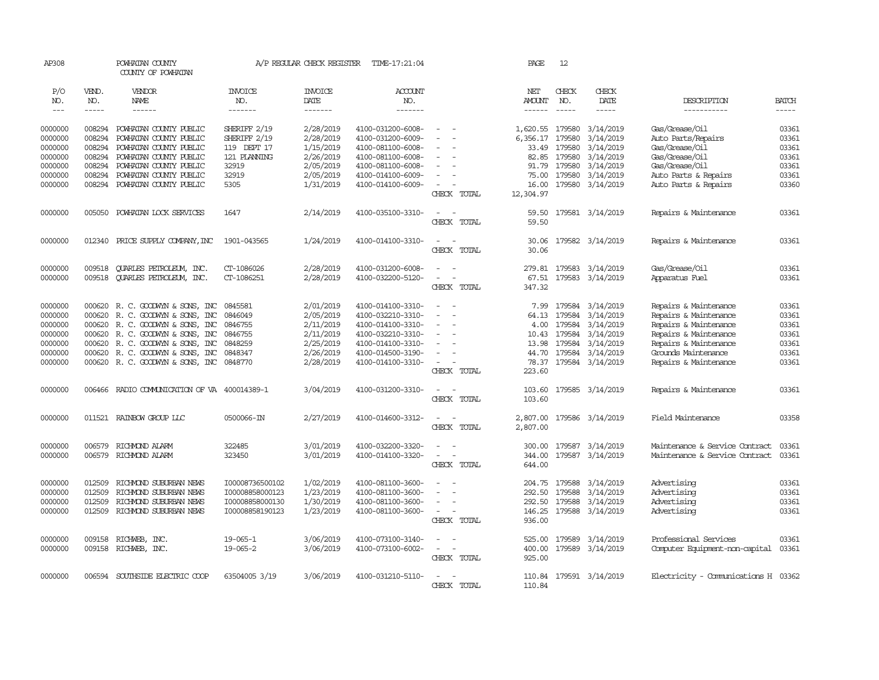AP308 POWHATAN COUNTY A/P REGULAR CHECK REGISTER TIME-17:21:04 PAGE 12

COUNTY OF POWHATAN

| P/O NO. | VEND. NO. | VENDOR NAME | INVOICE NO. | INVOICE DATE | ACCOUNT NO. | | NET AMOUNT | CHECK NO. | CHECK DATE | DESCRIPTION | BATCH |
|---|---|---|---|---|---|---|---|---|---|---|---|
| --- | ----- | ------ | ------- | ------- | ------- | | ------ | ----- | ----- | ----------- | ----- |
| 0000000 | 008294 | POWHATAN COUNTY PUBLIC | SHERIFF 2/19 | 2/28/2019 | 4100-031200-6008- | - - | 1,620.55 | 179580 | 3/14/2019 | Gas/Grease/Oil | 03361 |
| 0000000 | 008294 | POWHATAN COUNTY PUBLIC | SHERIFF 2/19 | 2/28/2019 | 4100-031200-6009- | - - | 6,356.17 | 179580 | 3/14/2019 | Auto Parts/Repairs | 03361 |
| 0000000 | 008294 | POWHATAN COUNTY PUBLIC | 119 DEPT 17 | 1/15/2019 | 4100-081100-6008- | - - | 33.49 | 179580 | 3/14/2019 | Gas/Grease/Oil | 03361 |
| 0000000 | 008294 | POWHATAN COUNTY PUBLIC | 121 PLANNING | 2/26/2019 | 4100-081100-6008- | - - | 82.85 | 179580 | 3/14/2019 | Gas/Grease/Oil | 03361 |
| 0000000 | 008294 | POWHATAN COUNTY PUBLIC | 32919 | 2/05/2019 | 4100-081100-6008- | - - | 91.79 | 179580 | 3/14/2019 | Gas/Grease/Oil | 03361 |
| 0000000 | 008294 | POWHATAN COUNTY PUBLIC | 32919 | 2/05/2019 | 4100-014100-6009- | - - | 75.00 | 179580 | 3/14/2019 | Auto Parts & Repairs | 03361 |
| 0000000 | 008294 | POWHATAN COUNTY PUBLIC | 5305 | 1/31/2019 | 4100-014100-6009- | - - | 16.00 | 179580 | 3/14/2019 | Auto Parts & Repairs | 03360 |
| | | | | | | CHECK TOTAL | 12,304.97 | | | | |
| 0000000 | 005050 | POWHATAN LOCK SERVICES | 1647 | 2/14/2019 | 4100-035100-3310- | - - | 59.50 | 179581 | 3/14/2019 | Repairs & Maintenance | 03361 |
| | | | | | | CHECK TOTAL | 59.50 | | | | |
| 0000000 | 012340 | PRICE SUPPLY COMPANY,INC | 1901-043565 | 1/24/2019 | 4100-014100-3310- | - - | 30.06 | 179582 | 3/14/2019 | Repairs & Maintenance | 03361 |
| | | | | | | CHECK TOTAL | 30.06 | | | | |
| 0000000 | 009518 | QUARLES PETROLEUM, INC. | CT-1086026 | 2/28/2019 | 4100-031200-6008- | - - | 279.81 | 179583 | 3/14/2019 | Gas/Grease/Oil | 03361 |
| 0000000 | 009518 | QUARLES PETROLEUM, INC. | CT-1086251 | 2/28/2019 | 4100-032200-5120- | - - | 67.51 | 179583 | 3/14/2019 | Apparatus Fuel | 03361 |
| | | | | | | CHECK TOTAL | 347.32 | | | | |
| 0000000 | 000620 | R. C. GOODWYN & SONS, INC | 0845581 | 2/01/2019 | 4100-014100-3310- | - - | 7.99 | 179584 | 3/14/2019 | Repairs & Maintenance | 03361 |
| 0000000 | 000620 | R. C. GOODWYN & SONS, INC | 0846049 | 2/05/2019 | 4100-032210-3310- | - - | 64.13 | 179584 | 3/14/2019 | Repairs & Maintenance | 03361 |
| 0000000 | 000620 | R. C. GOODWYN & SONS, INC | 0846755 | 2/11/2019 | 4100-014100-3310- | - - | 4.00 | 179584 | 3/14/2019 | Repairs & Maintenance | 03361 |
| 0000000 | 000620 | R. C. GOODWYN & SONS, INC | 0846755 | 2/11/2019 | 4100-032210-3310- | - - | 10.43 | 179584 | 3/14/2019 | Repairs & Maintenance | 03361 |
| 0000000 | 000620 | R. C. GOODWYN & SONS, INC | 0848259 | 2/25/2019 | 4100-014100-3310- | - - | 13.98 | 179584 | 3/14/2019 | Repairs & Maintenance | 03361 |
| 0000000 | 000620 | R. C. GOODWYN & SONS, INC | 0848347 | 2/26/2019 | 4100-014500-3190- | - - | 44.70 | 179584 | 3/14/2019 | Grounds Maintenance | 03361 |
| 0000000 | 000620 | R. C. GOODWYN & SONS, INC | 0848770 | 2/28/2019 | 4100-014100-3310- | - - | 78.37 | 179584 | 3/14/2019 | Repairs & Maintenance | 03361 |
| | | | | | | CHECK TOTAL | 223.60 | | | | |
| 0000000 | 006466 | RADIO COMMUNICATION OF VA | 400014389-1 | 3/04/2019 | 4100-031200-3310- | - - | 103.60 | 179585 | 3/14/2019 | Repairs & Maintenance | 03361 |
| | | | | | | CHECK TOTAL | 103.60 | | | | |
| 0000000 | 011521 | RAINBOW GROUP LLC | 0500066-IN | 2/27/2019 | 4100-014600-3312- | - - | 2,807.00 | 179586 | 3/14/2019 | Field Maintenance | 03358 |
| | | | | | | CHECK TOTAL | 2,807.00 | | | | |
| 0000000 | 006579 | RICHMOND ALARM | 322485 | 3/01/2019 | 4100-032200-3320- | - - | 300.00 | 179587 | 3/14/2019 | Maintenance & Service Contract | 03361 |
| 0000000 | 006579 | RICHMOND ALARM | 323450 | 3/01/2019 | 4100-014100-3320- | - - | 344.00 | 179587 | 3/14/2019 | Maintenance & Service Contract | 03361 |
| | | | | | | CHECK TOTAL | 644.00 | | | | |
| 0000000 | 012509 | RICHMOND SUBURBAN NEWS | I00008736500102 | 1/02/2019 | 4100-081100-3600- | - - | 204.75 | 179588 | 3/14/2019 | Advertising | 03361 |
| 0000000 | 012509 | RICHMOND SUBURBAN NEWS | I00008858000123 | 1/23/2019 | 4100-081100-3600- | - - | 292.50 | 179588 | 3/14/2019 | Advertising | 03361 |
| 0000000 | 012509 | RICHMOND SUBURBAN NEWS | I00008858000130 | 1/30/2019 | 4100-081100-3600- | - - | 292.50 | 179588 | 3/14/2019 | Advertising | 03361 |
| 0000000 | 012509 | RICHMOND SUBURBAN NEWS | I00008858190123 | 1/23/2019 | 4100-081100-3600- | - - | 146.25 | 179588 | 3/14/2019 | Advertising | 03361 |
| | | | | | | CHECK TOTAL | 936.00 | | | | |
| 0000000 | 009158 | RICHWEB, INC. | 19-065-1 | 3/06/2019 | 4100-073100-3140- | - - | 525.00 | 179589 | 3/14/2019 | Professional Services | 03361 |
| 0000000 | 009158 | RICHWEB, INC. | 19-065-2 | 3/06/2019 | 4100-073100-6002- | - - | 400.00 | 179589 | 3/14/2019 | Computer Equipment-non-capital | 03361 |
| | | | | | | CHECK TOTAL | 925.00 | | | | |
| 0000000 | 006594 | SOUTHSIDE ELECTRIC COOP | 63504005 3/19 | 3/06/2019 | 4100-031210-5110- | - - | 110.84 | 179591 | 3/14/2019 | Electricity - Communications H | 03362 |
| | | | | | | CHECK TOTAL | 110.84 | | | | |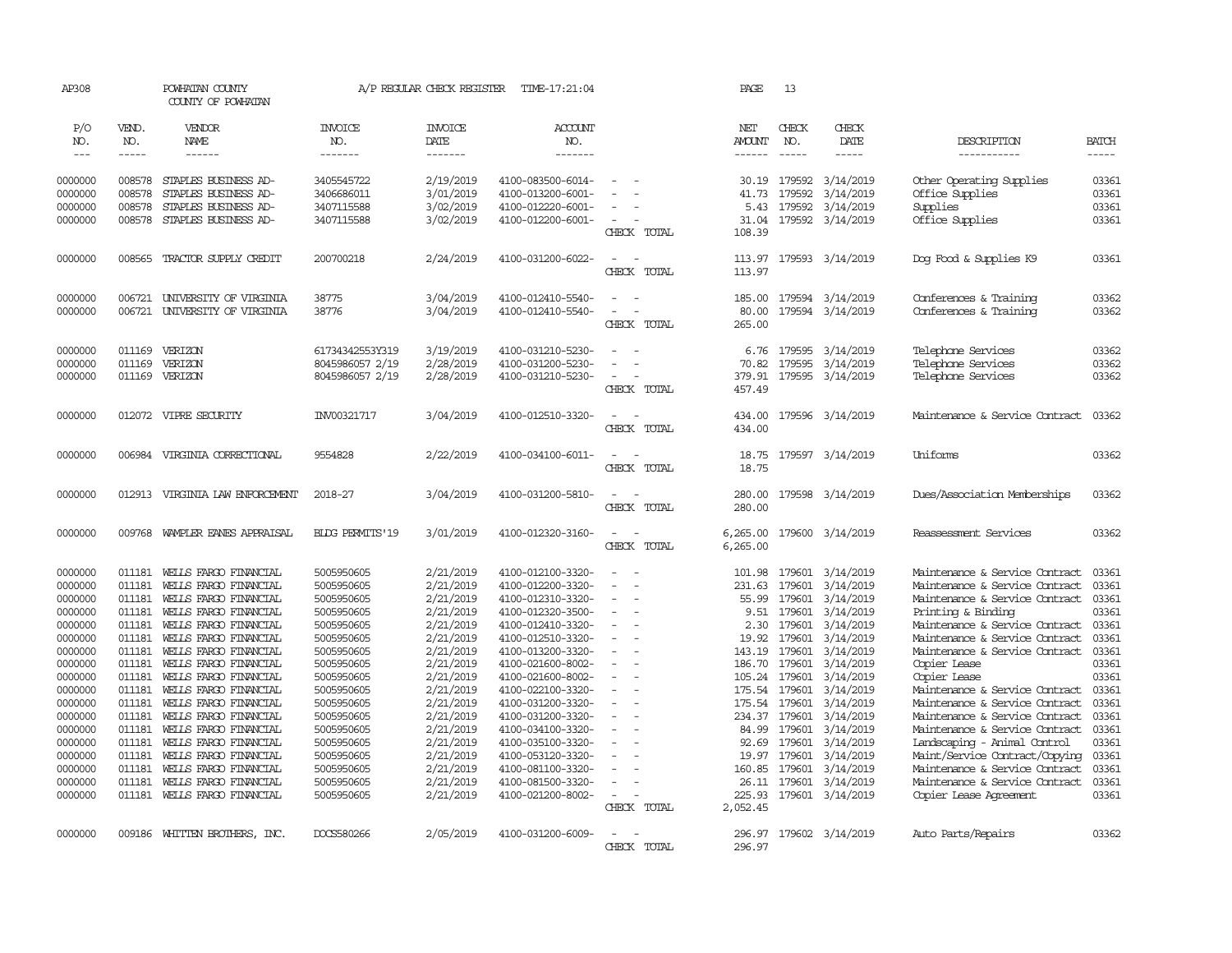AP308 POWHATAN COUNTY A/P REGULAR CHECK REGISTER TIME-17:21:04 PAGE 13

COUNTY OF POWHATAN

| P/O NO. | VEND. NO. | VENDOR NAME | INVOICE NO. | INVOICE DATE | ACCOUNT NO. | | NET AMOUNT | CHECK NO. | CHECK DATE | DESCRIPTION | BATCH |
|---|---|---|---|---|---|---|---|---|---|---|---|
| 0000000 | 008578 | STAPLES BUSINESS AD- | 3405545722 | 2/19/2019 | 4100-083500-6014- | - - | 30.19 | 179592 | 3/14/2019 | Other Operating Supplies | 03361 |
| 0000000 | 008578 | STAPLES BUSINESS AD- | 3406686011 | 3/01/2019 | 4100-013200-6001- | - - | 41.73 | 179592 | 3/14/2019 | Office Supplies | 03361 |
| 0000000 | 008578 | STAPLES BUSINESS AD- | 3407115588 | 3/02/2019 | 4100-012220-6001- | - - | 5.43 | 179592 | 3/14/2019 | Supplies | 03361 |
| 0000000 | 008578 | STAPLES BUSINESS AD- | 3407115588 | 3/02/2019 | 4100-012200-6001- | - - | 31.04 | 179592 | 3/14/2019 | Office Supplies | 03361 |
| | | | | | | CHECK TOTAL | 108.39 | | | | |
| 0000000 | 008565 | TRACTOR SUPPLY CREDIT | 200700218 | 2/24/2019 | 4100-031200-6022- | - - | 113.97 | 179593 | 3/14/2019 | Dog Food & Supplies K9 | 03361 |
| | | | | | | CHECK TOTAL | 113.97 | | | | |
| 0000000 | 006721 | UNIVERSITY OF VIRGINIA | 38775 | 3/04/2019 | 4100-012410-5540- | - - | 185.00 | 179594 | 3/14/2019 | Conferences & Training | 03362 |
| 0000000 | 006721 | UNIVERSITY OF VIRGINIA | 38776 | 3/04/2019 | 4100-012410-5540- | - - | 80.00 | 179594 | 3/14/2019 | Conferences & Training | 03362 |
| | | | | | | CHECK TOTAL | 265.00 | | | | |
| 0000000 | 011169 | VERIZON | 61734342553Y319 | 3/19/2019 | 4100-031210-5230- | - - | 6.76 | 179595 | 3/14/2019 | Telephone Services | 03362 |
| 0000000 | 011169 | VERIZON | 8045986057 2/19 | 2/28/2019 | 4100-031200-5230- | - - | 70.82 | 179595 | 3/14/2019 | Telephone Services | 03362 |
| 0000000 | 011169 | VERIZON | 8045986057 2/19 | 2/28/2019 | 4100-031210-5230- | - - | 379.91 | 179595 | 3/14/2019 | Telephone Services | 03362 |
| | | | | | | CHECK TOTAL | 457.49 | | | | |
| 0000000 | 012072 | VIPRE SECURITY | INV00321717 | 3/04/2019 | 4100-012510-3320- | - - | 434.00 | 179596 | 3/14/2019 | Maintenance & Service Contract | 03362 |
| | | | | | | CHECK TOTAL | 434.00 | | | | |
| 0000000 | 006984 | VIRGINIA CORRECTIONAL | 9554828 | 2/22/2019 | 4100-034100-6011- | - - | 18.75 | 179597 | 3/14/2019 | Uniforms | 03362 |
| | | | | | | CHECK TOTAL | 18.75 | | | | |
| 0000000 | 012913 | VIRGINIA LAW ENFORCEMENT | 2018-27 | 3/04/2019 | 4100-031200-5810- | - - | 280.00 | 179598 | 3/14/2019 | Dues/Association Memberships | 03362 |
| | | | | | | CHECK TOTAL | 280.00 | | | | |
| 0000000 | 009768 | WAMPLER EANES APPRAISAL | BLDG PERMITS'19 | 3/01/2019 | 4100-012320-3160- | - - | 6,265.00 | 179600 | 3/14/2019 | Reassessment Services | 03362 |
| | | | | | | CHECK TOTAL | 6,265.00 | | | | |
| 0000000 | 011181 | WELLS FARGO FINANCIAL | 5005950605 | 2/21/2019 | 4100-012100-3320- | - - | 101.98 | 179601 | 3/14/2019 | Maintenance & Service Contract | 03361 |
| 0000000 | 011181 | WELLS FARGO FINANCIAL | 5005950605 | 2/21/2019 | 4100-012200-3320- | - - | 231.63 | 179601 | 3/14/2019 | Maintenance & Service Contract | 03361 |
| 0000000 | 011181 | WELLS FARGO FINANCIAL | 5005950605 | 2/21/2019 | 4100-012310-3320- | - - | 55.99 | 179601 | 3/14/2019 | Maintenance & Service Contract | 03361 |
| 0000000 | 011181 | WELLS FARGO FINANCIAL | 5005950605 | 2/21/2019 | 4100-012320-3500- | - - | 9.51 | 179601 | 3/14/2019 | Printing & Binding | 03361 |
| 0000000 | 011181 | WELLS FARGO FINANCIAL | 5005950605 | 2/21/2019 | 4100-012410-3320- | - - | 2.30 | 179601 | 3/14/2019 | Maintenance & Service Contract | 03361 |
| 0000000 | 011181 | WELLS FARGO FINANCIAL | 5005950605 | 2/21/2019 | 4100-012510-3320- | - - | 19.92 | 179601 | 3/14/2019 | Maintenance & Service Contract | 03361 |
| 0000000 | 011181 | WELLS FARGO FINANCIAL | 5005950605 | 2/21/2019 | 4100-013200-3320- | - - | 143.19 | 179601 | 3/14/2019 | Maintenance & Service Contract | 03361 |
| 0000000 | 011181 | WELLS FARGO FINANCIAL | 5005950605 | 2/21/2019 | 4100-021600-8002- | - - | 186.70 | 179601 | 3/14/2019 | Copier Lease | 03361 |
| 0000000 | 011181 | WELLS FARGO FINANCIAL | 5005950605 | 2/21/2019 | 4100-021600-8002- | - - | 105.24 | 179601 | 3/14/2019 | Copier Lease | 03361 |
| 0000000 | 011181 | WELLS FARGO FINANCIAL | 5005950605 | 2/21/2019 | 4100-022100-3320- | - - | 175.54 | 179601 | 3/14/2019 | Maintenance & Service Contract | 03361 |
| 0000000 | 011181 | WELLS FARGO FINANCIAL | 5005950605 | 2/21/2019 | 4100-031200-3320- | - - | 175.54 | 179601 | 3/14/2019 | Maintenance & Service Contract | 03361 |
| 0000000 | 011181 | WELLS FARGO FINANCIAL | 5005950605 | 2/21/2019 | 4100-031200-3320- | - - | 234.37 | 179601 | 3/14/2019 | Maintenance & Service Contract | 03361 |
| 0000000 | 011181 | WELLS FARGO FINANCIAL | 5005950605 | 2/21/2019 | 4100-034100-3320- | - - | 84.99 | 179601 | 3/14/2019 | Maintenance & Service Contract | 03361 |
| 0000000 | 011181 | WELLS FARGO FINANCIAL | 5005950605 | 2/21/2019 | 4100-035100-3320- | - - | 92.69 | 179601 | 3/14/2019 | Landscaping - Animal Control | 03361 |
| 0000000 | 011181 | WELLS FARGO FINANCIAL | 5005950605 | 2/21/2019 | 4100-053120-3320- | - - | 19.97 | 179601 | 3/14/2019 | Maint/Service Contract/Copying | 03361 |
| 0000000 | 011181 | WELLS FARGO FINANCIAL | 5005950605 | 2/21/2019 | 4100-081100-3320- | - - | 160.85 | 179601 | 3/14/2019 | Maintenance & Service Contract | 03361 |
| 0000000 | 011181 | WELLS FARGO FINANCIAL | 5005950605 | 2/21/2019 | 4100-081500-3320- | - - | 26.11 | 179601 | 3/14/2019 | Maintenance & Service Contract | 03361 |
| 0000000 | 011181 | WELLS FARGO FINANCIAL | 5005950605 | 2/21/2019 | 4100-021200-8002- | - - | 225.93 | 179601 | 3/14/2019 | Copier Lease Agreement | 03361 |
| | | | | | | CHECK TOTAL | 2,052.45 | | | | |
| 0000000 | 009186 | WHITTEN BROTHERS, INC. | DOCS580266 | 2/05/2019 | 4100-031200-6009- | - - | 296.97 | 179602 | 3/14/2019 | Auto Parts/Repairs | 03362 |
| | | | | | | CHECK TOTAL | 296.97 | | | | |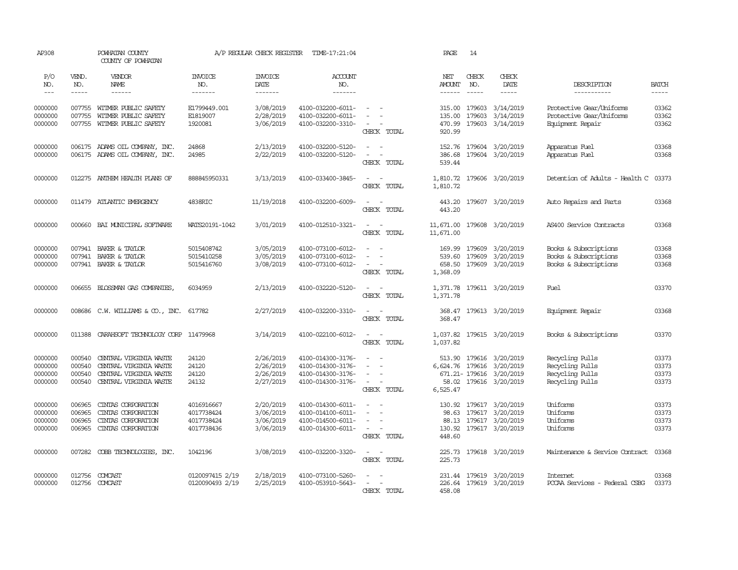AP308 POWHATAN COUNTY A/P REGULAR CHECK REGISTER TIME-17:21:04 PAGE 14
COUNTY OF POWHATAN

| P/O NO. | VEND. NO. | VENDOR NAME | INVOICE NO. | INVOICE DATE | ACCOUNT NO. | | NET AMOUNT | CHECK NO. | CHECK DATE | DESCRIPTION | BATCH |
|---|---|---|---|---|---|---|---|---|---|---|---|
| 0000000 | 007755 | WITMER PUBLIC SAFETY | E1799449.001 | 3/08/2019 | 4100-032200-6011- | - - | 315.00 | 179603 | 3/14/2019 | Protective Gear/Uniforms | 03362 |
| 0000000 | 007755 | WITMER PUBLIC SAFETY | E1819007 | 2/28/2019 | 4100-032200-6011- | - - | 135.00 | 179603 | 3/14/2019 | Protective Gear/Uniforms | 03362 |
| 0000000 | 007755 | WITMER PUBLIC SAFETY | 1920081 | 3/06/2019 | 4100-032200-3310- | - - | 470.99 | 179603 | 3/14/2019 | Equipment Repair | 03362 |
| | | | | | | CHECK TOTAL | 920.99 | | | | |
| 0000000 | 006175 | ADAMS OIL COMPANY, INC. | 24868 | 2/13/2019 | 4100-032200-5120- | - - | 152.76 | 179604 | 3/20/2019 | Apparatus Fuel | 03368 |
| 0000000 | 006175 | ADAMS OIL COMPANY, INC. | 24985 | 2/22/2019 | 4100-032200-5120- | - - | 386.68 | 179604 | 3/20/2019 | Apparatus Fuel | 03368 |
| | | | | | | CHECK TOTAL | 539.44 | | | | |
| 0000000 | 012275 | ANTHEM HEALTH PLANS OF | 888845950331 | 3/13/2019 | 4100-033400-3845- | - - | 1,810.72 | 179606 | 3/20/2019 | Detention of Adults - Health C | 03373 |
| | | | | | | CHECK TOTAL | 1,810.72 | | | | |
| 0000000 | 011479 | ATLANTIC EMERGENCY | 4838RIC | 11/19/2018 | 4100-032200-6009- | - - | 443.20 | 179607 | 3/20/2019 | Auto Repairs and Parts | 03368 |
| | | | | | | CHECK TOTAL | 443.20 | | | | |
| 0000000 | 000660 | BAI MUNICIPAL SOFTWARE | WATS20191-1042 | 3/01/2019 | 4100-012510-3321- | - - | 11,671.00 | 179608 | 3/20/2019 | AS400 Service Contracts | 03368 |
| | | | | | | CHECK TOTAL | 11,671.00 | | | | |
| 0000000 | 007941 | BAKER & TAYLOR | 5015408742 | 3/05/2019 | 4100-073100-6012- | - - | 169.99 | 179609 | 3/20/2019 | Books & Subscriptions | 03368 |
| 0000000 | 007941 | BAKER & TAYLOR | 5015410258 | 3/05/2019 | 4100-073100-6012- | - - | 539.60 | 179609 | 3/20/2019 | Books & Subscriptions | 03368 |
| 0000000 | 007941 | BAKER & TAYLOR | 5015416760 | 3/08/2019 | 4100-073100-6012- | - - | 658.50 | 179609 | 3/20/2019 | Books & Subscriptions | 03368 |
| | | | | | | CHECK TOTAL | 1,368.09 | | | | |
| 0000000 | 006655 | BLOSSMAN GAS COMPANIES, | 6034959 | 2/13/2019 | 4100-032220-5120- | - - | 1,371.78 | 179611 | 3/20/2019 | Fuel | 03370 |
| | | | | | | CHECK TOTAL | 1,371.78 | | | | |
| 0000000 | 008686 | C.W. WILLIAMS & CO., INC. | 617782 | 2/27/2019 | 4100-032200-3310- | - - | 368.47 | 179613 | 3/20/2019 | Equipment Repair | 03368 |
| | | | | | | CHECK TOTAL | 368.47 | | | | |
| 0000000 | 011388 | CARAHSOFT TECHNOLOGY CORP | 11479968 | 3/14/2019 | 4100-022100-6012- | - - | 1,037.82 | 179615 | 3/20/2019 | Books & Subscriptions | 03370 |
| | | | | | | CHECK TOTAL | 1,037.82 | | | | |
| 0000000 | 000540 | CENTRAL VIRGINIA WASTE | 24120 | 2/26/2019 | 4100-014300-3176- | - - | 513.90 | 179616 | 3/20/2019 | Recycling Pulls | 03373 |
| 0000000 | 000540 | CENTRAL VIRGINIA WASTE | 24120 | 2/26/2019 | 4100-014300-3176- | - - | 6,624.76 | 179616 | 3/20/2019 | Recycling Pulls | 03373 |
| 0000000 | 000540 | CENTRAL VIRGINIA WASTE | 24120 | 2/26/2019 | 4100-014300-3176- | - - | 671.21- | 179616 | 3/20/2019 | Recycling Pulls | 03373 |
| 0000000 | 000540 | CENTRAL VIRGINIA WASTE | 24132 | 2/27/2019 | 4100-014300-3176- | - - | 58.02 | 179616 | 3/20/2019 | Recycling Pulls | 03373 |
| | | | | | | CHECK TOTAL | 6,525.47 | | | | |
| 0000000 | 006965 | CINTAS CORPORATION | 4016916667 | 2/20/2019 | 4100-014300-6011- | - - | 130.92 | 179617 | 3/20/2019 | Uniforms | 03373 |
| 0000000 | 006965 | CINTAS CORPORATION | 4017738424 | 3/06/2019 | 4100-014100-6011- | - - | 98.63 | 179617 | 3/20/2019 | Uniforms | 03373 |
| 0000000 | 006965 | CINTAS CORPORATION | 4017738424 | 3/06/2019 | 4100-014500-6011- | - - | 88.13 | 179617 | 3/20/2019 | Uniforms | 03373 |
| 0000000 | 006965 | CINTAS CORPORATION | 4017738436 | 3/06/2019 | 4100-014300-6011- | - - | 130.92 | 179617 | 3/20/2019 | Uniforms | 03373 |
| | | | | | | CHECK TOTAL | 448.60 | | | | |
| 0000000 | 007282 | COBB TECHNOLOGIES, INC. | 1042196 | 3/08/2019 | 4100-032200-3320- | - - | 225.73 | 179618 | 3/20/2019 | Maintenance & Service Contract | 03368 |
| | | | | | | CHECK TOTAL | 225.73 | | | | |
| 0000000 | 012756 | COMCAST | 0120097415 2/19 | 2/18/2019 | 4100-073100-5260- | - - | 231.44 | 179619 | 3/20/2019 | Internet | 03368 |
| 0000000 | 012756 | COMCAST | 0120090493 2/19 | 2/25/2019 | 4100-053910-5643- | - - | 226.64 | 179619 | 3/20/2019 | PCCAA Services - Federal CSBG | 03373 |
| | | | | | | CHECK TOTAL | 458.08 | | | | |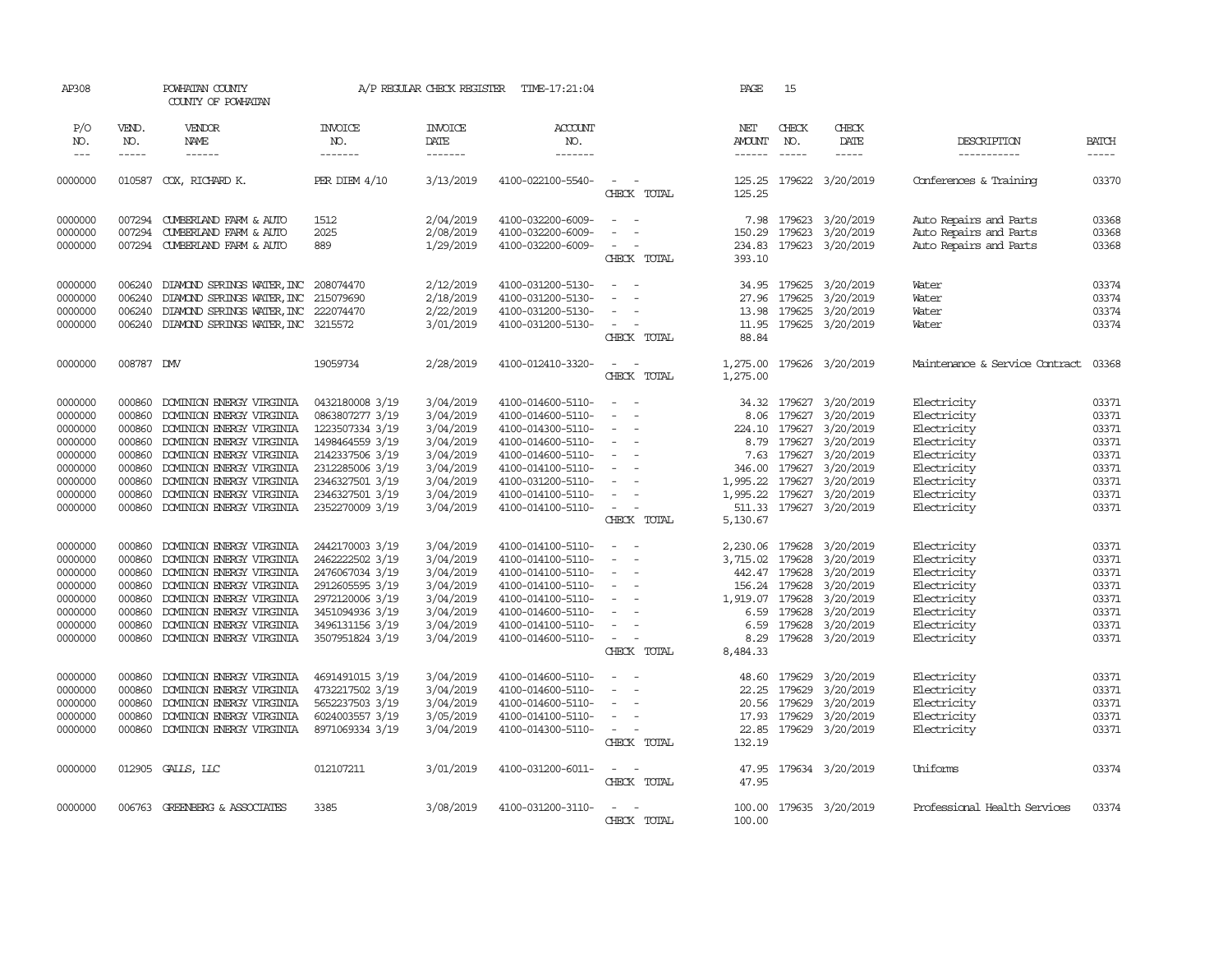AP308 POWHATAN COUNTY COUNTY OF POWHATAN A/P REGULAR CHECK REGISTER TIME-17:21:04 PAGE 15

| P/O NO. | VEND. NO. | VENDOR NAME | INVOICE NO. | INVOICE DATE | ACCOUNT NO. | | NET AMOUNT | CHECK NO. | CHECK DATE | DESCRIPTION | BATCH |
|---|---|---|---|---|---|---|---|---|---|---|---|
| 0000000 | 010587 | COX, RICHARD K. | PER DIEM 4/10 | 3/13/2019 | 4100-022100-5540- | - - | 125.25 | 179622 | 3/20/2019 | Conferences & Training | 03370 |
| | | | | | | CHECK TOTAL | 125.25 | | | | |
| 0000000 | 007294 | CUMBERLAND FARM & AUTO | 1512 | 2/04/2019 | 4100-032200-6009- | - - | 7.98 | 179623 | 3/20/2019 | Auto Repairs and Parts | 03368 |
| 0000000 | 007294 | CUMBERLAND FARM & AUTO | 2025 | 2/08/2019 | 4100-032200-6009- | - - | 150.29 | 179623 | 3/20/2019 | Auto Repairs and Parts | 03368 |
| 0000000 | 007294 | CUMBERLAND FARM & AUTO | 889 | 1/29/2019 | 4100-032200-6009- | - - | 234.83 | 179623 | 3/20/2019 | Auto Repairs and Parts | 03368 |
| | | | | | | CHECK TOTAL | 393.10 | | | | |
| 0000000 | 006240 | DIAMOND SPRINGS WATER, INC | 208074470 | 2/12/2019 | 4100-031200-5130- | - - | 34.95 | 179625 | 3/20/2019 | Water | 03374 |
| 0000000 | 006240 | DIAMOND SPRINGS WATER, INC | 215079690 | 2/18/2019 | 4100-031200-5130- | - - | 27.96 | 179625 | 3/20/2019 | Water | 03374 |
| 0000000 | 006240 | DIAMOND SPRINGS WATER, INC | 222074470 | 2/22/2019 | 4100-031200-5130- | - - | 13.98 | 179625 | 3/20/2019 | Water | 03374 |
| 0000000 | 006240 | DIAMOND SPRINGS WATER, INC | 3215572 | 3/01/2019 | 4100-031200-5130- | - - | 11.95 | 179625 | 3/20/2019 | Water | 03374 |
| | | | | | | CHECK TOTAL | 88.84 | | | | |
| 0000000 | 008787 | DMV | 19059734 | 2/28/2019 | 4100-012410-3320- | - - | 1,275.00 | 179626 | 3/20/2019 | Maintenance & Service Contract | 03368 |
| | | | | | | CHECK TOTAL | 1,275.00 | | | | |
| 0000000 | 000860 | DOMINION ENERGY VIRGINIA | 0432180008 3/19 | 3/04/2019 | 4100-014600-5110- | - - | 34.32 | 179627 | 3/20/2019 | Electricity | 03371 |
| 0000000 | 000860 | DOMINION ENERGY VIRGINIA | 0863807277 3/19 | 3/04/2019 | 4100-014600-5110- | - - | 8.06 | 179627 | 3/20/2019 | Electricity | 03371 |
| 0000000 | 000860 | DOMINION ENERGY VIRGINIA | 1223507334 3/19 | 3/04/2019 | 4100-014300-5110- | - - | 224.10 | 179627 | 3/20/2019 | Electricity | 03371 |
| 0000000 | 000860 | DOMINION ENERGY VIRGINIA | 1498464559 3/19 | 3/04/2019 | 4100-014600-5110- | - - | 8.79 | 179627 | 3/20/2019 | Electricity | 03371 |
| 0000000 | 000860 | DOMINION ENERGY VIRGINIA | 2142337506 3/19 | 3/04/2019 | 4100-014600-5110- | - - | 7.63 | 179627 | 3/20/2019 | Electricity | 03371 |
| 0000000 | 000860 | DOMINION ENERGY VIRGINIA | 2312285006 3/19 | 3/04/2019 | 4100-014100-5110- | - - | 346.00 | 179627 | 3/20/2019 | Electricity | 03371 |
| 0000000 | 000860 | DOMINION ENERGY VIRGINIA | 2346327501 3/19 | 3/04/2019 | 4100-031200-5110- | - - | 1,995.22 | 179627 | 3/20/2019 | Electricity | 03371 |
| 0000000 | 000860 | DOMINION ENERGY VIRGINIA | 2346327501 3/19 | 3/04/2019 | 4100-014100-5110- | - - | 1,995.22 | 179627 | 3/20/2019 | Electricity | 03371 |
| 0000000 | 000860 | DOMINION ENERGY VIRGINIA | 2352270009 3/19 | 3/04/2019 | 4100-014100-5110- | - - | 511.33 | 179627 | 3/20/2019 | Electricity | 03371 |
| | | | | | | CHECK TOTAL | 5,130.67 | | | | |
| 0000000 | 000860 | DOMINION ENERGY VIRGINIA | 2442170003 3/19 | 3/04/2019 | 4100-014100-5110- | - - | 2,230.06 | 179628 | 3/20/2019 | Electricity | 03371 |
| 0000000 | 000860 | DOMINION ENERGY VIRGINIA | 2462222502 3/19 | 3/04/2019 | 4100-014100-5110- | - - | 3,715.02 | 179628 | 3/20/2019 | Electricity | 03371 |
| 0000000 | 000860 | DOMINION ENERGY VIRGINIA | 2476067034 3/19 | 3/04/2019 | 4100-014100-5110- | - - | 442.47 | 179628 | 3/20/2019 | Electricity | 03371 |
| 0000000 | 000860 | DOMINION ENERGY VIRGINIA | 2912605595 3/19 | 3/04/2019 | 4100-014100-5110- | - - | 156.24 | 179628 | 3/20/2019 | Electricity | 03371 |
| 0000000 | 000860 | DOMINION ENERGY VIRGINIA | 2972120006 3/19 | 3/04/2019 | 4100-014100-5110- | - - | 1,919.07 | 179628 | 3/20/2019 | Electricity | 03371 |
| 0000000 | 000860 | DOMINION ENERGY VIRGINIA | 3451094936 3/19 | 3/04/2019 | 4100-014600-5110- | - - | 6.59 | 179628 | 3/20/2019 | Electricity | 03371 |
| 0000000 | 000860 | DOMINION ENERGY VIRGINIA | 3496131156 3/19 | 3/04/2019 | 4100-014100-5110- | - - | 6.59 | 179628 | 3/20/2019 | Electricity | 03371 |
| 0000000 | 000860 | DOMINION ENERGY VIRGINIA | 3507951824 3/19 | 3/04/2019 | 4100-014600-5110- | - - | 8.29 | 179628 | 3/20/2019 | Electricity | 03371 |
| | | | | | | CHECK TOTAL | 8,484.33 | | | | |
| 0000000 | 000860 | DOMINION ENERGY VIRGINIA | 4691491015 3/19 | 3/04/2019 | 4100-014600-5110- | - - | 48.60 | 179629 | 3/20/2019 | Electricity | 03371 |
| 0000000 | 000860 | DOMINION ENERGY VIRGINIA | 4732217502 3/19 | 3/04/2019 | 4100-014600-5110- | - - | 22.25 | 179629 | 3/20/2019 | Electricity | 03371 |
| 0000000 | 000860 | DOMINION ENERGY VIRGINIA | 5652237503 3/19 | 3/04/2019 | 4100-014600-5110- | - - | 20.56 | 179629 | 3/20/2019 | Electricity | 03371 |
| 0000000 | 000860 | DOMINION ENERGY VIRGINIA | 6024003557 3/19 | 3/05/2019 | 4100-014100-5110- | - - | 17.93 | 179629 | 3/20/2019 | Electricity | 03371 |
| 0000000 | 000860 | DOMINION ENERGY VIRGINIA | 8971069334 3/19 | 3/04/2019 | 4100-014300-5110- | - - | 22.85 | 179629 | 3/20/2019 | Electricity | 03371 |
| | | | | | | CHECK TOTAL | 132.19 | | | | |
| 0000000 | 012905 | GALLS, LLC | 012107211 | 3/01/2019 | 4100-031200-6011- | - - | 47.95 | 179634 | 3/20/2019 | Uniforms | 03374 |
| | | | | | | CHECK TOTAL | 47.95 | | | | |
| 0000000 | 006763 | GREENBERG & ASSOCIATES | 3385 | 3/08/2019 | 4100-031200-3110- | - - | 100.00 | 179635 | 3/20/2019 | Professional Health Services | 03374 |
| | | | | | | CHECK TOTAL | 100.00 | | | | |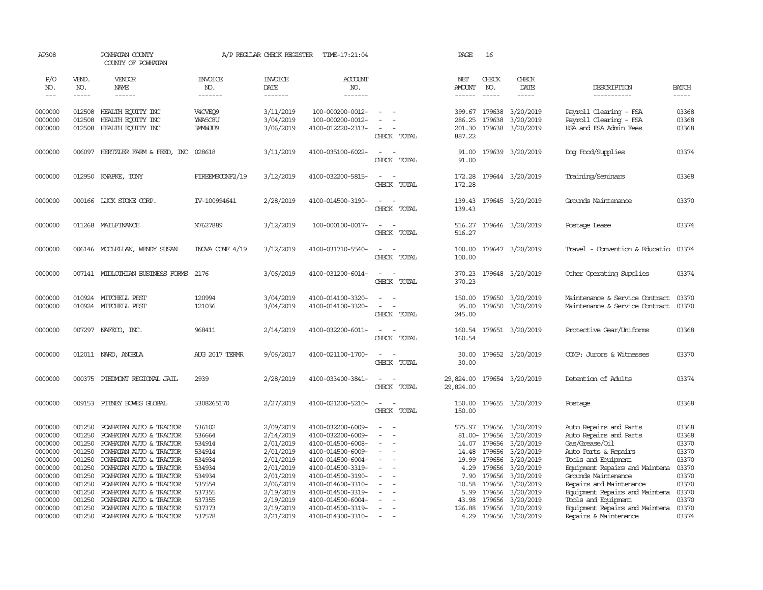AP308 POWHATAN COUNTY A/P REGULAR CHECK REGISTER TIME-17:21:04 PAGE 16

COUNTY OF POWHATAN

| P/O NO. | VEND. NO. | VENDOR NAME | INVOICE NO. | INVOICE DATE | ACCOUNT NO. | | NET AMOUNT | CHECK NO. | CHECK DATE | DESCRIPTION | BATCH |
|---|---|---|---|---|---|---|---|---|---|---|---|
| 0000000 | 012508 | HEALTH EQUITY INC | V4CVEQ9 | 3/11/2019 | 100-000200-0012- | - - | 399.67 | 179638 | 3/20/2019 | Payroll Clearing - FSA | 03368 |
| 0000000 | 012508 | HEALTH EQUITY INC | YWA5C8U | 3/04/2019 | 100-000200-0012- | - - | 286.25 | 179638 | 3/20/2019 | Payroll Clearing - FSA | 03368 |
| 0000000 | 012508 | HEALTH EQUITY INC | 3MMAJU9 | 3/06/2019 | 4100-012220-2313- | - - | 201.30 | 179638 | 3/20/2019 | HSA and FSA Admin Fees | 03368 |
| | | | | | | CHECK TOTAL | 887.22 | | | | |
| 0000000 | 006097 | HERTZLER FARM & FEED, INC | 028618 | 3/11/2019 | 4100-035100-6022- | - - | 91.00 | 179639 | 3/20/2019 | Dog Food/Supplies | 03374 |
| | | | | | | CHECK TOTAL | 91.00 | | | | |
| 0000000 | 012950 | KNAPKE, TONY | FIREEMSCONF2/19 | 3/12/2019 | 4100-032200-5815- | - - | 172.28 | 179644 | 3/20/2019 | Training/Seminars | 03368 |
| | | | | | | CHECK TOTAL | 172.28 | | | | |
| 0000000 | 000166 | LUCK STONE CORP. | IV-100994641 | 2/28/2019 | 4100-014500-3190- | - - | 139.43 | 179645 | 3/20/2019 | Grounds Maintenance | 03370 |
| | | | | | | CHECK TOTAL | 139.43 | | | | |
| 0000000 | 011268 | MAILFINANCE | N7627889 | 3/12/2019 | 100-000100-0017- | - - | 516.27 | 179646 | 3/20/2019 | Postage Lease | 03374 |
| | | | | | | CHECK TOTAL | 516.27 | | | | |
| 0000000 | 006146 | MCCLELLAN, WENDY SUSAN | INOVA CONF 4/19 | 3/12/2019 | 4100-031710-5540- | - - | 100.00 | 179647 | 3/20/2019 | Travel - Convention & Educatio | 03374 |
| | | | | | | CHECK TOTAL | 100.00 | | | | |
| 0000000 | 007141 | MIDLOTHIAN BUSINESS FORMS | 2176 | 3/06/2019 | 4100-031200-6014- | - - | 370.23 | 179648 | 3/20/2019 | Other Operating Supplies | 03374 |
| | | | | | | CHECK TOTAL | 370.23 | | | | |
| 0000000 | 010924 | MITCHELL PEST | 120994 | 3/04/2019 | 4100-014100-3320- | - - | 150.00 | 179650 | 3/20/2019 | Maintenance & Service Contract | 03370 |
| 0000000 | 010924 | MITCHELL PEST | 121036 | 3/04/2019 | 4100-014100-3320- | - - | 95.00 | 179650 | 3/20/2019 | Maintenance & Service Contract | 03370 |
| | | | | | | CHECK TOTAL | 245.00 | | | | |
| 0000000 | 007297 | NAFECO, INC. | 968411 | 2/14/2019 | 4100-032200-6011- | - - | 160.54 | 179651 | 3/20/2019 | Protective Gear/Uniforms | 03368 |
| | | | | | | CHECK TOTAL | 160.54 | | | | |
| 0000000 | 012011 | NARD, ANGELA | AUG 2017 TERMR | 9/06/2017 | 4100-021100-1700- | - - | 30.00 | 179652 | 3/20/2019 | COMP: Jurors & Witnesses | 03370 |
| | | | | | | CHECK TOTAL | 30.00 | | | | |
| 0000000 | 000375 | PIEDMONT REGIONAL JAIL | 2939 | 2/28/2019 | 4100-033400-3841- | - - | 29,824.00 | 179654 | 3/20/2019 | Detention of Adults | 03374 |
| | | | | | | CHECK TOTAL | 29,824.00 | | | | |
| 0000000 | 009153 | PITNEY BOWES GLOBAL | 3308265170 | 2/27/2019 | 4100-021200-5210- | - - | 150.00 | 179655 | 3/20/2019 | Postage | 03368 |
| | | | | | | CHECK TOTAL | 150.00 | | | | |
| 0000000 | 001250 | POWHATAN AUTO & TRACTOR | 536102 | 2/09/2019 | 4100-032200-6009- | - - | 575.97 | 179656 | 3/20/2019 | Auto Repairs and Parts | 03368 |
| 0000000 | 001250 | POWHATAN AUTO & TRACTOR | 536664 | 2/14/2019 | 4100-032200-6009- | - - | 81.00- | 179656 | 3/20/2019 | Auto Repairs and Parts | 03368 |
| 0000000 | 001250 | POWHATAN AUTO & TRACTOR | 534914 | 2/01/2019 | 4100-014500-6008- | - - | 14.07 | 179656 | 3/20/2019 | Gas/Grease/Oil | 03370 |
| 0000000 | 001250 | POWHATAN AUTO & TRACTOR | 534914 | 2/01/2019 | 4100-014500-6009- | - - | 14.48 | 179656 | 3/20/2019 | Auto Parts & Repairs | 03370 |
| 0000000 | 001250 | POWHATAN AUTO & TRACTOR | 534934 | 2/01/2019 | 4100-014500-6004- | - - | 19.99 | 179656 | 3/20/2019 | Tools and Equipment | 03370 |
| 0000000 | 001250 | POWHATAN AUTO & TRACTOR | 534934 | 2/01/2019 | 4100-014500-3319- | - - | 4.29 | 179656 | 3/20/2019 | Equipment Repairs and Maintena | 03370 |
| 0000000 | 001250 | POWHATAN AUTO & TRACTOR | 534934 | 2/01/2019 | 4100-014500-3190- | - - | 7.90 | 179656 | 3/20/2019 | Grounds Maintenance | 03370 |
| 0000000 | 001250 | POWHATAN AUTO & TRACTOR | 535554 | 2/06/2019 | 4100-014600-3310- | - - | 10.58 | 179656 | 3/20/2019 | Repairs and Maintenance | 03370 |
| 0000000 | 001250 | POWHATAN AUTO & TRACTOR | 537355 | 2/19/2019 | 4100-014500-3319- | - - | 5.99 | 179656 | 3/20/2019 | Equipment Repairs and Maintena | 03370 |
| 0000000 | 001250 | POWHATAN AUTO & TRACTOR | 537355 | 2/19/2019 | 4100-014500-6004- | - - | 43.98 | 179656 | 3/20/2019 | Tools and Equipment | 03370 |
| 0000000 | 001250 | POWHATAN AUTO & TRACTOR | 537373 | 2/19/2019 | 4100-014500-3319- | - - | 126.88 | 179656 | 3/20/2019 | Equipment Repairs and Maintena | 03370 |
| 0000000 | 001250 | POWHATAN AUTO & TRACTOR | 537578 | 2/21/2019 | 4100-014300-3310- | - - | 4.29 | 179656 | 3/20/2019 | Repairs & Maintenance | 03374 |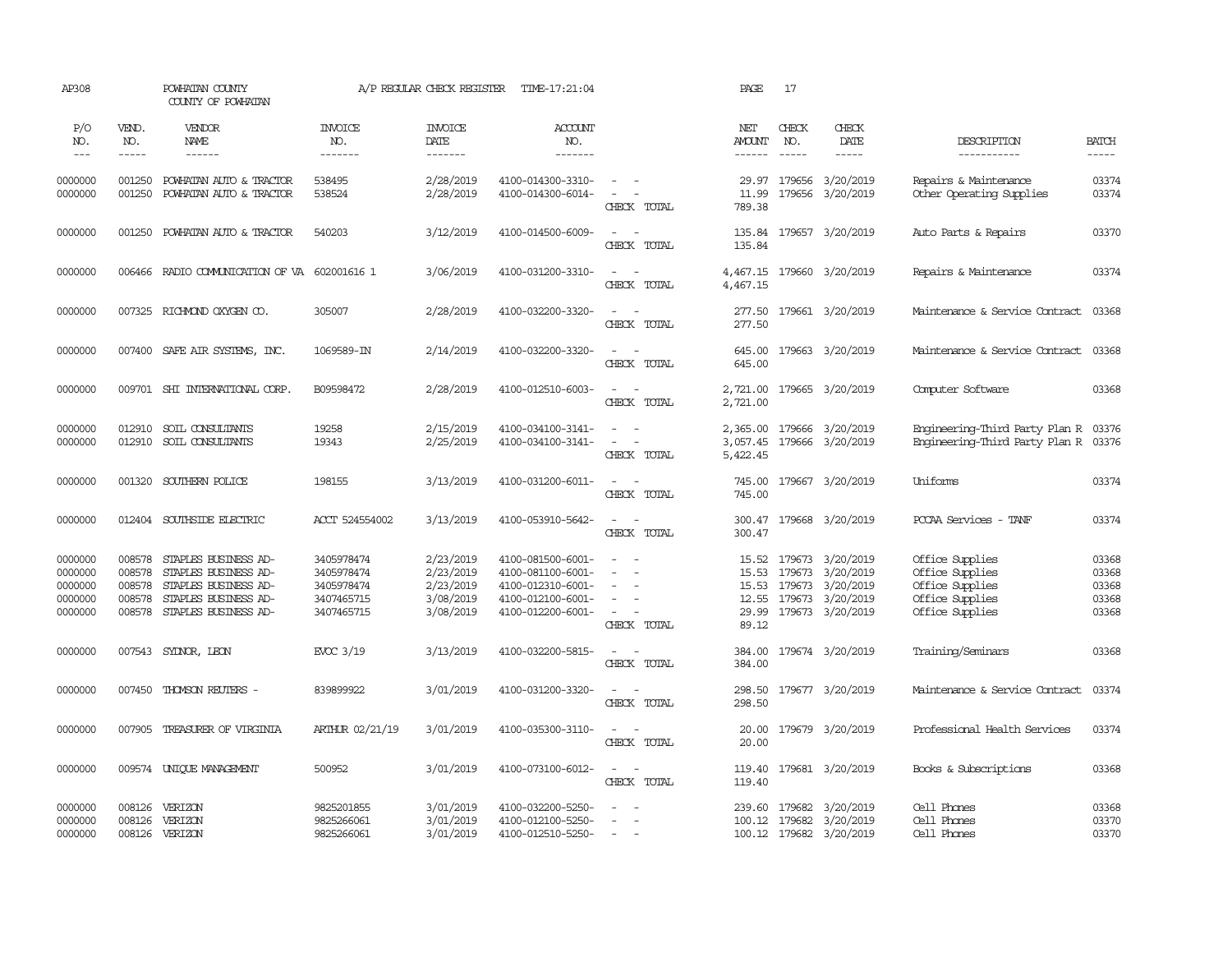AP308 POWHATAN COUNTY A/P REGULAR CHECK REGISTER TIME-17:21:04 PAGE 17

COUNTY OF POWHATAN

| P/O NO. | VEND. NO. | VENDOR NAME | INVOICE NO. | INVOICE DATE | ACCOUNT NO. | | NET AMOUNT | CHECK NO. | CHECK DATE | DESCRIPTION | BATCH |
|---|---|---|---|---|---|---|---|---|---|---|---|
| 0000000 | 001250 | POWHATAN AUTO & TRACTOR | 538495 | 2/28/2019 | 4100-014300-3310- | - - | 29.97 | 179656 | 3/20/2019 | Repairs & Maintenance | 03374 |
| 0000000 | 001250 | POWHATAN AUTO & TRACTOR | 538524 | 2/28/2019 | 4100-014300-6014- | - - | 11.99 | 179656 | 3/20/2019 | Other Operating Supplies | 03374 |
| | | | | | | CHECK TOTAL | 789.38 | | | | |
| 0000000 | 001250 | POWHATAN AUTO & TRACTOR | 540203 | 3/12/2019 | 4100-014500-6009- | - - | 135.84 | 179657 | 3/20/2019 | Auto Parts & Repairs | 03370 |
| | | | | | | CHECK TOTAL | 135.84 | | | | |
| 0000000 | 006466 | RADIO COMMUNICATION OF VA | 602001616 1 | 3/06/2019 | 4100-031200-3310- | - - | 4,467.15 | 179660 | 3/20/2019 | Repairs & Maintenance | 03374 |
| | | | | | | CHECK TOTAL | 4,467.15 | | | | |
| 0000000 | 007325 | RICHMOND OXYGEN CO. | 305007 | 2/28/2019 | 4100-032200-3320- | - - | 277.50 | 179661 | 3/20/2019 | Maintenance & Service Contract | 03368 |
| | | | | | | CHECK TOTAL | 277.50 | | | | |
| 0000000 | 007400 | SAFE AIR SYSTEMS, INC. | 1069589-IN | 2/14/2019 | 4100-032200-3320- | - - | 645.00 | 179663 | 3/20/2019 | Maintenance & Service Contract | 03368 |
| | | | | | | CHECK TOTAL | 645.00 | | | | |
| 0000000 | 009701 | SHI INTERNATIONAL CORP. | B09598472 | 2/28/2019 | 4100-012510-6003- | - - | 2,721.00 | 179665 | 3/20/2019 | Computer Software | 03368 |
| | | | | | | CHECK TOTAL | 2,721.00 | | | | |
| 0000000 | 012910 | SOIL CONSULTANTS | 19258 | 2/15/2019 | 4100-034100-3141- | - - | 2,365.00 | 179666 | 3/20/2019 | Engineering-Third Party Plan R | 03376 |
| 0000000 | 012910 | SOIL CONSULTANTS | 19343 | 2/25/2019 | 4100-034100-3141- | - - | 3,057.45 | 179666 | 3/20/2019 | Engineering-Third Party Plan R | 03376 |
| | | | | | | CHECK TOTAL | 5,422.45 | | | | |
| 0000000 | 001320 | SOUTHERN POLICE | 198155 | 3/13/2019 | 4100-031200-6011- | - - | 745.00 | 179667 | 3/20/2019 | Uniforms | 03374 |
| | | | | | | CHECK TOTAL | 745.00 | | | | |
| 0000000 | 012404 | SOUTHSIDE ELECTRIC | ACCT 524554002 | 3/13/2019 | 4100-053910-5642- | - - | 300.47 | 179668 | 3/20/2019 | PCCAA Services - TANF | 03374 |
| | | | | | | CHECK TOTAL | 300.47 | | | | |
| 0000000 | 008578 | STAPLES BUSINESS AD- | 3405978474 | 2/23/2019 | 4100-081500-6001- | - - | 15.52 | 179673 | 3/20/2019 | Office Supplies | 03368 |
| 0000000 | 008578 | STAPLES BUSINESS AD- | 3405978474 | 2/23/2019 | 4100-081100-6001- | - - | 15.53 | 179673 | 3/20/2019 | Office Supplies | 03368 |
| 0000000 | 008578 | STAPLES BUSINESS AD- | 3405978474 | 2/23/2019 | 4100-012310-6001- | - - | 15.53 | 179673 | 3/20/2019 | Office Supplies | 03368 |
| 0000000 | 008578 | STAPLES BUSINESS AD- | 3407465715 | 3/08/2019 | 4100-012100-6001- | - - | 12.55 | 179673 | 3/20/2019 | Office Supplies | 03368 |
| 0000000 | 008578 | STAPLES BUSINESS AD- | 3407465715 | 3/08/2019 | 4100-012200-6001- | - - | 29.99 | 179673 | 3/20/2019 | Office Supplies | 03368 |
| | | | | | | CHECK TOTAL | 89.12 | | | | |
| 0000000 | 007543 | SYDNOR, LEON | EVOC 3/19 | 3/13/2019 | 4100-032200-5815- | - - | 384.00 | 179674 | 3/20/2019 | Training/Seminars | 03368 |
| | | | | | | CHECK TOTAL | 384.00 | | | | |
| 0000000 | 007450 | THOMSON REUTERS - | 839899922 | 3/01/2019 | 4100-031200-3320- | - - | 298.50 | 179677 | 3/20/2019 | Maintenance & Service Contract | 03374 |
| | | | | | | CHECK TOTAL | 298.50 | | | | |
| 0000000 | 007905 | TREASURER OF VIRGINIA | ARTHUR 02/21/19 | 3/01/2019 | 4100-035300-3110- | - - | 20.00 | 179679 | 3/20/2019 | Professional Health Services | 03374 |
| | | | | | | CHECK TOTAL | 20.00 | | | | |
| 0000000 | 009574 | UNIQUE MANAGEMENT | 500952 | 3/01/2019 | 4100-073100-6012- | - - | 119.40 | 179681 | 3/20/2019 | Books & Subscriptions | 03368 |
| | | | | | | CHECK TOTAL | 119.40 | | | | |
| 0000000 | 008126 | VERIZON | 9825201855 | 3/01/2019 | 4100-032200-5250- | - - | 239.60 | 179682 | 3/20/2019 | Cell Phones | 03368 |
| 0000000 | 008126 | VERIZON | 9825266061 | 3/01/2019 | 4100-012100-5250- | - - | 100.12 | 179682 | 3/20/2019 | Cell Phones | 03370 |
| 0000000 | 008126 | VERIZON | 9825266061 | 3/01/2019 | 4100-012510-5250- | - - | 100.12 | 179682 | 3/20/2019 | Cell Phones | 03370 |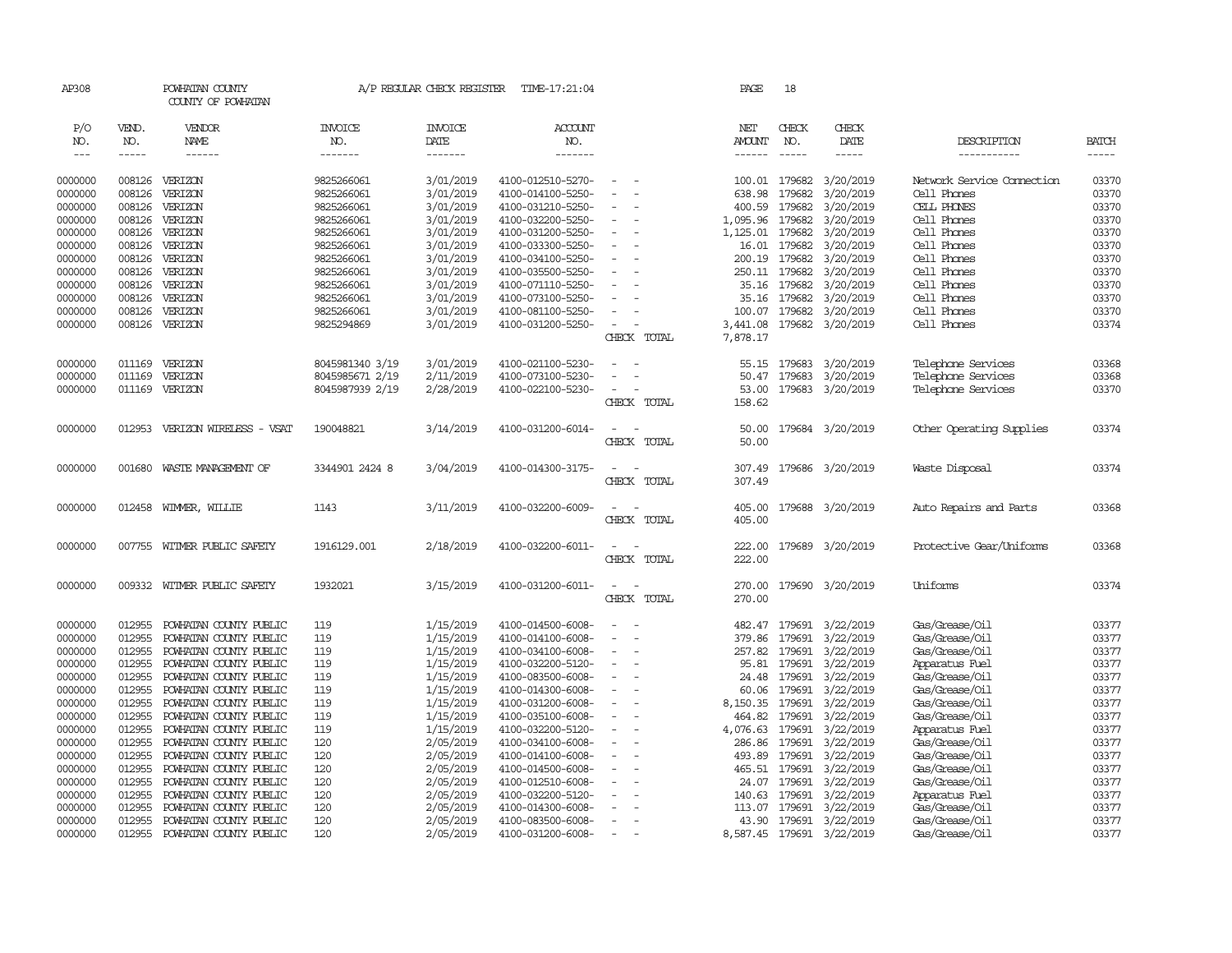AP308 POWHATAN COUNTY A/P REGULAR CHECK REGISTER TIME-17:21:04 PAGE 18

COUNTY OF POWHATAN

| P/O NO. | VEND. NO. | VENDOR NAME | INVOICE NO. | INVOICE DATE | ACCOUNT NO. | | NET AMOUNT | CHECK NO. | CHECK DATE | DESCRIPTION | BATCH |
|---|---|---|---|---|---|---|---|---|---|---|---|
| --- | ----- | ------ | ------- | ------- | ------- | | ------ | ----- | ----- | ----------- | ----- |
| 0000000 | 008126 | VERIZON | 9825266061 | 3/01/2019 | 4100-012510-5270- | - - | 100.01 | 179682 | 3/20/2019 | Network Service Connection | 03370 |
| 0000000 | 008126 | VERIZON | 9825266061 | 3/01/2019 | 4100-014100-5250- | - - | 638.98 | 179682 | 3/20/2019 | Cell Phones | 03370 |
| 0000000 | 008126 | VERIZON | 9825266061 | 3/01/2019 | 4100-031210-5250- | - - | 400.59 | 179682 | 3/20/2019 | CELL PHONES | 03370 |
| 0000000 | 008126 | VERIZON | 9825266061 | 3/01/2019 | 4100-032200-5250- | - - | 1,095.96 | 179682 | 3/20/2019 | Cell Phones | 03370 |
| 0000000 | 008126 | VERIZON | 9825266061 | 3/01/2019 | 4100-031200-5250- | - - | 1,125.01 | 179682 | 3/20/2019 | Cell Phones | 03370 |
| 0000000 | 008126 | VERIZON | 9825266061 | 3/01/2019 | 4100-033300-5250- | - - | 16.01 | 179682 | 3/20/2019 | Cell Phones | 03370 |
| 0000000 | 008126 | VERIZON | 9825266061 | 3/01/2019 | 4100-034100-5250- | - - | 200.19 | 179682 | 3/20/2019 | Cell Phones | 03370 |
| 0000000 | 008126 | VERIZON | 9825266061 | 3/01/2019 | 4100-035500-5250- | - - | 250.11 | 179682 | 3/20/2019 | Cell Phones | 03370 |
| 0000000 | 008126 | VERIZON | 9825266061 | 3/01/2019 | 4100-071110-5250- | - - | 35.16 | 179682 | 3/20/2019 | Cell Phones | 03370 |
| 0000000 | 008126 | VERIZON | 9825266061 | 3/01/2019 | 4100-073100-5250- | - - | 35.16 | 179682 | 3/20/2019 | Cell Phones | 03370 |
| 0000000 | 008126 | VERIZON | 9825266061 | 3/01/2019 | 4100-081100-5250- | - - | 100.07 | 179682 | 3/20/2019 | Cell Phones | 03370 |
| 0000000 | 008126 | VERIZON | 9825294869 | 3/01/2019 | 4100-031200-5250- | - - | 3,441.08 | 179682 | 3/20/2019 | Cell Phones | 03374 |
| | | | | | | CHECK TOTAL | 7,878.17 | | | | |
| 0000000 | 011169 | VERIZON | 8045981340 3/19 | 3/01/2019 | 4100-021100-5230- | - - | 55.15 | 179683 | 3/20/2019 | Telephone Services | 03368 |
| 0000000 | 011169 | VERIZON | 8045985671 2/19 | 2/11/2019 | 4100-073100-5230- | - - | 50.47 | 179683 | 3/20/2019 | Telephone Services | 03368 |
| 0000000 | 011169 | VERIZON | 8045987939 2/19 | 2/28/2019 | 4100-022100-5230- | - - | 53.00 | 179683 | 3/20/2019 | Telephone Services | 03370 |
| | | | | | | CHECK TOTAL | 158.62 | | | | |
| 0000000 | 012953 | VERIZON WIRELESS - VSAT | 190048821 | 3/14/2019 | 4100-031200-6014- | - - | 50.00 | 179684 | 3/20/2019 | Other Operating Supplies | 03374 |
| | | | | | | CHECK TOTAL | 50.00 | | | | |
| 0000000 | 001680 | WASTE MANAGEMENT OF | 3344901 2424 8 | 3/04/2019 | 4100-014300-3175- | - - | 307.49 | 179686 | 3/20/2019 | Waste Disposal | 03374 |
| | | | | | | CHECK TOTAL | 307.49 | | | | |
| 0000000 | 012458 | WIMMER, WILLIE | 1143 | 3/11/2019 | 4100-032200-6009- | - - | 405.00 | 179688 | 3/20/2019 | Auto Repairs and Parts | 03368 |
| | | | | | | CHECK TOTAL | 405.00 | | | | |
| 0000000 | 007755 | WITMER PUBLIC SAFETY | 1916129.001 | 2/18/2019 | 4100-032200-6011- | - - | 222.00 | 179689 | 3/20/2019 | Protective Gear/Uniforms | 03368 |
| | | | | | | CHECK TOTAL | 222.00 | | | | |
| 0000000 | 009332 | WITMER PUBLIC SAFETY | 1932021 | 3/15/2019 | 4100-031200-6011- | - - | 270.00 | 179690 | 3/20/2019 | Uniforms | 03374 |
| | | | | | | CHECK TOTAL | 270.00 | | | | |
| 0000000 | 012955 | POWHATAN COUNTY PUBLIC | 119 | 1/15/2019 | 4100-014500-6008- | - - | 482.47 | 179691 | 3/22/2019 | Gas/Grease/Oil | 03377 |
| 0000000 | 012955 | POWHATAN COUNTY PUBLIC | 119 | 1/15/2019 | 4100-014100-6008- | - - | 379.86 | 179691 | 3/22/2019 | Gas/Grease/Oil | 03377 |
| 0000000 | 012955 | POWHATAN COUNTY PUBLIC | 119 | 1/15/2019 | 4100-034100-6008- | - - | 257.82 | 179691 | 3/22/2019 | Gas/Grease/Oil | 03377 |
| 0000000 | 012955 | POWHATAN COUNTY PUBLIC | 119 | 1/15/2019 | 4100-032200-5120- | - - | 95.81 | 179691 | 3/22/2019 | Apparatus Fuel | 03377 |
| 0000000 | 012955 | POWHATAN COUNTY PUBLIC | 119 | 1/15/2019 | 4100-083500-6008- | - - | 24.48 | 179691 | 3/22/2019 | Gas/Grease/Oil | 03377 |
| 0000000 | 012955 | POWHATAN COUNTY PUBLIC | 119 | 1/15/2019 | 4100-014300-6008- | - - | 60.06 | 179691 | 3/22/2019 | Gas/Grease/Oil | 03377 |
| 0000000 | 012955 | POWHATAN COUNTY PUBLIC | 119 | 1/15/2019 | 4100-031200-6008- | - - | 8,150.35 | 179691 | 3/22/2019 | Gas/Grease/Oil | 03377 |
| 0000000 | 012955 | POWHATAN COUNTY PUBLIC | 119 | 1/15/2019 | 4100-035100-6008- | - - | 464.82 | 179691 | 3/22/2019 | Gas/Grease/Oil | 03377 |
| 0000000 | 012955 | POWHATAN COUNTY PUBLIC | 119 | 1/15/2019 | 4100-032200-5120- | - - | 4,076.63 | 179691 | 3/22/2019 | Apparatus Fuel | 03377 |
| 0000000 | 012955 | POWHATAN COUNTY PUBLIC | 120 | 2/05/2019 | 4100-034100-6008- | - - | 286.86 | 179691 | 3/22/2019 | Gas/Grease/Oil | 03377 |
| 0000000 | 012955 | POWHATAN COUNTY PUBLIC | 120 | 2/05/2019 | 4100-014100-6008- | - - | 493.89 | 179691 | 3/22/2019 | Gas/Grease/Oil | 03377 |
| 0000000 | 012955 | POWHATAN COUNTY PUBLIC | 120 | 2/05/2019 | 4100-014500-6008- | - - | 465.51 | 179691 | 3/22/2019 | Gas/Grease/Oil | 03377 |
| 0000000 | 012955 | POWHATAN COUNTY PUBLIC | 120 | 2/05/2019 | 4100-012510-6008- | - - | 24.07 | 179691 | 3/22/2019 | Gas/Grease/Oil | 03377 |
| 0000000 | 012955 | POWHATAN COUNTY PUBLIC | 120 | 2/05/2019 | 4100-032200-5120- | - - | 140.63 | 179691 | 3/22/2019 | Apparatus Fuel | 03377 |
| 0000000 | 012955 | POWHATAN COUNTY PUBLIC | 120 | 2/05/2019 | 4100-014300-6008- | - - | 113.07 | 179691 | 3/22/2019 | Gas/Grease/Oil | 03377 |
| 0000000 | 012955 | POWHATAN COUNTY PUBLIC | 120 | 2/05/2019 | 4100-083500-6008- | - - | 43.90 | 179691 | 3/22/2019 | Gas/Grease/Oil | 03377 |
| 0000000 | 012955 | POWHATAN COUNTY PUBLIC | 120 | 2/05/2019 | 4100-031200-6008- | - - | 8,587.45 | 179691 | 3/22/2019 | Gas/Grease/Oil | 03377 |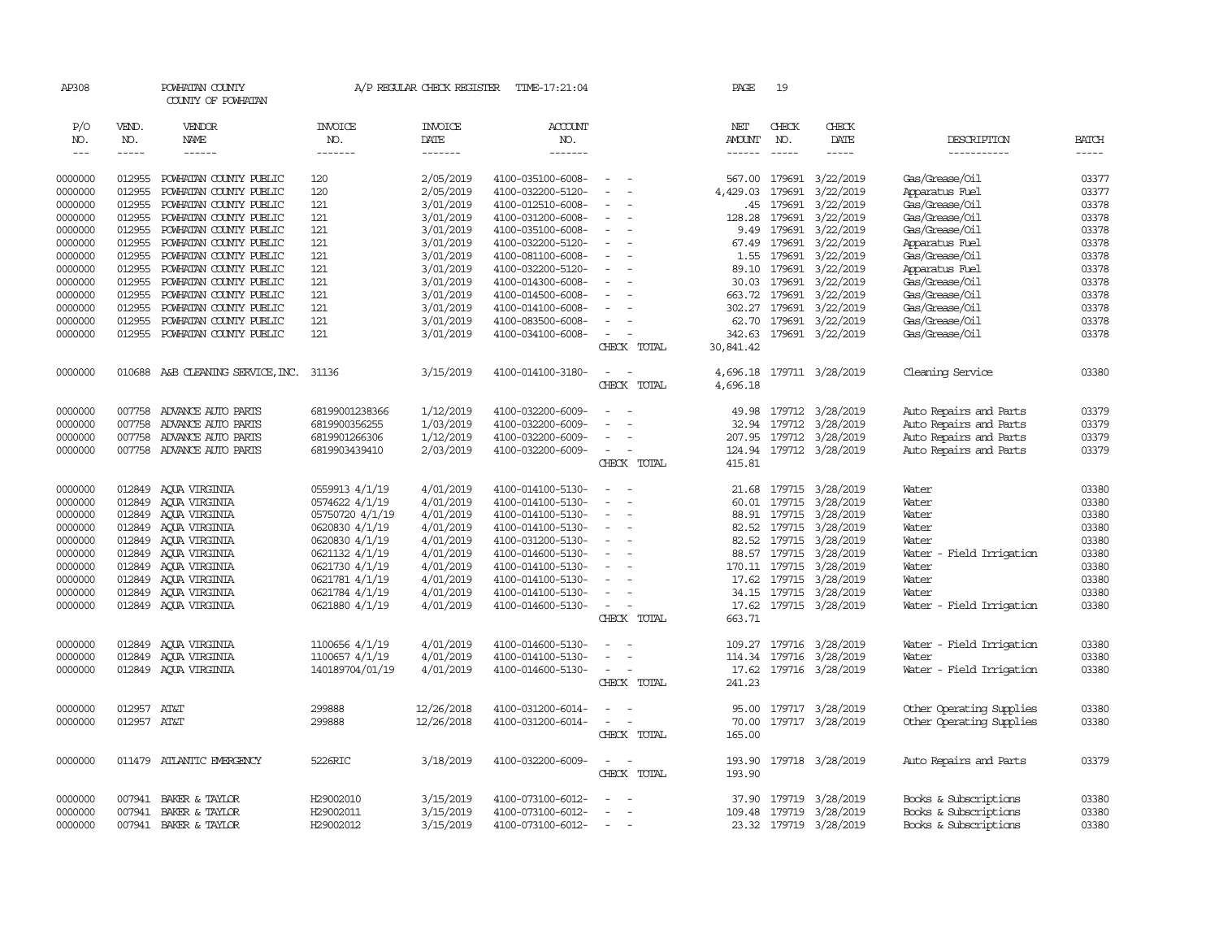AP308 POWHATAN COUNTY A/P REGULAR CHECK REGISTER TIME-17:21:04 PAGE 19

COUNTY OF POWHATAN

| P/O NO. | VEND. NO. | VENDOR NAME | INVOICE NO. | INVOICE DATE | ACCOUNT NO. | | NET AMOUNT | CHECK NO. | CHECK DATE | DESCRIPTION | BATCH |
|---|---|---|---|---|---|---|---|---|---|---|---|
| --- | ----- | ------ | ------- | ------- | ------- | | ------ | ----- | ----- | ----------- | ----- |
| 0000000 | 012955 | POWHATAN COUNTY PUBLIC | 120 | 2/05/2019 | 4100-035100-6008- | - - | 567.00 | 179691 | 3/22/2019 | Gas/Grease/Oil | 03377 |
| 0000000 | 012955 | POWHATAN COUNTY PUBLIC | 120 | 2/05/2019 | 4100-032200-5120- | - - | 4,429.03 | 179691 | 3/22/2019 | Apparatus Fuel | 03377 |
| 0000000 | 012955 | POWHATAN COUNTY PUBLIC | 121 | 3/01/2019 | 4100-012510-6008- | - - | .45 | 179691 | 3/22/2019 | Gas/Grease/Oil | 03378 |
| 0000000 | 012955 | POWHATAN COUNTY PUBLIC | 121 | 3/01/2019 | 4100-031200-6008- | - - | 128.28 | 179691 | 3/22/2019 | Gas/Grease/Oil | 03378 |
| 0000000 | 012955 | POWHATAN COUNTY PUBLIC | 121 | 3/01/2019 | 4100-035100-6008- | - - | 9.49 | 179691 | 3/22/2019 | Gas/Grease/Oil | 03378 |
| 0000000 | 012955 | POWHATAN COUNTY PUBLIC | 121 | 3/01/2019 | 4100-032200-5120- | - - | 67.49 | 179691 | 3/22/2019 | Apparatus Fuel | 03378 |
| 0000000 | 012955 | POWHATAN COUNTY PUBLIC | 121 | 3/01/2019 | 4100-081100-6008- | - - | 1.55 | 179691 | 3/22/2019 | Gas/Grease/Oil | 03378 |
| 0000000 | 012955 | POWHATAN COUNTY PUBLIC | 121 | 3/01/2019 | 4100-032200-5120- | - - | 89.10 | 179691 | 3/22/2019 | Apparatus Fuel | 03378 |
| 0000000 | 012955 | POWHATAN COUNTY PUBLIC | 121 | 3/01/2019 | 4100-014300-6008- | - - | 30.03 | 179691 | 3/22/2019 | Gas/Grease/Oil | 03378 |
| 0000000 | 012955 | POWHATAN COUNTY PUBLIC | 121 | 3/01/2019 | 4100-014500-6008- | - - | 663.72 | 179691 | 3/22/2019 | Gas/Grease/Oil | 03378 |
| 0000000 | 012955 | POWHATAN COUNTY PUBLIC | 121 | 3/01/2019 | 4100-014100-6008- | - - | 302.27 | 179691 | 3/22/2019 | Gas/Grease/Oil | 03378 |
| 0000000 | 012955 | POWHATAN COUNTY PUBLIC | 121 | 3/01/2019 | 4100-083500-6008- | - - | 62.70 | 179691 | 3/22/2019 | Gas/Grease/Oil | 03378 |
| 0000000 | 012955 | POWHATAN COUNTY PUBLIC | 121 | 3/01/2019 | 4100-034100-6008- | - - | 342.63 | 179691 | 3/22/2019 | Gas/Grease/Oil | 03378 |
| | | | | | | CHECK TOTAL | 30,841.42 | | | | |
| 0000000 | 010688 | A&B CLEANING SERVICE,INC. | 31136 | 3/15/2019 | 4100-014100-3180- | - - | 4,696.18 | 179711 | 3/28/2019 | Cleaning Service | 03380 |
| | | | | | | CHECK TOTAL | 4,696.18 | | | | |
| 0000000 | 007758 | ADVANCE AUTO PARTS | 68199001238366 | 1/12/2019 | 4100-032200-6009- | - - | 49.98 | 179712 | 3/28/2019 | Auto Repairs and Parts | 03379 |
| 0000000 | 007758 | ADVANCE AUTO PARTS | 6819900356255 | 1/03/2019 | 4100-032200-6009- | - - | 32.94 | 179712 | 3/28/2019 | Auto Repairs and Parts | 03379 |
| 0000000 | 007758 | ADVANCE AUTO PARTS | 6819901266306 | 1/12/2019 | 4100-032200-6009- | - - | 207.95 | 179712 | 3/28/2019 | Auto Repairs and Parts | 03379 |
| 0000000 | 007758 | ADVANCE AUTO PARTS | 6819903439410 | 2/03/2019 | 4100-032200-6009- | - - | 124.94 | 179712 | 3/28/2019 | Auto Repairs and Parts | 03379 |
| | | | | | | CHECK TOTAL | 415.81 | | | | |
| 0000000 | 012849 | AQUA VIRGINIA | 0559913 4/1/19 | 4/01/2019 | 4100-014100-5130- | - - | 21.68 | 179715 | 3/28/2019 | Water | 03380 |
| 0000000 | 012849 | AQUA VIRGINIA | 0574622 4/1/19 | 4/01/2019 | 4100-014100-5130- | - - | 60.01 | 179715 | 3/28/2019 | Water | 03380 |
| 0000000 | 012849 | AQUA VIRGINIA | 05750720 4/1/19 | 4/01/2019 | 4100-014100-5130- | - - | 88.91 | 179715 | 3/28/2019 | Water | 03380 |
| 0000000 | 012849 | AQUA VIRGINIA | 0620830 4/1/19 | 4/01/2019 | 4100-014100-5130- | - - | 82.52 | 179715 | 3/28/2019 | Water | 03380 |
| 0000000 | 012849 | AQUA VIRGINIA | 0620830 4/1/19 | 4/01/2019 | 4100-031200-5130- | - - | 82.52 | 179715 | 3/28/2019 | Water | 03380 |
| 0000000 | 012849 | AQUA VIRGINIA | 0621132 4/1/19 | 4/01/2019 | 4100-014600-5130- | - - | 88.57 | 179715 | 3/28/2019 | Water - Field Irrigation | 03380 |
| 0000000 | 012849 | AQUA VIRGINIA | 0621730 4/1/19 | 4/01/2019 | 4100-014100-5130- | - - | 170.11 | 179715 | 3/28/2019 | Water | 03380 |
| 0000000 | 012849 | AQUA VIRGINIA | 0621781 4/1/19 | 4/01/2019 | 4100-014100-5130- | - - | 17.62 | 179715 | 3/28/2019 | Water | 03380 |
| 0000000 | 012849 | AQUA VIRGINIA | 0621784 4/1/19 | 4/01/2019 | 4100-014100-5130- | - - | 34.15 | 179715 | 3/28/2019 | Water | 03380 |
| 0000000 | 012849 | AQUA VIRGINIA | 0621880 4/1/19 | 4/01/2019 | 4100-014600-5130- | - - | 17.62 | 179715 | 3/28/2019 | Water - Field Irrigation | 03380 |
| | | | | | | CHECK TOTAL | 663.71 | | | | |
| 0000000 | 012849 | AQUA VIRGINIA | 1100656 4/1/19 | 4/01/2019 | 4100-014600-5130- | - - | 109.27 | 179716 | 3/28/2019 | Water - Field Irrigation | 03380 |
| 0000000 | 012849 | AQUA VIRGINIA | 1100657 4/1/19 | 4/01/2019 | 4100-014100-5130- | - - | 114.34 | 179716 | 3/28/2019 | Water | 03380 |
| 0000000 | 012849 | AQUA VIRGINIA | 140189704/01/19 | 4/01/2019 | 4100-014600-5130- | - - | 17.62 | 179716 | 3/28/2019 | Water - Field Irrigation | 03380 |
| | | | | | | CHECK TOTAL | 241.23 | | | | |
| 0000000 | 012957 | AT&T | 299888 | 12/26/2018 | 4100-031200-6014- | - - | 95.00 | 179717 | 3/28/2019 | Other Operating Supplies | 03380 |
| 0000000 | 012957 | AT&T | 299888 | 12/26/2018 | 4100-031200-6014- | - - | 70.00 | 179717 | 3/28/2019 | Other Operating Supplies | 03380 |
| | | | | | | CHECK TOTAL | 165.00 | | | | |
| 0000000 | 011479 | ATLANTIC EMERGENCY | 5226RIC | 3/18/2019 | 4100-032200-6009- | - - | 193.90 | 179718 | 3/28/2019 | Auto Repairs and Parts | 03379 |
| | | | | | | CHECK TOTAL | 193.90 | | | | |
| 0000000 | 007941 | BAKER & TAYLOR | H29002010 | 3/15/2019 | 4100-073100-6012- | - - | 37.90 | 179719 | 3/28/2019 | Books & Subscriptions | 03380 |
| 0000000 | 007941 | BAKER & TAYLOR | H29002011 | 3/15/2019 | 4100-073100-6012- | - - | 109.48 | 179719 | 3/28/2019 | Books & Subscriptions | 03380 |
| 0000000 | 007941 | BAKER & TAYLOR | H29002012 | 3/15/2019 | 4100-073100-6012- | - - | 23.32 | 179719 | 3/28/2019 | Books & Subscriptions | 03380 |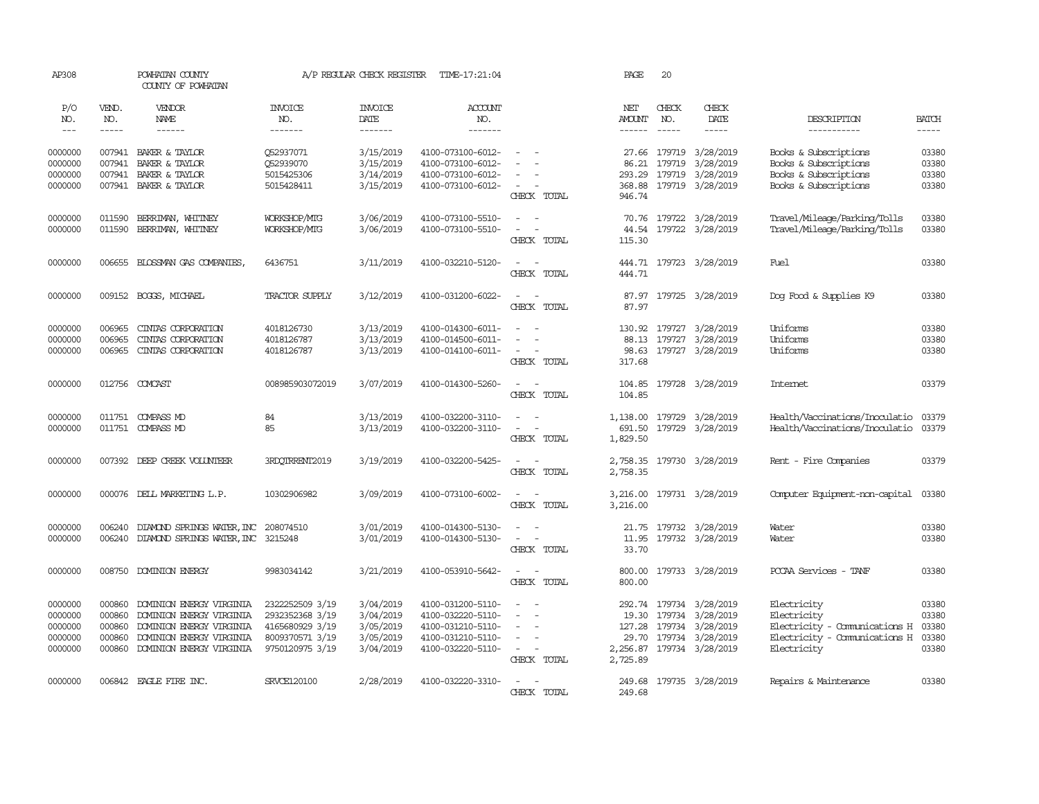AP308 POWHATAN COUNTY A/P REGULAR CHECK REGISTER TIME-17:21:04 PAGE 20

COUNTY OF POWHATAN

| P/O NO. | VEND. NO. | VENDOR NAME | INVOICE NO. | INVOICE DATE | ACCOUNT NO. | | NET AMOUNT | CHECK NO. | CHECK DATE | DESCRIPTION | BATCH |
|---|---|---|---|---|---|---|---|---|---|---|---|
| --- | ----- | ------ | ------- | ------- | ------- | | ------ | ----- | ----- | ----------- | ----- |
| 0000000 | 007941 | BAKER & TAYLOR | Q52937071 | 3/15/2019 | 4100-073100-6012- | - - | 27.66 | 179719 | 3/28/2019 | Books & Subscriptions | 03380 |
| 0000000 | 007941 | BAKER & TAYLOR | Q52939070 | 3/15/2019 | 4100-073100-6012- | - - | 86.21 | 179719 | 3/28/2019 | Books & Subscriptions | 03380 |
| 0000000 | 007941 | BAKER & TAYLOR | 5015425306 | 3/14/2019 | 4100-073100-6012- | - - | 293.29 | 179719 | 3/28/2019 | Books & Subscriptions | 03380 |
| 0000000 | 007941 | BAKER & TAYLOR | 5015428411 | 3/15/2019 | 4100-073100-6012- | - - | 368.88 | 179719 | 3/28/2019 | Books & Subscriptions | 03380 |
| | | | | | | CHECK TOTAL | 946.74 | | | | |
| 0000000 | 011590 | BERRIMAN, WHITNEY | WORKSHOP/MTG | 3/06/2019 | 4100-073100-5510- | - - | 70.76 | 179722 | 3/28/2019 | Travel/Mileage/Parking/Tolls | 03380 |
| 0000000 | 011590 | BERRIMAN, WHITNEY | WORKSHOP/MTG | 3/06/2019 | 4100-073100-5510- | - - | 44.54 | 179722 | 3/28/2019 | Travel/Mileage/Parking/Tolls | 03380 |
| | | | | | | CHECK TOTAL | 115.30 | | | | |
| 0000000 | 006655 | BLOSSMAN GAS COMPANIES, | 6436751 | 3/11/2019 | 4100-032210-5120- | - - | 444.71 | 179723 | 3/28/2019 | Fuel | 03380 |
| | | | | | | CHECK TOTAL | 444.71 | | | | |
| 0000000 | 009152 | BOGGS, MICHAEL | TRACTOR SUPPLY | 3/12/2019 | 4100-031200-6022- | - - | 87.97 | 179725 | 3/28/2019 | Dog Food & Supplies K9 | 03380 |
| | | | | | | CHECK TOTAL | 87.97 | | | | |
| 0000000 | 006965 | CINTAS CORPORATION | 4018126730 | 3/13/2019 | 4100-014300-6011- | - - | 130.92 | 179727 | 3/28/2019 | Uniforms | 03380 |
| 0000000 | 006965 | CINTAS CORPORATION | 4018126787 | 3/13/2019 | 4100-014500-6011- | - - | 88.13 | 179727 | 3/28/2019 | Uniforms | 03380 |
| 0000000 | 006965 | CINTAS CORPORATION | 4018126787 | 3/13/2019 | 4100-014100-6011- | - - | 98.63 | 179727 | 3/28/2019 | Uniforms | 03380 |
| | | | | | | CHECK TOTAL | 317.68 | | | | |
| 0000000 | 012756 | COMCAST | 008985903072019 | 3/07/2019 | 4100-014300-5260- | - - | 104.85 | 179728 | 3/28/2019 | Internet | 03379 |
| | | | | | | CHECK TOTAL | 104.85 | | | | |
| 0000000 | 011751 | COMPASS MD | 84 | 3/13/2019 | 4100-032200-3110- | - - | 1,138.00 | 179729 | 3/28/2019 | Health/Vaccinations/Inoculatio | 03379 |
| 0000000 | 011751 | COMPASS MD | 85 | 3/13/2019 | 4100-032200-3110- | - - | 691.50 | 179729 | 3/28/2019 | Health/Vaccinations/Inoculatio | 03379 |
| | | | | | | CHECK TOTAL | 1,829.50 | | | | |
| 0000000 | 007392 | DEEP CREEK VOLUNTEER | 3RDQTRRENT2019 | 3/19/2019 | 4100-032200-5425- | - - | 2,758.35 | 179730 | 3/28/2019 | Rent - Fire Companies | 03379 |
| | | | | | | CHECK TOTAL | 2,758.35 | | | | |
| 0000000 | 000076 | DELL MARKETING L.P. | 10302906982 | 3/09/2019 | 4100-073100-6002- | - - | 3,216.00 | 179731 | 3/28/2019 | Computer Equipment-non-capital | 03380 |
| | | | | | | CHECK TOTAL | 3,216.00 | | | | |
| 0000000 | 006240 | DIAMOND SPRINGS WATER, INC | 208074510 | 3/01/2019 | 4100-014300-5130- | - - | 21.75 | 179732 | 3/28/2019 | Water | 03380 |
| 0000000 | 006240 | DIAMOND SPRINGS WATER, INC | 3215248 | 3/01/2019 | 4100-014300-5130- | - - | 11.95 | 179732 | 3/28/2019 | Water | 03380 |
| | | | | | | CHECK TOTAL | 33.70 | | | | |
| 0000000 | 008750 | DOMINION ENERGY | 9983034142 | 3/21/2019 | 4100-053910-5642- | - - | 800.00 | 179733 | 3/28/2019 | PCCAA Services - TANF | 03380 |
| | | | | | | CHECK TOTAL | 800.00 | | | | |
| 0000000 | 000860 | DOMINION ENERGY VIRGINIA | 2322252509 3/19 | 3/04/2019 | 4100-031200-5110- | - - | 292.74 | 179734 | 3/28/2019 | Electricity | 03380 |
| 0000000 | 000860 | DOMINION ENERGY VIRGINIA | 2932352368 3/19 | 3/04/2019 | 4100-032220-5110- | - - | 19.30 | 179734 | 3/28/2019 | Electricity | 03380 |
| 0000000 | 000860 | DOMINION ENERGY VIRGINIA | 4165680929 3/19 | 3/05/2019 | 4100-031210-5110- | - - | 127.28 | 179734 | 3/28/2019 | Electricity - Communications H | 03380 |
| 0000000 | 000860 | DOMINION ENERGY VIRGINIA | 8009370571 3/19 | 3/05/2019 | 4100-031210-5110- | - - | 29.70 | 179734 | 3/28/2019 | Electricity - Communications H | 03380 |
| 0000000 | 000860 | DOMINION ENERGY VIRGINIA | 9750120975 3/19 | 3/04/2019 | 4100-032220-5110- | - - | 2,256.87 | 179734 | 3/28/2019 | Electricity | 03380 |
| | | | | | | CHECK TOTAL | 2,725.89 | | | | |
| 0000000 | 006842 | EAGLE FIRE INC. | SRVCE120100 | 2/28/2019 | 4100-032220-3310- | - - | 249.68 | 179735 | 3/28/2019 | Repairs & Maintenance | 03380 |
| | | | | | | CHECK TOTAL | 249.68 | | | | |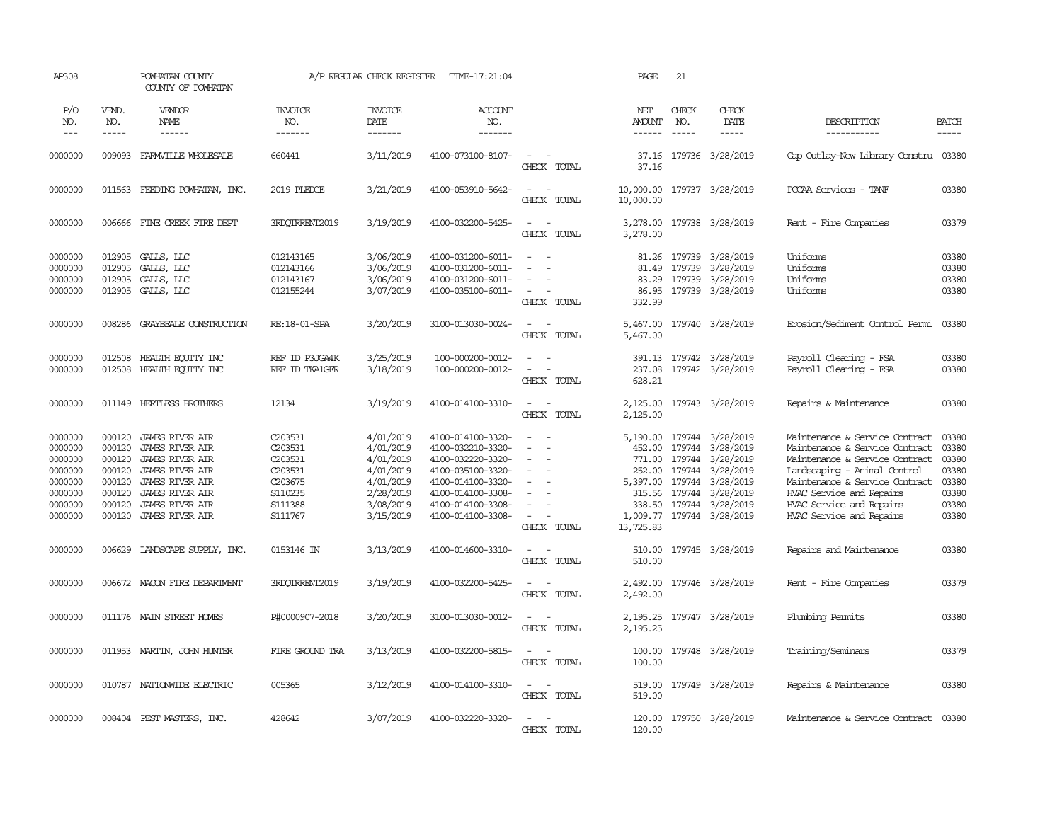AP308 POWHATAN COUNTY COUNTY OF POWHATAN A/P REGULAR CHECK REGISTER TIME-17:21:04 PAGE 21

| P/O NO. | VEND. NO. | VENDOR NAME | INVOICE NO. | INVOICE DATE | ACCOUNT NO. | | NET AMOUNT | CHECK NO. | CHECK DATE | DESCRIPTION | BATCH |
|---|---|---|---|---|---|---|---|---|---|---|---|
| 0000000 | 009093 | FARMVILLE WHOLESALE | 660441 | 3/11/2019 | 4100-073100-8107- | - - | 37.16 | 179736 | 3/28/2019 | Cap Outlay-New Library Constru | 03380 |
| | | | | | | CHECK TOTAL | 37.16 | | | | |
| 0000000 | 011563 | FEEDING POWHATAN, INC. | 2019 PLEDGE | 3/21/2019 | 4100-053910-5642- | - - | 10,000.00 | 179737 | 3/28/2019 | PCCAA Services - TANF | 03380 |
| | | | | | | CHECK TOTAL | 10,000.00 | | | | |
| 0000000 | 006666 | FINE CREEK FIRE DEPT | 3RDQTRRENT2019 | 3/19/2019 | 4100-032200-5425- | - - | 3,278.00 | 179738 | 3/28/2019 | Rent - Fire Companies | 03379 |
| | | | | | | CHECK TOTAL | 3,278.00 | | | | |
| 0000000 | 012905 | GALLS, LLC | 012143165 | 3/06/2019 | 4100-031200-6011- | - - | 81.26 | 179739 | 3/28/2019 | Uniforms | 03380 |
| 0000000 | 012905 | GALLS, LLC | 012143166 | 3/06/2019 | 4100-031200-6011- | - - | 81.49 | 179739 | 3/28/2019 | Uniforms | 03380 |
| 0000000 | 012905 | GALLS, LLC | 012143167 | 3/06/2019 | 4100-031200-6011- | - - | 83.29 | 179739 | 3/28/2019 | Uniforms | 03380 |
| 0000000 | 012905 | GALLS, LLC | 012155244 | 3/07/2019 | 4100-035100-6011- | - - | 86.95 | 179739 | 3/28/2019 | Uniforms | 03380 |
| | | | | | | CHECK TOTAL | 332.99 | | | | |
| 0000000 | 008286 | GRAYBEALE CONSTRUCTION | RE:18-01-SPA | 3/20/2019 | 3100-013030-0024- | - - | 5,467.00 | 179740 | 3/28/2019 | Erosion/Sediment Control Permi | 03380 |
| | | | | | | CHECK TOTAL | 5,467.00 | | | | |
| 0000000 | 012508 | HEALTH EQUITY INC | REF ID P3JGA4K | 3/25/2019 | 100-000200-0012- | - - | 391.13 | 179742 | 3/28/2019 | Payroll Clearing - FSA | 03380 |
| 0000000 | 012508 | HEALTH EQUITY INC | REF ID TKA1GFR | 3/18/2019 | 100-000200-0012- | - - | 237.08 | 179742 | 3/28/2019 | Payroll Clearing - FSA | 03380 |
| | | | | | | CHECK TOTAL | 628.21 | | | | |
| 0000000 | 011149 | HERTLESS BROTHERS | 12134 | 3/19/2019 | 4100-014100-3310- | - - | 2,125.00 | 179743 | 3/28/2019 | Repairs & Maintenance | 03380 |
| | | | | | | CHECK TOTAL | 2,125.00 | | | | |
| 0000000 | 000120 | JAMES RIVER AIR | C203531 | 4/01/2019 | 4100-014100-3320- | - - | 5,190.00 | 179744 | 3/28/2019 | Maintenance & Service Contract | 03380 |
| 0000000 | 000120 | JAMES RIVER AIR | C203531 | 4/01/2019 | 4100-032210-3320- | - - | 452.00 | 179744 | 3/28/2019 | Maintenance & Service Contract | 03380 |
| 0000000 | 000120 | JAMES RIVER AIR | C203531 | 4/01/2019 | 4100-032220-3320- | - - | 771.00 | 179744 | 3/28/2019 | Maintenance & Service Contract | 03380 |
| 0000000 | 000120 | JAMES RIVER AIR | C203531 | 4/01/2019 | 4100-035100-3320- | - - | 252.00 | 179744 | 3/28/2019 | Landscaping - Animal Control | 03380 |
| 0000000 | 000120 | JAMES RIVER AIR | C203675 | 4/01/2019 | 4100-014100-3320- | - - | 5,397.00 | 179744 | 3/28/2019 | Maintenance & Service Contract | 03380 |
| 0000000 | 000120 | JAMES RIVER AIR | S110235 | 2/28/2019 | 4100-014100-3308- | - - | 315.56 | 179744 | 3/28/2019 | HVAC Service and Repairs | 03380 |
| 0000000 | 000120 | JAMES RIVER AIR | S111388 | 3/08/2019 | 4100-014100-3308- | - - | 338.50 | 179744 | 3/28/2019 | HVAC Service and Repairs | 03380 |
| 0000000 | 000120 | JAMES RIVER AIR | S111767 | 3/15/2019 | 4100-014100-3308- | - - | 1,009.77 | 179744 | 3/28/2019 | HVAC Service and Repairs | 03380 |
| | | | | | | CHECK TOTAL | 13,725.83 | | | | |
| 0000000 | 006629 | LANDSCAPE SUPPLY, INC. | 0153146 IN | 3/13/2019 | 4100-014600-3310- | - - | 510.00 | 179745 | 3/28/2019 | Repairs and Maintenance | 03380 |
| | | | | | | CHECK TOTAL | 510.00 | | | | |
| 0000000 | 006672 | MACON FIRE DEPARTMENT | 3RDQTRRENT2019 | 3/19/2019 | 4100-032200-5425- | - - | 2,492.00 | 179746 | 3/28/2019 | Rent - Fire Companies | 03379 |
| | | | | | | CHECK TOTAL | 2,492.00 | | | | |
| 0000000 | 011176 | MAIN STREET HOMES | P#0000907-2018 | 3/20/2019 | 3100-013030-0012- | - - | 2,195.25 | 179747 | 3/28/2019 | Plumbing Permits | 03380 |
| | | | | | | CHECK TOTAL | 2,195.25 | | | | |
| 0000000 | 011953 | MARTIN, JOHN HUNTER | FIRE GROUND TRA | 3/13/2019 | 4100-032200-5815- | - - | 100.00 | 179748 | 3/28/2019 | Training/Seminars | 03379 |
| | | | | | | CHECK TOTAL | 100.00 | | | | |
| 0000000 | 010787 | NATIONWIDE ELECTRIC | 005365 | 3/12/2019 | 4100-014100-3310- | - - | 519.00 | 179749 | 3/28/2019 | Repairs & Maintenance | 03380 |
| | | | | | | CHECK TOTAL | 519.00 | | | | |
| 0000000 | 008404 | PEST MASTERS, INC. | 428642 | 3/07/2019 | 4100-032220-3320- | - - | 120.00 | 179750 | 3/28/2019 | Maintenance & Service Contract | 03380 |
| | | | | | | CHECK TOTAL | 120.00 | | | | |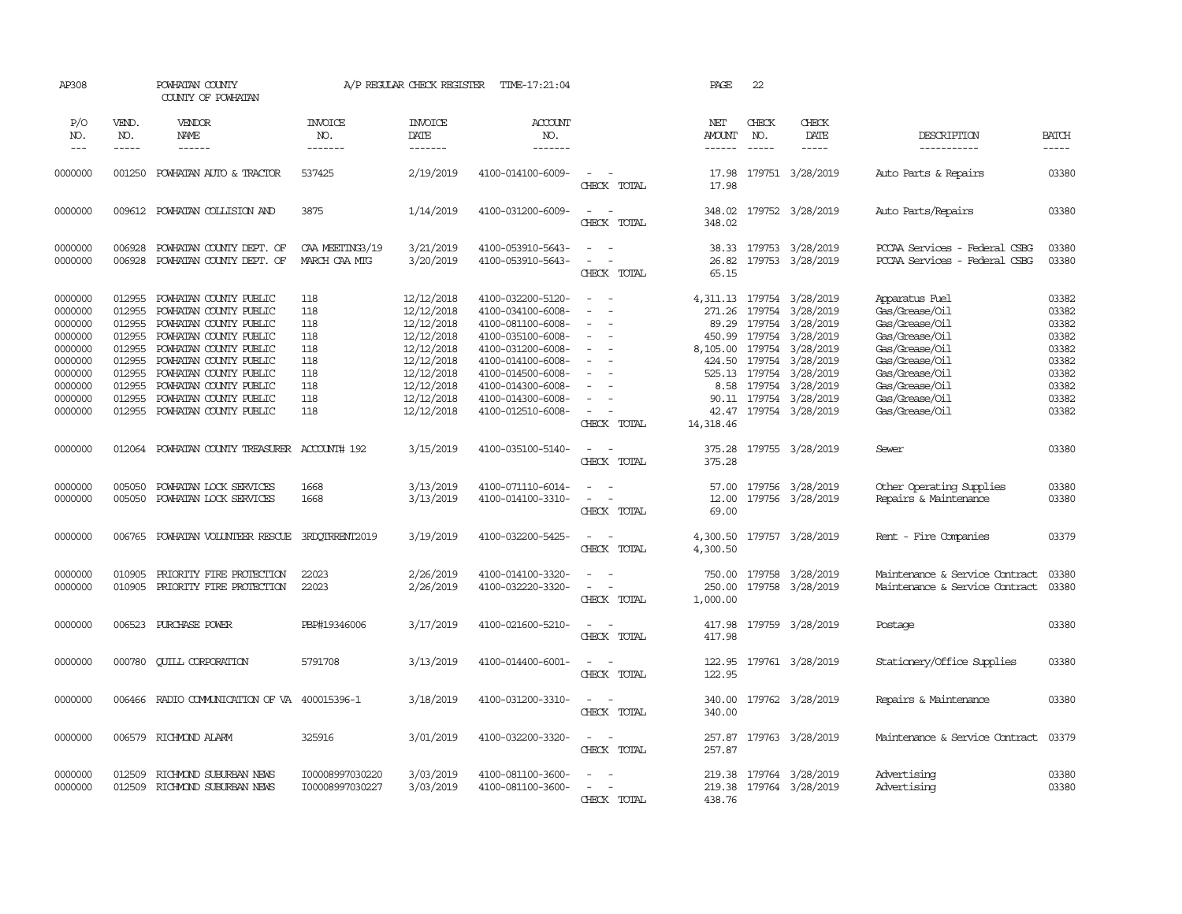AP308 POWHATAN COUNTY COUNTY OF POWHATAN A/P REGULAR CHECK REGISTER TIME-17:21:04 PAGE 22

| P/O NO. | VEND. NO. | VENDOR NAME | INVOICE NO. | INVOICE DATE | ACCOUNT NO. | | NET AMOUNT | CHECK NO. | CHECK DATE | DESCRIPTION | BATCH |
|---|---|---|---|---|---|---|---|---|---|---|---|
| 0000000 | 001250 | POWHATAN AUTO & TRACTOR | 537425 | 2/19/2019 | 4100-014100-6009- | - - | 17.98 | 179751 | 3/28/2019 | Auto Parts & Repairs | 03380 |
| | | | | | | CHECK TOTAL | 17.98 | | | | |
| 0000000 | 009612 | POWHATAN COLLISION AND | 3875 | 1/14/2019 | 4100-031200-6009- | - - | 348.02 | 179752 | 3/28/2019 | Auto Parts/Repairs | 03380 |
| | | | | | | CHECK TOTAL | 348.02 | | | | |
| 0000000 | 006928 | POWHATAN COUNTY DEPT. OF | CAA MEETING3/19 | 3/21/2019 | 4100-053910-5643- | - - | 38.33 | 179753 | 3/28/2019 | PCCAA Services - Federal CSBG | 03380 |
| 0000000 | 006928 | POWHATAN COUNTY DEPT. OF | MARCH CAA MTG | 3/20/2019 | 4100-053910-5643- | - - | 26.82 | 179753 | 3/28/2019 | PCCAA Services - Federal CSBG | 03380 |
| | | | | | | CHECK TOTAL | 65.15 | | | | |
| 0000000 | 012955 | POWHATAN COUNTY PUBLIC | 118 | 12/12/2018 | 4100-032200-5120- | - - | 4,311.13 | 179754 | 3/28/2019 | Apparatus Fuel | 03382 |
| 0000000 | 012955 | POWHATAN COUNTY PUBLIC | 118 | 12/12/2018 | 4100-034100-6008- | - - | 271.26 | 179754 | 3/28/2019 | Gas/Grease/Oil | 03382 |
| 0000000 | 012955 | POWHATAN COUNTY PUBLIC | 118 | 12/12/2018 | 4100-081100-6008- | - - | 89.29 | 179754 | 3/28/2019 | Gas/Grease/Oil | 03382 |
| 0000000 | 012955 | POWHATAN COUNTY PUBLIC | 118 | 12/12/2018 | 4100-035100-6008- | - - | 450.99 | 179754 | 3/28/2019 | Gas/Grease/Oil | 03382 |
| 0000000 | 012955 | POWHATAN COUNTY PUBLIC | 118 | 12/12/2018 | 4100-031200-6008- | - - | 8,105.00 | 179754 | 3/28/2019 | Gas/Grease/Oil | 03382 |
| 0000000 | 012955 | POWHATAN COUNTY PUBLIC | 118 | 12/12/2018 | 4100-014100-6008- | - - | 424.50 | 179754 | 3/28/2019 | Gas/Grease/Oil | 03382 |
| 0000000 | 012955 | POWHATAN COUNTY PUBLIC | 118 | 12/12/2018 | 4100-014500-6008- | - - | 525.13 | 179754 | 3/28/2019 | Gas/Grease/Oil | 03382 |
| 0000000 | 012955 | POWHATAN COUNTY PUBLIC | 118 | 12/12/2018 | 4100-014300-6008- | - - | 8.58 | 179754 | 3/28/2019 | Gas/Grease/Oil | 03382 |
| 0000000 | 012955 | POWHATAN COUNTY PUBLIC | 118 | 12/12/2018 | 4100-014300-6008- | - - | 90.11 | 179754 | 3/28/2019 | Gas/Grease/Oil | 03382 |
| 0000000 | 012955 | POWHATAN COUNTY PUBLIC | 118 | 12/12/2018 | 4100-012510-6008- | - - | 42.47 | 179754 | 3/28/2019 | Gas/Grease/Oil | 03382 |
| | | | | | | CHECK TOTAL | 14,318.46 | | | | |
| 0000000 | 012064 | POWHATAN COUNTY TREASURER | ACCOUNT# 192 | 3/15/2019 | 4100-035100-5140- | - - | 375.28 | 179755 | 3/28/2019 | Sewer | 03380 |
| | | | | | | CHECK TOTAL | 375.28 | | | | |
| 0000000 | 005050 | POWHATAN LOCK SERVICES | 1668 | 3/13/2019 | 4100-071110-6014- | - - | 57.00 | 179756 | 3/28/2019 | Other Operating Supplies | 03380 |
| 0000000 | 005050 | POWHATAN LOCK SERVICES | 1668 | 3/13/2019 | 4100-014100-3310- | - - | 12.00 | 179756 | 3/28/2019 | Repairs & Maintenance | 03380 |
| | | | | | | CHECK TOTAL | 69.00 | | | | |
| 0000000 | 006765 | POWHATAN VOLUNTEER RESCUE | 3RDQTRRENT2019 | 3/19/2019 | 4100-032200-5425- | - - | 4,300.50 | 179757 | 3/28/2019 | Rent - Fire Companies | 03379 |
| | | | | | | CHECK TOTAL | 4,300.50 | | | | |
| 0000000 | 010905 | PRIORITY FIRE PROTECTION | 22023 | 2/26/2019 | 4100-014100-3320- | - - | 750.00 | 179758 | 3/28/2019 | Maintenance & Service Contract | 03380 |
| 0000000 | 010905 | PRIORITY FIRE PROTECTION | 22023 | 2/26/2019 | 4100-032220-3320- | - - | 250.00 | 179758 | 3/28/2019 | Maintenance & Service Contract | 03380 |
| | | | | | | CHECK TOTAL | 1,000.00 | | | | |
| 0000000 | 006523 | PURCHASE POWER | PBP#19346006 | 3/17/2019 | 4100-021600-5210- | - - | 417.98 | 179759 | 3/28/2019 | Postage | 03380 |
| | | | | | | CHECK TOTAL | 417.98 | | | | |
| 0000000 | 000780 | QUILL CORPORATION | 5791708 | 3/13/2019 | 4100-014400-6001- | - - | 122.95 | 179761 | 3/28/2019 | Stationery/Office Supplies | 03380 |
| | | | | | | CHECK TOTAL | 122.95 | | | | |
| 0000000 | 006466 | RADIO COMMUNICATION OF VA | 400015396-1 | 3/18/2019 | 4100-031200-3310- | - - | 340.00 | 179762 | 3/28/2019 | Repairs & Maintenance | 03380 |
| | | | | | | CHECK TOTAL | 340.00 | | | | |
| 0000000 | 006579 | RICHMOND ALARM | 325916 | 3/01/2019 | 4100-032200-3320- | - - | 257.87 | 179763 | 3/28/2019 | Maintenance & Service Contract | 03379 |
| | | | | | | CHECK TOTAL | 257.87 | | | | |
| 0000000 | 012509 | RICHMOND SUBURBAN NEWS | I00008997030220 | 3/03/2019 | 4100-081100-3600- | - - | 219.38 | 179764 | 3/28/2019 | Advertising | 03380 |
| 0000000 | 012509 | RICHMOND SUBURBAN NEWS | I00008997030227 | 3/03/2019 | 4100-081100-3600- | - - | 219.38 | 179764 | 3/28/2019 | Advertising | 03380 |
| | | | | | | CHECK TOTAL | 438.76 | | | | |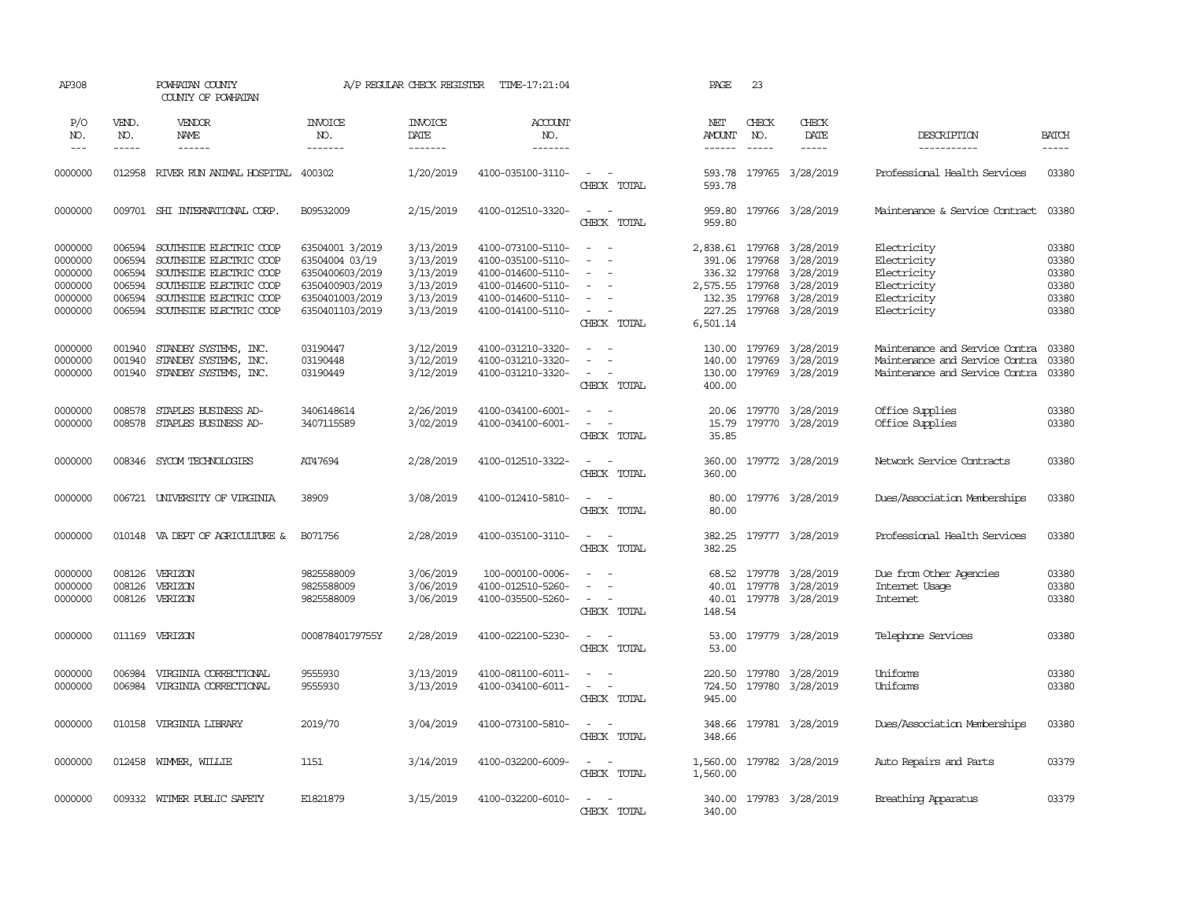AP308 POWHATAN COUNTY A/P REGULAR CHECK REGISTER TIME-17:21:04 PAGE 23

COUNTY OF POWHATAN

| P/O NO. | VEND. NO. | VENDOR NAME | INVOICE NO. | INVOICE DATE | ACCOUNT NO. | | NET AMOUNT | CHECK NO. | CHECK DATE | DESCRIPTION | BATCH |
|---|---|---|---|---|---|---|---|---|---|---|---|
| 0000000 | 012958 | RIVER RUN ANIMAL HOSPITAL | 400302 | 1/20/2019 | 4100-035100-3110- | - - | 593.78 | 179765 | 3/28/2019 | Professional Health Services | 03380 |
| | | | | | | CHECK TOTAL | 593.78 | | | | |
| 0000000 | 009701 | SHI INTERNATIONAL CORP. | B09532009 | 2/15/2019 | 4100-012510-3320- | - - | 959.80 | 179766 | 3/28/2019 | Maintenance & Service Contract | 03380 |
| | | | | | | CHECK TOTAL | 959.80 | | | | |
| 0000000 | 006594 | SOUTHSIDE ELECTRIC COOP | 63504001 3/2019 | 3/13/2019 | 4100-073100-5110- | - - | 2,838.61 | 179768 | 3/28/2019 | Electricity | 03380 |
| 0000000 | 006594 | SOUTHSIDE ELECTRIC COOP | 63504004 03/19 | 3/13/2019 | 4100-035100-5110- | - - | 391.06 | 179768 | 3/28/2019 | Electricity | 03380 |
| 0000000 | 006594 | SOUTHSIDE ELECTRIC COOP | 6350400603/2019 | 3/13/2019 | 4100-014600-5110- | - - | 336.32 | 179768 | 3/28/2019 | Electricity | 03380 |
| 0000000 | 006594 | SOUTHSIDE ELECTRIC COOP | 6350400903/2019 | 3/13/2019 | 4100-014600-5110- | - - | 2,575.55 | 179768 | 3/28/2019 | Electricity | 03380 |
| 0000000 | 006594 | SOUTHSIDE ELECTRIC COOP | 6350401003/2019 | 3/13/2019 | 4100-014600-5110- | - - | 132.35 | 179768 | 3/28/2019 | Electricity | 03380 |
| 0000000 | 006594 | SOUTHSIDE ELECTRIC COOP | 6350401103/2019 | 3/13/2019 | 4100-014100-5110- | - - | 227.25 | 179768 | 3/28/2019 | Electricity | 03380 |
| | | | | | | CHECK TOTAL | 6,501.14 | | | | |
| 0000000 | 001940 | STANDBY SYSTEMS, INC. | 03190447 | 3/12/2019 | 4100-031210-3320- | - - | 130.00 | 179769 | 3/28/2019 | Maintenance and Service Contra | 03380 |
| 0000000 | 001940 | STANDBY SYSTEMS, INC. | 03190448 | 3/12/2019 | 4100-031210-3320- | - - | 140.00 | 179769 | 3/28/2019 | Maintenance and Service Contra | 03380 |
| 0000000 | 001940 | STANDBY SYSTEMS, INC. | 03190449 | 3/12/2019 | 4100-031210-3320- | - - | 130.00 | 179769 | 3/28/2019 | Maintenance and Service Contra | 03380 |
| | | | | | | CHECK TOTAL | 400.00 | | | | |
| 0000000 | 008578 | STAPLES BUSINESS AD- | 3406148614 | 2/26/2019 | 4100-034100-6001- | - - | 20.06 | 179770 | 3/28/2019 | Office Supplies | 03380 |
| 0000000 | 008578 | STAPLES BUSINESS AD- | 3407115589 | 3/02/2019 | 4100-034100-6001- | - - | 15.79 | 179770 | 3/28/2019 | Office Supplies | 03380 |
| | | | | | | CHECK TOTAL | 35.85 | | | | |
| 0000000 | 008346 | SYCOM TECHNOLOGIES | AT47694 | 2/28/2019 | 4100-012510-3322- | - - | 360.00 | 179772 | 3/28/2019 | Network Service Contracts | 03380 |
| | | | | | | CHECK TOTAL | 360.00 | | | | |
| 0000000 | 006721 | UNIVERSITY OF VIRGINIA | 38909 | 3/08/2019 | 4100-012410-5810- | - - | 80.00 | 179776 | 3/28/2019 | Dues/Association Memberships | 03380 |
| | | | | | | CHECK TOTAL | 80.00 | | | | |
| 0000000 | 010148 | VA DEPT OF AGRICULTURE & | B071756 | 2/28/2019 | 4100-035100-3110- | - - | 382.25 | 179777 | 3/28/2019 | Professional Health Services | 03380 |
| | | | | | | CHECK TOTAL | 382.25 | | | | |
| 0000000 | 008126 | VERIZON | 9825588009 | 3/06/2019 | 100-000100-0006- | - - | 68.52 | 179778 | 3/28/2019 | Due from Other Agencies | 03380 |
| 0000000 | 008126 | VERIZON | 9825588009 | 3/06/2019 | 4100-012510-5260- | - - | 40.01 | 179778 | 3/28/2019 | Internet Usage | 03380 |
| 0000000 | 008126 | VERIZON | 9825588009 | 3/06/2019 | 4100-035500-5260- | - - | 40.01 | 179778 | 3/28/2019 | Internet | 03380 |
| | | | | | | CHECK TOTAL | 148.54 | | | | |
| 0000000 | 011169 | VERIZON | 00087840179755Y | 2/28/2019 | 4100-022100-5230- | - - | 53.00 | 179779 | 3/28/2019 | Telephone Services | 03380 |
| | | | | | | CHECK TOTAL | 53.00 | | | | |
| 0000000 | 006984 | VIRGINIA CORRECTIONAL | 9555930 | 3/13/2019 | 4100-081100-6011- | - - | 220.50 | 179780 | 3/28/2019 | Uniforms | 03380 |
| 0000000 | 006984 | VIRGINIA CORRECTIONAL | 9555930 | 3/13/2019 | 4100-034100-6011- | - - | 724.50 | 179780 | 3/28/2019 | Uniforms | 03380 |
| | | | | | | CHECK TOTAL | 945.00 | | | | |
| 0000000 | 010158 | VIRGINIA LIBRARY | 2019/70 | 3/04/2019 | 4100-073100-5810- | - - | 348.66 | 179781 | 3/28/2019 | Dues/Association Memberships | 03380 |
| | | | | | | CHECK TOTAL | 348.66 | | | | |
| 0000000 | 012458 | WIMMER, WILLIE | 1151 | 3/14/2019 | 4100-032200-6009- | - - | 1,560.00 | 179782 | 3/28/2019 | Auto Repairs and Parts | 03379 |
| | | | | | | CHECK TOTAL | 1,560.00 | | | | |
| 0000000 | 009332 | WITMER PUBLIC SAFETY | E1821879 | 3/15/2019 | 4100-032200-6010- | - - | 340.00 | 179783 | 3/28/2019 | Breathing Apparatus | 03379 |
| | | | | | | CHECK TOTAL | 340.00 | | | | |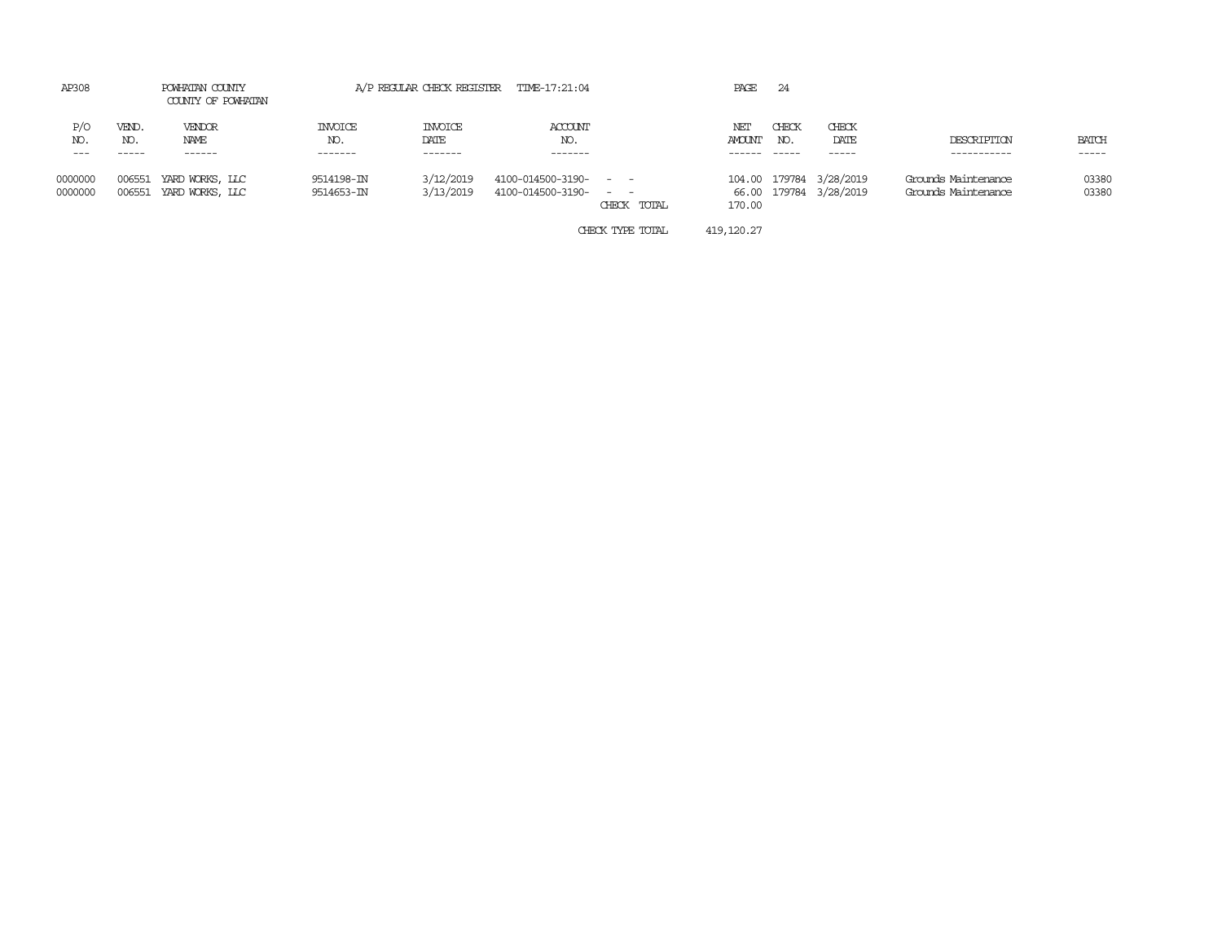AP308 POWHATAN COUNTY A/P REGULAR CHECK REGISTER TIME-17:21:04 PAGE 24

COUNTY OF POWHATAN

| P/O NO. | VEND. NO. | VENDOR NAME | INVOICE NO. | INVOICE DATE | ACCOUNT NO. | | NET AMOUNT | CHECK NO. | CHECK DATE | DESCRIPTION | BATCH |
|---|---|---|---|---|---|---|---|---|---|---|---|
| 0000000 | 006551 | YARD WORKS, LLC | 9514198-IN | 3/12/2019 | 4100-014500-3190- | - - | 104.00 | 179784 | 3/28/2019 | Grounds Maintenance | 03380 |
| 0000000 | 006551 | YARD WORKS, LLC | 9514653-IN | 3/13/2019 | 4100-014500-3190- | - - | 66.00 | 179784 | 3/28/2019 | Grounds Maintenance | 03380 |
| | | | | | | CHECK TOTAL | 170.00 | | | | |
| | | | | | | CHECK TYPE TOTAL | 419,120.27 | | | | |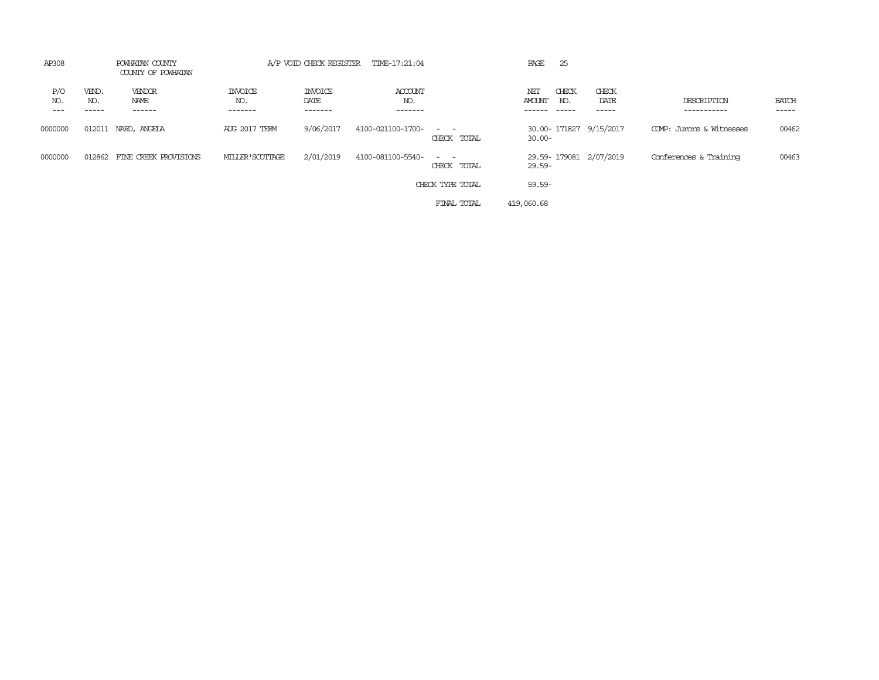AP308 POWHATAN COUNTY A/P VOID CHECK REGISTER TIME-17:21:04

COUNTY OF POWHATAN

| P/O NO. | VEND. NO. | VENDOR NAME | INVOICE NO. | INVOICE DATE | ACCOUNT NO. | | NET AMOUNT | CHECK NO. | CHECK DATE | DESCRIPTION | BATCH |
|---|---|---|---|---|---|---|---|---|---|---|---|
| 0000000 | 012011 | NARD, ANGELA | AUG 2017 TERM | 9/06/2017 | 4100-021100-1700- | - - | 30.00- | 171827 | 9/15/2017 | COMP: Jurors & Witnesses | 00462 |
| | | | | | | CHECK TOTAL | 30.00- | | | | |
| 0000000 | 012862 | FINE CREEK PROVISIONS | MILLER'SCOTTAGE | 2/01/2019 | 4100-081100-5540- | - - | 29.59- | 179081 | 2/07/2019 | Conferences & Training | 00463 |
| | | | | | | CHECK TOTAL | 29.59- | | | | |
| | | | | | | CHECK TYPE TOTAL | 59.59- | | | | |
| | | | | | | FINAL TOTAL | 419,060.68 | | | | |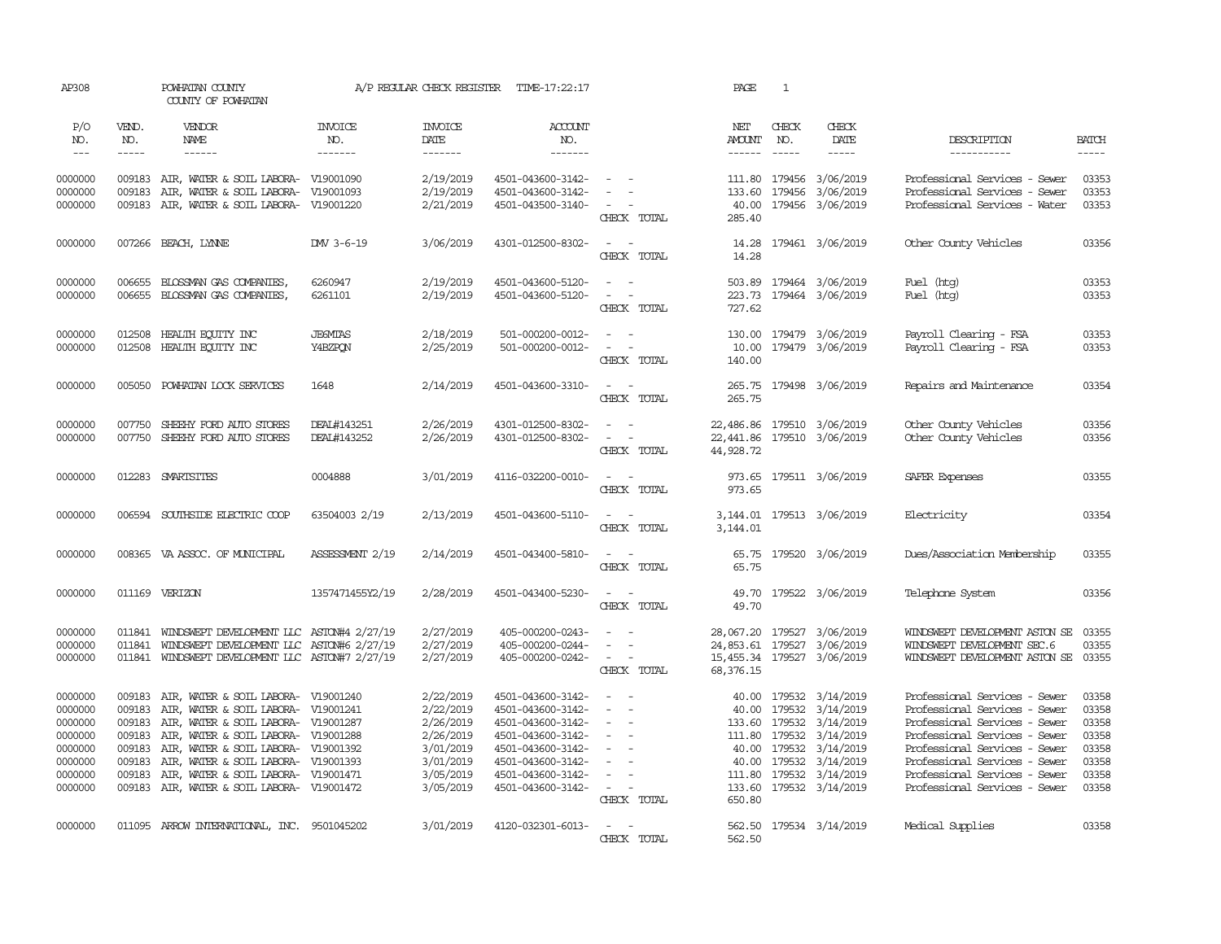AP308 POWHATAN COUNTY A/P REGULAR CHECK REGISTER TIME-17:22:17 PAGE 1

COUNTY OF POWHATAN

| P/O NO. | VEND. NO. | VENDOR NAME | INVOICE NO. | INVOICE DATE | ACCOUNT NO. | | NET AMOUNT | CHECK NO. | CHECK DATE | DESCRIPTION | BATCH |
|---|---|---|---|---|---|---|---|---|---|---|---|
| 0000000 | 009183 | AIR, WATER & SOIL LABORA- | V19001090 | 2/19/2019 | 4501-043600-3142- | - - | 111.80 | 179456 | 3/06/2019 | Professional Services - Sewer | 03353 |
| 0000000 | 009183 | AIR, WATER & SOIL LABORA- | V19001093 | 2/19/2019 | 4501-043600-3142- | - - | 133.60 | 179456 | 3/06/2019 | Professional Services - Sewer | 03353 |
| 0000000 | 009183 | AIR, WATER & SOIL LABORA- | V19001220 | 2/21/2019 | 4501-043500-3140- | - - | 40.00 | 179456 | 3/06/2019 | Professional Services - Water | 03353 |
| | | | | | | CHECK TOTAL | 285.40 | | | | |
| 0000000 | 007266 | BEACH, LYNNE | DMV 3-6-19 | 3/06/2019 | 4301-012500-8302- | - - | 14.28 | 179461 | 3/06/2019 | Other County Vehicles | 03356 |
| | | | | | | CHECK TOTAL | 14.28 | | | | |
| 0000000 | 006655 | BLOSSMAN GAS COMPANIES, | 6260947 | 2/19/2019 | 4501-043600-5120- | - - | 503.89 | 179464 | 3/06/2019 | Fuel (htg) | 03353 |
| 0000000 | 006655 | BLOSSMAN GAS COMPANIES, | 6261101 | 2/19/2019 | 4501-043600-5120- | - - | 223.73 | 179464 | 3/06/2019 | Fuel (htg) | 03353 |
| | | | | | | CHECK TOTAL | 727.62 | | | | |
| 0000000 | 012508 | HEALTH EQUITY INC | JB6MTAS | 2/18/2019 | 501-000200-0012- | - - | 130.00 | 179479 | 3/06/2019 | Payroll Clearing - FSA | 03353 |
| 0000000 | 012508 | HEALTH EQUITY INC | Y4BZPQN | 2/25/2019 | 501-000200-0012- | - - | 10.00 | 179479 | 3/06/2019 | Payroll Clearing - FSA | 03353 |
| | | | | | | CHECK TOTAL | 140.00 | | | | |
| 0000000 | 005050 | POWHATAN LOCK SERVICES | 1648 | 2/14/2019 | 4501-043600-3310- | - - | 265.75 | 179498 | 3/06/2019 | Repairs and Maintenance | 03354 |
| | | | | | | CHECK TOTAL | 265.75 | | | | |
| 0000000 | 007750 | SHEEHY FORD AUTO STORES | DEAL#143251 | 2/26/2019 | 4301-012500-8302- | - - | 22,486.86 | 179510 | 3/06/2019 | Other County Vehicles | 03356 |
| 0000000 | 007750 | SHEEHY FORD AUTO STORES | DEAL#143252 | 2/26/2019 | 4301-012500-8302- | - - | 22,441.86 | 179510 | 3/06/2019 | Other County Vehicles | 03356 |
| | | | | | | CHECK TOTAL | 44,928.72 | | | | |
| 0000000 | 012283 | SMARTSITES | 0004888 | 3/01/2019 | 4116-032200-0010- | - - | 973.65 | 179511 | 3/06/2019 | SAFER Expenses | 03355 |
| | | | | | | CHECK TOTAL | 973.65 | | | | |
| 0000000 | 006594 | SOUTHSIDE ELECTRIC COOP | 63504003 2/19 | 2/13/2019 | 4501-043600-5110- | - - | 3,144.01 | 179513 | 3/06/2019 | Electricity | 03354 |
| | | | | | | CHECK TOTAL | 3,144.01 | | | | |
| 0000000 | 008365 | VA ASSOC. OF MUNICIPAL | ASSESSMENT 2/19 | 2/14/2019 | 4501-043400-5810- | - - | 65.75 | 179520 | 3/06/2019 | Dues/Association Membership | 03355 |
| | | | | | | CHECK TOTAL | 65.75 | | | | |
| 0000000 | 011169 | VERIZON | 1357471455Y2/19 | 2/28/2019 | 4501-043400-5230- | - - | 49.70 | 179522 | 3/06/2019 | Telephone System | 03356 |
| | | | | | | CHECK TOTAL | 49.70 | | | | |
| 0000000 | 011841 | WINDSWEPT DEVELOPMENT LLC | ASTON#4 2/27/19 | 2/27/2019 | 405-000200-0243- | - - | 28,067.20 | 179527 | 3/06/2019 | WINDSWEPT DEVELOPMENT ASTON SE | 03355 |
| 0000000 | 011841 | WINDSWEPT DEVELOPMENT LLC | ASTON#6 2/27/19 | 2/27/2019 | 405-000200-0244- | - - | 24,853.61 | 179527 | 3/06/2019 | WINDSWEPT DEVELOPMENT SEC.6 | 03355 |
| 0000000 | 011841 | WINDSWEPT DEVELOPMENT LLC | ASTON#7 2/27/19 | 2/27/2019 | 405-000200-0242- | - - | 15,455.34 | 179527 | 3/06/2019 | WINDSWEPT DEVELOPMENT ASTON SE | 03355 |
| | | | | | | CHECK TOTAL | 68,376.15 | | | | |
| 0000000 | 009183 | AIR, WATER & SOIL LABORA- | V19001240 | 2/22/2019 | 4501-043600-3142- | - - | 40.00 | 179532 | 3/14/2019 | Professional Services - Sewer | 03358 |
| 0000000 | 009183 | AIR, WATER & SOIL LABORA- | V19001241 | 2/22/2019 | 4501-043600-3142- | - - | 40.00 | 179532 | 3/14/2019 | Professional Services - Sewer | 03358 |
| 0000000 | 009183 | AIR, WATER & SOIL LABORA- | V19001287 | 2/26/2019 | 4501-043600-3142- | - - | 133.60 | 179532 | 3/14/2019 | Professional Services - Sewer | 03358 |
| 0000000 | 009183 | AIR, WATER & SOIL LABORA- | V19001288 | 2/26/2019 | 4501-043600-3142- | - - | 111.80 | 179532 | 3/14/2019 | Professional Services - Sewer | 03358 |
| 0000000 | 009183 | AIR, WATER & SOIL LABORA- | V19001392 | 3/01/2019 | 4501-043600-3142- | - - | 40.00 | 179532 | 3/14/2019 | Professional Services - Sewer | 03358 |
| 0000000 | 009183 | AIR, WATER & SOIL LABORA- | V19001393 | 3/01/2019 | 4501-043600-3142- | - - | 40.00 | 179532 | 3/14/2019 | Professional Services - Sewer | 03358 |
| 0000000 | 009183 | AIR, WATER & SOIL LABORA- | V19001471 | 3/05/2019 | 4501-043600-3142- | - - | 111.80 | 179532 | 3/14/2019 | Professional Services - Sewer | 03358 |
| 0000000 | 009183 | AIR, WATER & SOIL LABORA- | V19001472 | 3/05/2019 | 4501-043600-3142- | - - | 133.60 | 179532 | 3/14/2019 | Professional Services - Sewer | 03358 |
| | | | | | | CHECK TOTAL | 650.80 | | | | |
| 0000000 | 011095 | ARROW INTERNATIONAL, INC. | 9501045202 | 3/01/2019 | 4120-032301-6013- | - - | 562.50 | 179534 | 3/14/2019 | Medical Supplies | 03358 |
| | | | | | | CHECK TOTAL | 562.50 | | | | |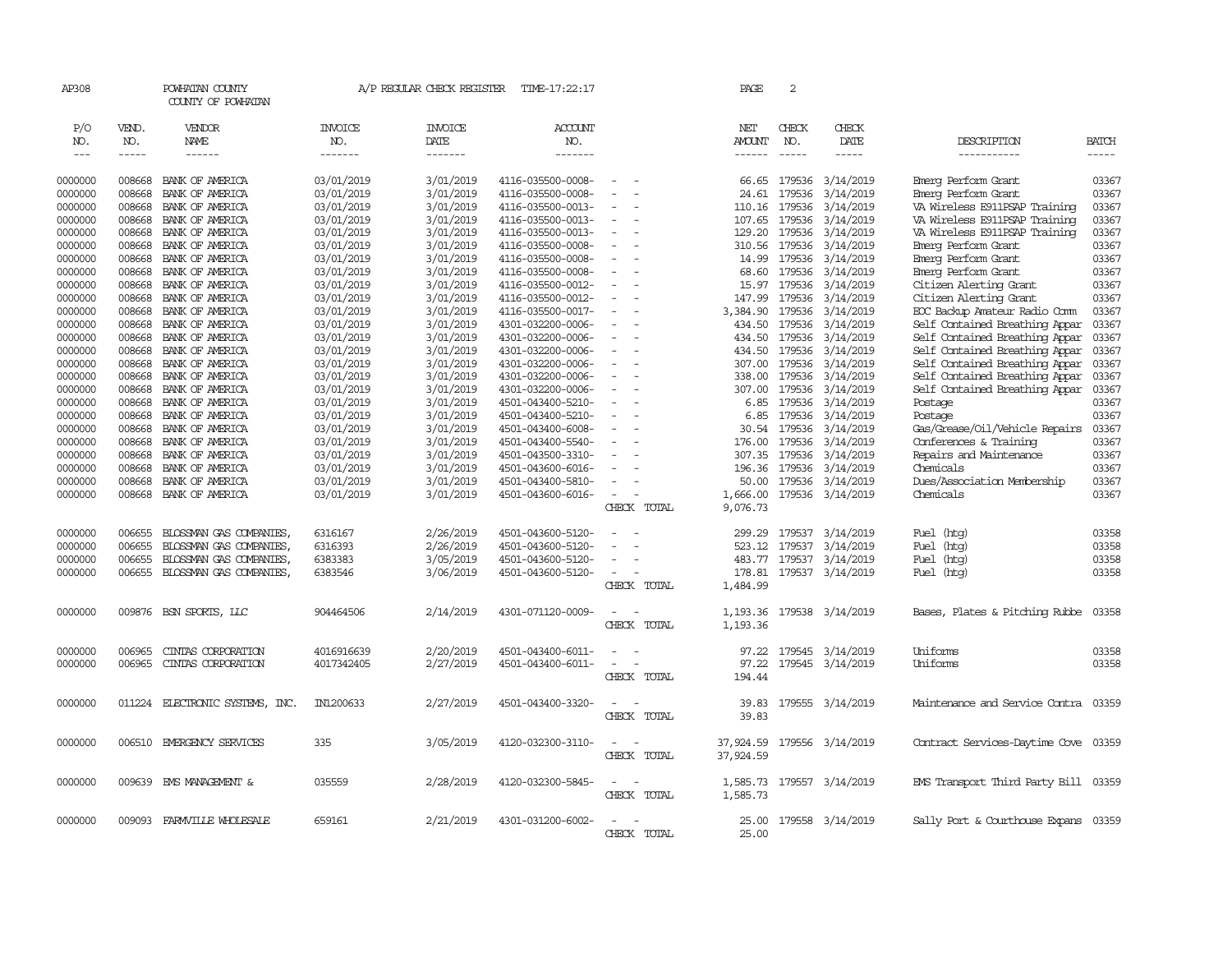AP308 POWHATAN COUNTY A/P REGULAR CHECK REGISTER TIME-17:22:17 PAGE 2

COUNTY OF POWHATAN

| P/O NO. | VEND. NO. | VENDOR NAME | INVOICE NO. | INVOICE DATE | ACCOUNT NO. | | NET AMOUNT | CHECK NO. | CHECK DATE | DESCRIPTION | BATCH |
|---|---|---|---|---|---|---|---|---|---|---|---|
| --- | ----- | ------ | ------- | ------- | ------- | | ------ | ----- | ----- | ----------- | ----- |
| 0000000 | 008668 | BANK OF AMERICA | 03/01/2019 | 3/01/2019 | 4116-035500-0008- | - - | 66.65 | 179536 | 3/14/2019 | Emerg Perform Grant | 03367 |
| 0000000 | 008668 | BANK OF AMERICA | 03/01/2019 | 3/01/2019 | 4116-035500-0008- | - - | 24.61 | 179536 | 3/14/2019 | Emerg Perform Grant | 03367 |
| 0000000 | 008668 | BANK OF AMERICA | 03/01/2019 | 3/01/2019 | 4116-035500-0013- | - - | 110.16 | 179536 | 3/14/2019 | VA Wireless E911PSAP Training | 03367 |
| 0000000 | 008668 | BANK OF AMERICA | 03/01/2019 | 3/01/2019 | 4116-035500-0013- | - - | 107.65 | 179536 | 3/14/2019 | VA Wireless E911PSAP Training | 03367 |
| 0000000 | 008668 | BANK OF AMERICA | 03/01/2019 | 3/01/2019 | 4116-035500-0013- | - - | 129.20 | 179536 | 3/14/2019 | VA Wireless E911PSAP Training | 03367 |
| 0000000 | 008668 | BANK OF AMERICA | 03/01/2019 | 3/01/2019 | 4116-035500-0008- | - - | 310.56 | 179536 | 3/14/2019 | Emerg Perform Grant | 03367 |
| 0000000 | 008668 | BANK OF AMERICA | 03/01/2019 | 3/01/2019 | 4116-035500-0008- | - - | 14.99 | 179536 | 3/14/2019 | Emerg Perform Grant | 03367 |
| 0000000 | 008668 | BANK OF AMERICA | 03/01/2019 | 3/01/2019 | 4116-035500-0008- | - - | 68.60 | 179536 | 3/14/2019 | Emerg Perform Grant | 03367 |
| 0000000 | 008668 | BANK OF AMERICA | 03/01/2019 | 3/01/2019 | 4116-035500-0012- | - - | 15.97 | 179536 | 3/14/2019 | Citizen Alerting Grant | 03367 |
| 0000000 | 008668 | BANK OF AMERICA | 03/01/2019 | 3/01/2019 | 4116-035500-0012- | - - | 147.99 | 179536 | 3/14/2019 | Citizen Alerting Grant | 03367 |
| 0000000 | 008668 | BANK OF AMERICA | 03/01/2019 | 3/01/2019 | 4116-035500-0017- | - - | 3,384.90 | 179536 | 3/14/2019 | EOC Backup Amateur Radio Comm | 03367 |
| 0000000 | 008668 | BANK OF AMERICA | 03/01/2019 | 3/01/2019 | 4301-032200-0006- | - - | 434.50 | 179536 | 3/14/2019 | Self Contained Breathing Appar | 03367 |
| 0000000 | 008668 | BANK OF AMERICA | 03/01/2019 | 3/01/2019 | 4301-032200-0006- | - - | 434.50 | 179536 | 3/14/2019 | Self Contained Breathing Appar | 03367 |
| 0000000 | 008668 | BANK OF AMERICA | 03/01/2019 | 3/01/2019 | 4301-032200-0006- | - - | 434.50 | 179536 | 3/14/2019 | Self Contained Breathing Appar | 03367 |
| 0000000 | 008668 | BANK OF AMERICA | 03/01/2019 | 3/01/2019 | 4301-032200-0006- | - - | 307.00 | 179536 | 3/14/2019 | Self Contained Breathing Appar | 03367 |
| 0000000 | 008668 | BANK OF AMERICA | 03/01/2019 | 3/01/2019 | 4301-032200-0006- | - - | 338.00 | 179536 | 3/14/2019 | Self Contained Breathing Appar | 03367 |
| 0000000 | 008668 | BANK OF AMERICA | 03/01/2019 | 3/01/2019 | 4301-032200-0006- | - - | 307.00 | 179536 | 3/14/2019 | Self Contained Breathing Appar | 03367 |
| 0000000 | 008668 | BANK OF AMERICA | 03/01/2019 | 3/01/2019 | 4501-043400-5210- | - - | 6.85 | 179536 | 3/14/2019 | Postage | 03367 |
| 0000000 | 008668 | BANK OF AMERICA | 03/01/2019 | 3/01/2019 | 4501-043400-5210- | - - | 6.85 | 179536 | 3/14/2019 | Postage | 03367 |
| 0000000 | 008668 | BANK OF AMERICA | 03/01/2019 | 3/01/2019 | 4501-043400-6008- | - - | 30.54 | 179536 | 3/14/2019 | Gas/Grease/Oil/Vehicle Repairs | 03367 |
| 0000000 | 008668 | BANK OF AMERICA | 03/01/2019 | 3/01/2019 | 4501-043400-5540- | - - | 176.00 | 179536 | 3/14/2019 | Conferences & Training | 03367 |
| 0000000 | 008668 | BANK OF AMERICA | 03/01/2019 | 3/01/2019 | 4501-043500-3310- | - - | 307.35 | 179536 | 3/14/2019 | Repairs and Maintenance | 03367 |
| 0000000 | 008668 | BANK OF AMERICA | 03/01/2019 | 3/01/2019 | 4501-043600-6016- | - - | 196.36 | 179536 | 3/14/2019 | Chemicals | 03367 |
| 0000000 | 008668 | BANK OF AMERICA | 03/01/2019 | 3/01/2019 | 4501-043400-5810- | - - | 50.00 | 179536 | 3/14/2019 | Dues/Association Membership | 03367 |
| 0000000 | 008668 | BANK OF AMERICA | 03/01/2019 | 3/01/2019 | 4501-043600-6016- | - - | 1,666.00 | 179536 | 3/14/2019 | Chemicals | 03367 |
| | | | | | | CHECK TOTAL | 9,076.73 | | | | |
| 0000000 | 006655 | BLOSSMAN GAS COMPANIES, | 6316167 | 2/26/2019 | 4501-043600-5120- | - - | 299.29 | 179537 | 3/14/2019 | Fuel (htg) | 03358 |
| 0000000 | 006655 | BLOSSMAN GAS COMPANIES, | 6316393 | 2/26/2019 | 4501-043600-5120- | - - | 523.12 | 179537 | 3/14/2019 | Fuel (htg) | 03358 |
| 0000000 | 006655 | BLOSSMAN GAS COMPANIES, | 6383383 | 3/05/2019 | 4501-043600-5120- | - - | 483.77 | 179537 | 3/14/2019 | Fuel (htg) | 03358 |
| 0000000 | 006655 | BLOSSMAN GAS COMPANIES, | 6383546 | 3/06/2019 | 4501-043600-5120- | - - | 178.81 | 179537 | 3/14/2019 | Fuel (htg) | 03358 |
| | | | | | | CHECK TOTAL | 1,484.99 | | | | |
| 0000000 | 009876 | BSN SPORTS, LLC | 904464506 | 2/14/2019 | 4301-071120-0009- | - - | 1,193.36 | 179538 | 3/14/2019 | Bases, Plates & Pitching Rubbe | 03358 |
| | | | | | | CHECK TOTAL | 1,193.36 | | | | |
| 0000000 | 006965 | CINTAS CORPORATION | 4016916639 | 2/20/2019 | 4501-043400-6011- | - - | 97.22 | 179545 | 3/14/2019 | Uniforms | 03358 |
| 0000000 | 006965 | CINTAS CORPORATION | 4017342405 | 2/27/2019 | 4501-043400-6011- | - - | 97.22 | 179545 | 3/14/2019 | Uniforms | 03358 |
| | | | | | | CHECK TOTAL | 194.44 | | | | |
| 0000000 | 011224 | ELECTRONIC SYSTEMS, INC. | IN1200633 | 2/27/2019 | 4501-043400-3320- | - - | 39.83 | 179555 | 3/14/2019 | Maintenance and Service Contra | 03359 |
| | | | | | | CHECK TOTAL | 39.83 | | | | |
| 0000000 | 006510 | EMERGENCY SERVICES | 335 | 3/05/2019 | 4120-032300-3110- | - - | 37,924.59 | 179556 | 3/14/2019 | Contract Services-Daytime Cove | 03359 |
| | | | | | | CHECK TOTAL | 37,924.59 | | | | |
| 0000000 | 009639 | EMS MANAGEMENT & | 035559 | 2/28/2019 | 4120-032300-5845- | - - | 1,585.73 | 179557 | 3/14/2019 | EMS Transport Third Party Bill | 03359 |
| | | | | | | CHECK TOTAL | 1,585.73 | | | | |
| 0000000 | 009093 | FARMVILLE WHOLESALE | 659161 | 2/21/2019 | 4301-031200-6002- | - - | 25.00 | 179558 | 3/14/2019 | Sally Port & Courthouse Expans | 03359 |
| | | | | | | CHECK TOTAL | 25.00 | | | | |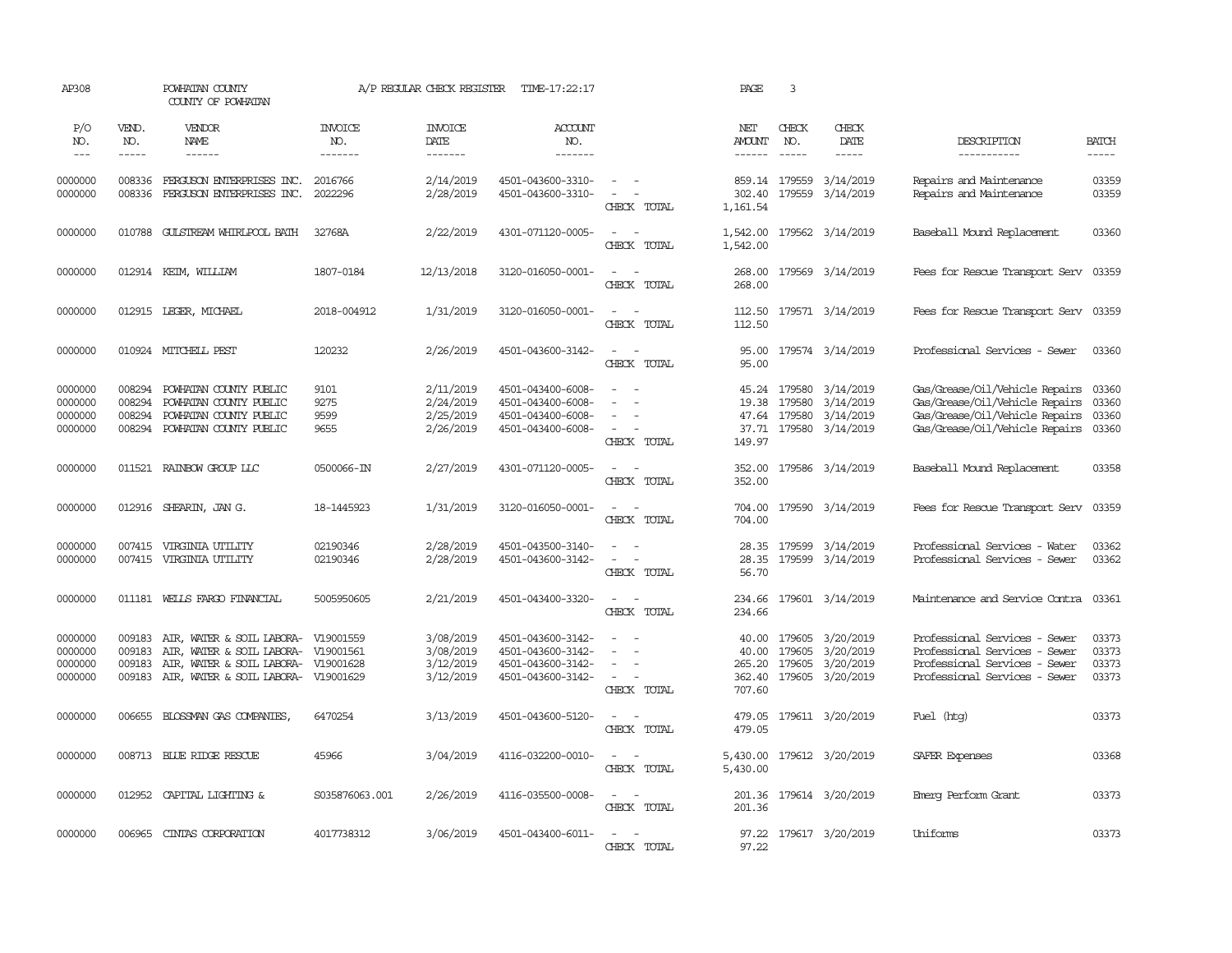AP308 POWHATAN COUNTY A/P REGULAR CHECK REGISTER TIME-17:22:17 PAGE 3
COUNTY OF POWHATAN

| P/O NO. | VEND. NO. | VENDOR NAME | INVOICE NO. | INVOICE DATE | ACCOUNT NO. | | NET AMOUNT | CHECK NO. | CHECK DATE | DESCRIPTION | BATCH |
|---|---|---|---|---|---|---|---|---|---|---|---|
| 0000000 | 008336 | FERGUSON ENTERPRISES INC. | 2016766 | 2/14/2019 | 4501-043600-3310- | - - | 859.14 | 179559 | 3/14/2019 | Repairs and Maintenance | 03359 |
| 0000000 | 008336 | FERGUSON ENTERPRISES INC. | 2022296 | 2/28/2019 | 4501-043600-3310- | - - | 302.40 | 179559 | 3/14/2019 | Repairs and Maintenance | 03359 |
| | | | | | | CHECK TOTAL | 1,161.54 | | | | |
| 0000000 | 010788 | GULSTREAM WHIRLPOOL BATH | 32768A | 2/22/2019 | 4301-071120-0005- | - - | 1,542.00 | 179562 | 3/14/2019 | Baseball Mound Replacement | 03360 |
| | | | | | | CHECK TOTAL | 1,542.00 | | | | |
| 0000000 | 012914 | KEIM, WILLIAM | 1807-0184 | 12/13/2018 | 3120-016050-0001- | - - | 268.00 | 179569 | 3/14/2019 | Fees for Rescue Transport Serv | 03359 |
| | | | | | | CHECK TOTAL | 268.00 | | | | |
| 0000000 | 012915 | LEGER, MICHAEL | 2018-004912 | 1/31/2019 | 3120-016050-0001- | - - | 112.50 | 179571 | 3/14/2019 | Fees for Rescue Transport Serv | 03359 |
| | | | | | | CHECK TOTAL | 112.50 | | | | |
| 0000000 | 010924 | MITCHELL PEST | 120232 | 2/26/2019 | 4501-043600-3142- | - - | 95.00 | 179574 | 3/14/2019 | Professional Services - Sewer | 03360 |
| | | | | | | CHECK TOTAL | 95.00 | | | | |
| 0000000 | 008294 | POWHATAN COUNTY PUBLIC | 9101 | 2/11/2019 | 4501-043400-6008- | - - | 45.24 | 179580 | 3/14/2019 | Gas/Grease/Oil/Vehicle Repairs | 03360 |
| 0000000 | 008294 | POWHATAN COUNTY PUBLIC | 9275 | 2/24/2019 | 4501-043400-6008- | - - | 19.38 | 179580 | 3/14/2019 | Gas/Grease/Oil/Vehicle Repairs | 03360 |
| 0000000 | 008294 | POWHATAN COUNTY PUBLIC | 9599 | 2/25/2019 | 4501-043400-6008- | - - | 47.64 | 179580 | 3/14/2019 | Gas/Grease/Oil/Vehicle Repairs | 03360 |
| 0000000 | 008294 | POWHATAN COUNTY PUBLIC | 9655 | 2/26/2019 | 4501-043400-6008- | - - | 37.71 | 179580 | 3/14/2019 | Gas/Grease/Oil/Vehicle Repairs | 03360 |
| | | | | | | CHECK TOTAL | 149.97 | | | | |
| 0000000 | 011521 | RAINBOW GROUP LLC | 0500066-IN | 2/27/2019 | 4301-071120-0005- | - - | 352.00 | 179586 | 3/14/2019 | Baseball Mound Replacement | 03358 |
| | | | | | | CHECK TOTAL | 352.00 | | | | |
| 0000000 | 012916 | SHEARIN, JAN G. | 18-1445923 | 1/31/2019 | 3120-016050-0001- | - - | 704.00 | 179590 | 3/14/2019 | Fees for Rescue Transport Serv | 03359 |
| | | | | | | CHECK TOTAL | 704.00 | | | | |
| 0000000 | 007415 | VIRGINIA UTILITY | 02190346 | 2/28/2019 | 4501-043500-3140- | - - | 28.35 | 179599 | 3/14/2019 | Professional Services - Water | 03362 |
| 0000000 | 007415 | VIRGINIA UTILITY | 02190346 | 2/28/2019 | 4501-043600-3142- | - - | 28.35 | 179599 | 3/14/2019 | Professional Services - Sewer | 03362 |
| | | | | | | CHECK TOTAL | 56.70 | | | | |
| 0000000 | 011181 | WELLS FARGO FINANCIAL | 5005950605 | 2/21/2019 | 4501-043400-3320- | - - | 234.66 | 179601 | 3/14/2019 | Maintenance and Service Contra | 03361 |
| | | | | | | CHECK TOTAL | 234.66 | | | | |
| 0000000 | 009183 | AIR, WATER & SOIL LABORA- | V19001559 | 3/08/2019 | 4501-043600-3142- | - - | 40.00 | 179605 | 3/20/2019 | Professional Services - Sewer | 03373 |
| 0000000 | 009183 | AIR, WATER & SOIL LABORA- | V19001561 | 3/08/2019 | 4501-043600-3142- | - - | 40.00 | 179605 | 3/20/2019 | Professional Services - Sewer | 03373 |
| 0000000 | 009183 | AIR, WATER & SOIL LABORA- | V19001628 | 3/12/2019 | 4501-043600-3142- | - - | 265.20 | 179605 | 3/20/2019 | Professional Services - Sewer | 03373 |
| 0000000 | 009183 | AIR, WATER & SOIL LABORA- | V19001629 | 3/12/2019 | 4501-043600-3142- | - - | 362.40 | 179605 | 3/20/2019 | Professional Services - Sewer | 03373 |
| | | | | | | CHECK TOTAL | 707.60 | | | | |
| 0000000 | 006655 | BLOSSMAN GAS COMPANIES, | 6470254 | 3/13/2019 | 4501-043600-5120- | - - | 479.05 | 179611 | 3/20/2019 | Fuel (htg) | 03373 |
| | | | | | | CHECK TOTAL | 479.05 | | | | |
| 0000000 | 008713 | BLUE RIDGE RESCUE | 45966 | 3/04/2019 | 4116-032200-0010- | - - | 5,430.00 | 179612 | 3/20/2019 | SAFER Expenses | 03368 |
| | | | | | | CHECK TOTAL | 5,430.00 | | | | |
| 0000000 | 012952 | CAPITAL LIGHTING & | S035876063.001 | 2/26/2019 | 4116-035500-0008- | - - | 201.36 | 179614 | 3/20/2019 | Emerg Perform Grant | 03373 |
| | | | | | | CHECK TOTAL | 201.36 | | | | |
| 0000000 | 006965 | CINTAS CORPORATION | 4017738312 | 3/06/2019 | 4501-043400-6011- | - - | 97.22 | 179617 | 3/20/2019 | Uniforms | 03373 |
| | | | | | | CHECK TOTAL | 97.22 | | | | |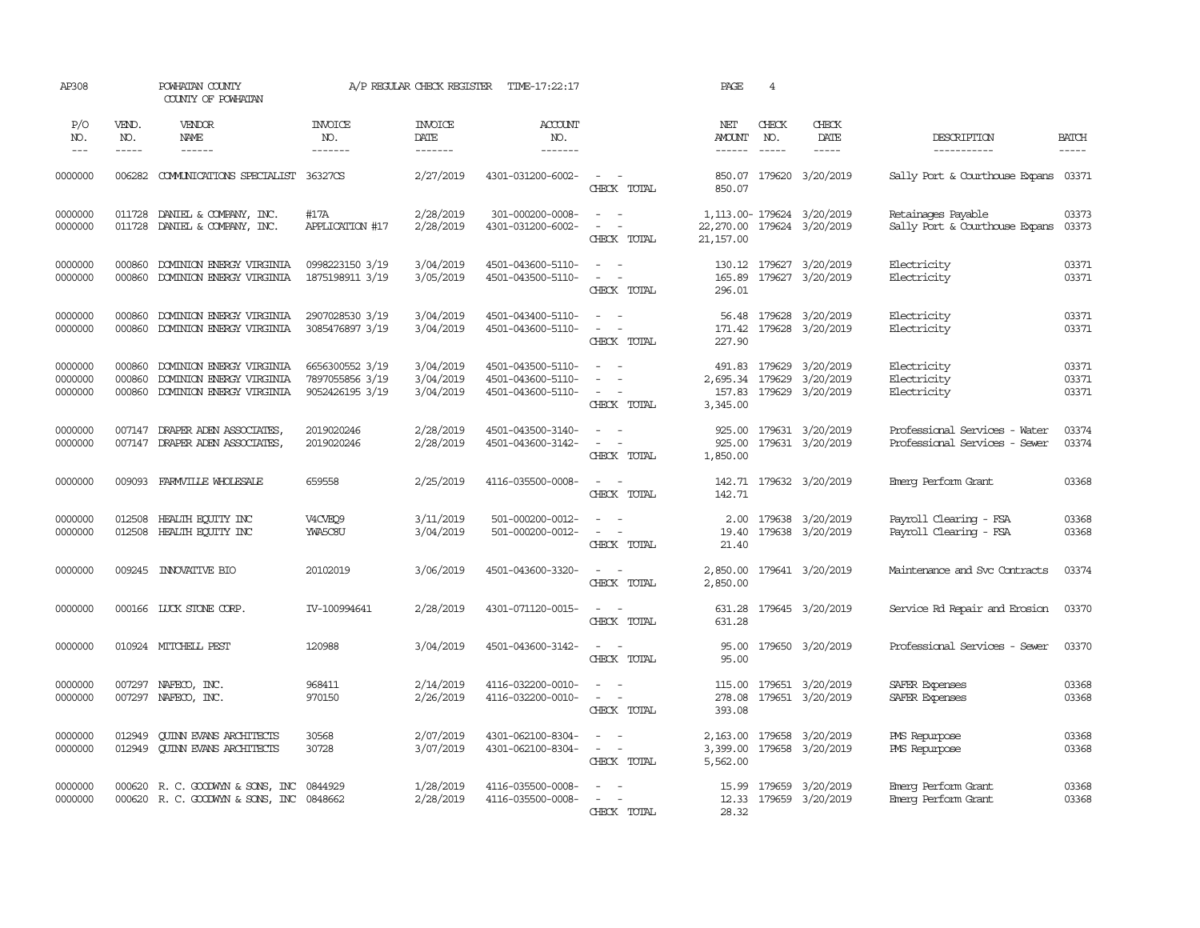AP308 POWHATAN COUNTY A/P REGULAR CHECK REGISTER TIME-17:22:17 PAGE 4

COUNTY OF POWHATAN

| P/O NO. | VEND. NO. | VENDOR NAME | INVOICE NO. | INVOICE DATE | ACCOUNT NO. | | NET AMOUNT | CHECK NO. | CHECK DATE | DESCRIPTION | BATCH |
|---|---|---|---|---|---|---|---|---|---|---|---|
| 0000000 | 006282 | COMMUNICATIONS SPECIALIST | 36327CS | 2/27/2019 | 4301-031200-6002- | - - | 850.07 | 179620 | 3/20/2019 | Sally Port & Courthouse Expans | 03371 |
| | | | | | | CHECK TOTAL | 850.07 | | | | |
| 0000000 | 011728 | DANIEL & COMPANY, INC. | #17A | 2/28/2019 | 301-000200-0008- | - - | 1,113.00- | 179624 | 3/20/2019 | Retainages Payable | 03373 |
| 0000000 | 011728 | DANIEL & COMPANY, INC. | APPLICATION #17 | 2/28/2019 | 4301-031200-6002- | - - | 22,270.00 | 179624 | 3/20/2019 | Sally Port & Courthouse Expans | 03373 |
| | | | | | | CHECK TOTAL | 21,157.00 | | | | |
| 0000000 | 000860 | DOMINION ENERGY VIRGINIA | 0998223150 3/19 | 3/04/2019 | 4501-043600-5110- | - - | 130.12 | 179627 | 3/20/2019 | Electricity | 03371 |
| 0000000 | 000860 | DOMINION ENERGY VIRGINIA | 1875198911 3/19 | 3/05/2019 | 4501-043500-5110- | - - | 165.89 | 179627 | 3/20/2019 | Electricity | 03371 |
| | | | | | | CHECK TOTAL | 296.01 | | | | |
| 0000000 | 000860 | DOMINION ENERGY VIRGINIA | 2907028530 3/19 | 3/04/2019 | 4501-043400-5110- | - - | 56.48 | 179628 | 3/20/2019 | Electricity | 03371 |
| 0000000 | 000860 | DOMINION ENERGY VIRGINIA | 3085476897 3/19 | 3/04/2019 | 4501-043600-5110- | - - | 171.42 | 179628 | 3/20/2019 | Electricity | 03371 |
| | | | | | | CHECK TOTAL | 227.90 | | | | |
| 0000000 | 000860 | DOMINION ENERGY VIRGINIA | 6656300552 3/19 | 3/04/2019 | 4501-043500-5110- | - - | 491.83 | 179629 | 3/20/2019 | Electricity | 03371 |
| 0000000 | 000860 | DOMINION ENERGY VIRGINIA | 7897055856 3/19 | 3/04/2019 | 4501-043600-5110- | - - | 2,695.34 | 179629 | 3/20/2019 | Electricity | 03371 |
| 0000000 | 000860 | DOMINION ENERGY VIRGINIA | 9052426195 3/19 | 3/04/2019 | 4501-043600-5110- | - - | 157.83 | 179629 | 3/20/2019 | Electricity | 03371 |
| | | | | | | CHECK TOTAL | 3,345.00 | | | | |
| 0000000 | 007147 | DRAPER ADEN ASSOCIATES, | 2019020246 | 2/28/2019 | 4501-043500-3140- | - - | 925.00 | 179631 | 3/20/2019 | Professional Services - Water | 03374 |
| 0000000 | 007147 | DRAPER ADEN ASSOCIATES, | 2019020246 | 2/28/2019 | 4501-043600-3142- | - - | 925.00 | 179631 | 3/20/2019 | Professional Services - Sewer | 03374 |
| | | | | | | CHECK TOTAL | 1,850.00 | | | | |
| 0000000 | 009093 | FARMVILLE WHOLESALE | 659558 | 2/25/2019 | 4116-035500-0008- | - - | 142.71 | 179632 | 3/20/2019 | Emerg Perform Grant | 03368 |
| | | | | | | CHECK TOTAL | 142.71 | | | | |
| 0000000 | 012508 | HEALTH EQUITY INC | V4CVEQ9 | 3/11/2019 | 501-000200-0012- | - - | 2.00 | 179638 | 3/20/2019 | Payroll Clearing - FSA | 03368 |
| 0000000 | 012508 | HEALTH EQUITY INC | YWA5C8U | 3/04/2019 | 501-000200-0012- | - - | 19.40 | 179638 | 3/20/2019 | Payroll Clearing - FSA | 03368 |
| | | | | | | CHECK TOTAL | 21.40 | | | | |
| 0000000 | 009245 | INNOVATIVE BIO | 20102019 | 3/06/2019 | 4501-043600-3320- | - - | 2,850.00 | 179641 | 3/20/2019 | Maintenance and Svc Contracts | 03374 |
| | | | | | | CHECK TOTAL | 2,850.00 | | | | |
| 0000000 | 000166 | LUCK STONE CORP. | IV-100994641 | 2/28/2019 | 4301-071120-0015- | - - | 631.28 | 179645 | 3/20/2019 | Service Rd Repair and Erosion | 03370 |
| | | | | | | CHECK TOTAL | 631.28 | | | | |
| 0000000 | 010924 | MITCHELL PEST | 120988 | 3/04/2019 | 4501-043600-3142- | - - | 95.00 | 179650 | 3/20/2019 | Professional Services - Sewer | 03370 |
| | | | | | | CHECK TOTAL | 95.00 | | | | |
| 0000000 | 007297 | NAFECO, INC. | 968411 | 2/14/2019 | 4116-032200-0010- | - - | 115.00 | 179651 | 3/20/2019 | SAFER Expenses | 03368 |
| 0000000 | 007297 | NAFECO, INC. | 970150 | 2/26/2019 | 4116-032200-0010- | - - | 278.08 | 179651 | 3/20/2019 | SAFER Expenses | 03368 |
| | | | | | | CHECK TOTAL | 393.08 | | | | |
| 0000000 | 012949 | QUINN EVANS ARCHITECTS | 30568 | 2/07/2019 | 4301-062100-8304- | - - | 2,163.00 | 179658 | 3/20/2019 | PMS Repurpose | 03368 |
| 0000000 | 012949 | QUINN EVANS ARCHITECTS | 30728 | 3/07/2019 | 4301-062100-8304- | - - | 3,399.00 | 179658 | 3/20/2019 | PMS Repurpose | 03368 |
| | | | | | | CHECK TOTAL | 5,562.00 | | | | |
| 0000000 | 000620 | R. C. GOODWYN & SONS, INC | 0844929 | 1/28/2019 | 4116-035500-0008- | - - | 15.99 | 179659 | 3/20/2019 | Emerg Perform Grant | 03368 |
| 0000000 | 000620 | R. C. GOODWYN & SONS, INC | 0848662 | 2/28/2019 | 4116-035500-0008- | - - | 12.33 | 179659 | 3/20/2019 | Emerg Perform Grant | 03368 |
| | | | | | | CHECK TOTAL | 28.32 | | | | |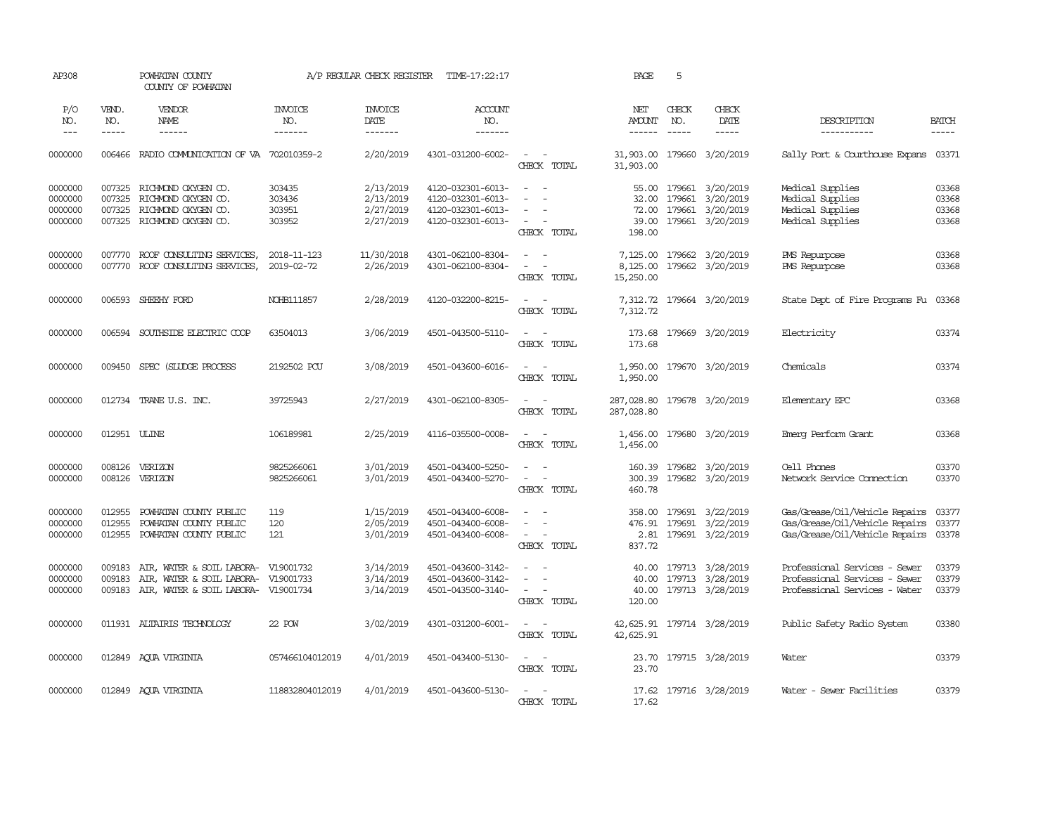AP308 POWHATAN COUNTY A/P REGULAR CHECK REGISTER TIME-17:22:17 PAGE 5

COUNTY OF POWHATAN

| P/O NO. | VEND. NO. | VENDOR NAME | INVOICE NO. | INVOICE DATE | ACCOUNT NO. | | NET AMOUNT | CHECK NO. | CHECK DATE | DESCRIPTION | BATCH |
|---|---|---|---|---|---|---|---|---|---|---|---|
| 0000000 | 006466 | RADIO COMMUNICATION OF VA | 702010359-2 | 2/20/2019 | 4301-031200-6002- | - - | 31,903.00 | 179660 | 3/20/2019 | Sally Port & Courthouse Expans | 03371 |
| | | | | | | CHECK TOTAL | 31,903.00 | | | | |
| 0000000 | 007325 | RICHMOND OXYGEN CO. | 303435 | 2/13/2019 | 4120-032301-6013- | - - | 55.00 | 179661 | 3/20/2019 | Medical Supplies | 03368 |
| 0000000 | 007325 | RICHMOND OXYGEN CO. | 303436 | 2/13/2019 | 4120-032301-6013- | - - | 32.00 | 179661 | 3/20/2019 | Medical Supplies | 03368 |
| 0000000 | 007325 | RICHMOND OXYGEN CO. | 303951 | 2/27/2019 | 4120-032301-6013- | - - | 72.00 | 179661 | 3/20/2019 | Medical Supplies | 03368 |
| 0000000 | 007325 | RICHMOND OXYGEN CO. | 303952 | 2/27/2019 | 4120-032301-6013- | - - | 39.00 | 179661 | 3/20/2019 | Medical Supplies | 03368 |
| | | | | | | CHECK TOTAL | 198.00 | | | | |
| 0000000 | 007770 | ROOF CONSULTING SERVICES, | 2018-11-123 | 11/30/2018 | 4301-062100-8304- | - - | 7,125.00 | 179662 | 3/20/2019 | PMS Repurpose | 03368 |
| 0000000 | 007770 | ROOF CONSULTING SERVICES, | 2019-02-72 | 2/26/2019 | 4301-062100-8304- | - - | 8,125.00 | 179662 | 3/20/2019 | PMS Repurpose | 03368 |
| | | | | | | CHECK TOTAL | 15,250.00 | | | | |
| 0000000 | 006593 | SHEEHY FORD | NOHB111857 | 2/28/2019 | 4120-032200-8215- | - - | 7,312.72 | 179664 | 3/20/2019 | State Dept of Fire Programs Fu | 03368 |
| | | | | | | CHECK TOTAL | 7,312.72 | | | | |
| 0000000 | 006594 | SOUTHSIDE ELECTRIC COOP | 63504013 | 3/06/2019 | 4501-043500-5110- | - - | 173.68 | 179669 | 3/20/2019 | Electricity | 03374 |
| | | | | | | CHECK TOTAL | 173.68 | | | | |
| 0000000 | 009450 | SPEC (SLUDGE PROCESS | 2192502 PCU | 3/08/2019 | 4501-043600-6016- | - - | 1,950.00 | 179670 | 3/20/2019 | Chemicals | 03374 |
| | | | | | | CHECK TOTAL | 1,950.00 | | | | |
| 0000000 | 012734 | TRANE U.S. INC. | 39725943 | 2/27/2019 | 4301-062100-8305- | - - | 287,028.80 | 179678 | 3/20/2019 | Elementary EPC | 03368 |
| | | | | | | CHECK TOTAL | 287,028.80 | | | | |
| 0000000 | 012951 | ULINE | 106189981 | 2/25/2019 | 4116-035500-0008- | - - | 1,456.00 | 179680 | 3/20/2019 | Emerg Perform Grant | 03368 |
| | | | | | | CHECK TOTAL | 1,456.00 | | | | |
| 0000000 | 008126 | VERIZON | 9825266061 | 3/01/2019 | 4501-043400-5250- | - - | 160.39 | 179682 | 3/20/2019 | Cell Phones | 03370 |
| 0000000 | 008126 | VERIZON | 9825266061 | 3/01/2019 | 4501-043400-5270- | - - | 300.39 | 179682 | 3/20/2019 | Network Service Connection | 03370 |
| | | | | | | CHECK TOTAL | 460.78 | | | | |
| 0000000 | 012955 | POWHATAN COUNTY PUBLIC | 119 | 1/15/2019 | 4501-043400-6008- | - - | 358.00 | 179691 | 3/22/2019 | Gas/Grease/Oil/Vehicle Repairs | 03377 |
| 0000000 | 012955 | POWHATAN COUNTY PUBLIC | 120 | 2/05/2019 | 4501-043400-6008- | - - | 476.91 | 179691 | 3/22/2019 | Gas/Grease/Oil/Vehicle Repairs | 03377 |
| 0000000 | 012955 | POWHATAN COUNTY PUBLIC | 121 | 3/01/2019 | 4501-043400-6008- | - - | 2.81 | 179691 | 3/22/2019 | Gas/Grease/Oil/Vehicle Repairs | 03378 |
| | | | | | | CHECK TOTAL | 837.72 | | | | |
| 0000000 | 009183 | AIR, WATER & SOIL LABORA- | V19001732 | 3/14/2019 | 4501-043600-3142- | - - | 40.00 | 179713 | 3/28/2019 | Professional Services - Sewer | 03379 |
| 0000000 | 009183 | AIR, WATER & SOIL LABORA- | V19001733 | 3/14/2019 | 4501-043600-3142- | - - | 40.00 | 179713 | 3/28/2019 | Professional Services - Sewer | 03379 |
| 0000000 | 009183 | AIR, WATER & SOIL LABORA- | V19001734 | 3/14/2019 | 4501-043500-3140- | - - | 40.00 | 179713 | 3/28/2019 | Professional Services - Water | 03379 |
| | | | | | | CHECK TOTAL | 120.00 | | | | |
| 0000000 | 011931 | ALTAIRIS TECHNOLOGY | 22 POW | 3/02/2019 | 4301-031200-6001- | - - | 42,625.91 | 179714 | 3/28/2019 | Public Safety Radio System | 03380 |
| | | | | | | CHECK TOTAL | 42,625.91 | | | | |
| 0000000 | 012849 | AQUA VIRGINIA | 057466104012019 | 4/01/2019 | 4501-043400-5130- | - - | 23.70 | 179715 | 3/28/2019 | Water | 03379 |
| | | | | | | CHECK TOTAL | 23.70 | | | | |
| 0000000 | 012849 | AQUA VIRGINIA | 118832804012019 | 4/01/2019 | 4501-043600-5130- | - - | 17.62 | 179716 | 3/28/2019 | Water - Sewer Facilities | 03379 |
| | | | | | | CHECK TOTAL | 17.62 | | | | |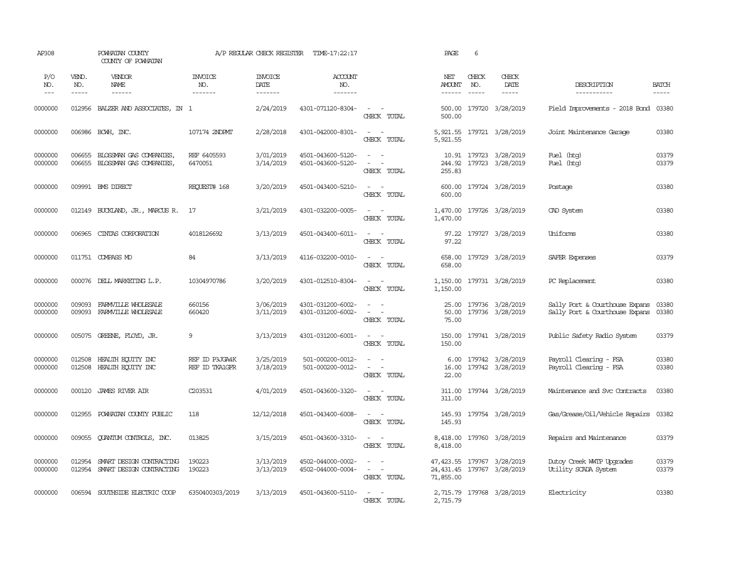AP308 POWHATAN COUNTY A/P REGULAR CHECK REGISTER TIME-17:22:17 PAGE 6

COUNTY OF POWHATAN

| P/O NO. | VEND. NO. | VENDOR NAME | INVOICE NO. | INVOICE DATE | ACCOUNT NO. | | NET AMOUNT | CHECK NO. | CHECK DATE | DESCRIPTION | BATCH |
|---|---|---|---|---|---|---|---|---|---|---|---|
| 0000000 | 012956 | BALZER AND ASSOCIATES, IN | 1 | 2/24/2019 | 4301-071120-8304- | - - | 500.00 | 179720 | 3/28/2019 | Field Improvements - 2018 Bond | 03380 |
| | | | | | | CHECK TOTAL | 500.00 | | | | |
| 0000000 | 006986 | BCWH, INC. | 107174 2NDPMT | 2/28/2018 | 4301-042000-8301- | - - | 5,921.55 | 179721 | 3/28/2019 | Joint Maintenance Garage | 03380 |
| | | | | | | CHECK TOTAL | 5,921.55 | | | | |
| 0000000 | 006655 | BLOSSMAN GAS COMPANIES, | REF 6405593 | 3/01/2019 | 4501-043600-5120- | - - | 10.91 | 179723 | 3/28/2019 | Fuel (htg) | 03379 |
| 0000000 | 006655 | BLOSSMAN GAS COMPANIES, | 6470051 | 3/14/2019 | 4501-043600-5120- | - - | 244.92 | 179723 | 3/28/2019 | Fuel (htg) | 03379 |
| | | | | | | CHECK TOTAL | 255.83 | | | | |
| 0000000 | 009991 | BMS DIRECT | REQUEST# 168 | 3/20/2019 | 4501-043400-5210- | - - | 600.00 | 179724 | 3/28/2019 | Postage | 03380 |
| | | | | | | CHECK TOTAL | 600.00 | | | | |
| 0000000 | 012149 | BUCKLAND, JR., MARCUS R. | 17 | 3/21/2019 | 4301-032200-0005- | - - | 1,470.00 | 179726 | 3/28/2019 | CAD System | 03380 |
| | | | | | | CHECK TOTAL | 1,470.00 | | | | |
| 0000000 | 006965 | CINTAS CORPORATION | 4018126692 | 3/13/2019 | 4501-043400-6011- | - - | 97.22 | 179727 | 3/28/2019 | Uniforms | 03380 |
| | | | | | | CHECK TOTAL | 97.22 | | | | |
| 0000000 | 011751 | COMPASS MD | 84 | 3/13/2019 | 4116-032200-0010- | - - | 658.00 | 179729 | 3/28/2019 | SAFER Expenses | 03379 |
| | | | | | | CHECK TOTAL | 658.00 | | | | |
| 0000000 | 000076 | DELL MARKETING L.P. | 10304970786 | 3/20/2019 | 4301-012510-8304- | - - | 1,150.00 | 179731 | 3/28/2019 | PC Replacement | 03380 |
| | | | | | | CHECK TOTAL | 1,150.00 | | | | |
| 0000000 | 009093 | FARMVILLE WHOLESALE | 660156 | 3/06/2019 | 4301-031200-6002- | - - | 25.00 | 179736 | 3/28/2019 | Sally Port & Courthouse Expans | 03380 |
| 0000000 | 009093 | FARMVILLE WHOLESALE | 660420 | 3/11/2019 | 4301-031200-6002- | - - | 50.00 | 179736 | 3/28/2019 | Sally Port & Courthouse Expans | 03380 |
| | | | | | | CHECK TOTAL | 75.00 | | | | |
| 0000000 | 005075 | GREENE, FLOYD, JR. | 9 | 3/13/2019 | 4301-031200-6001- | - - | 150.00 | 179741 | 3/28/2019 | Public Safety Radio System | 03379 |
| | | | | | | CHECK TOTAL | 150.00 | | | | |
| 0000000 | 012508 | HEALTH EQUITY INC | REF ID P3JGA4K | 3/25/2019 | 501-000200-0012- | - - | 6.00 | 179742 | 3/28/2019 | Payroll Clearing - FSA | 03380 |
| 0000000 | 012508 | HEALTH EQUITY INC | REF ID TKA1GFR | 3/18/2019 | 501-000200-0012- | - - | 16.00 | 179742 | 3/28/2019 | Payroll Clearing - FSA | 03380 |
| | | | | | | CHECK TOTAL | 22.00 | | | | |
| 0000000 | 000120 | JAMES RIVER AIR | C203531 | 4/01/2019 | 4501-043600-3320- | - - | 311.00 | 179744 | 3/28/2019 | Maintenance and Svc Contracts | 03380 |
| | | | | | | CHECK TOTAL | 311.00 | | | | |
| 0000000 | 012955 | POWHATAN COUNTY PUBLIC | 118 | 12/12/2018 | 4501-043400-6008- | - - | 145.93 | 179754 | 3/28/2019 | Gas/Grease/Oil/Vehicle Repairs | 03382 |
| | | | | | | CHECK TOTAL | 145.93 | | | | |
| 0000000 | 009055 | QUANTUM CONTROLS, INC. | 013825 | 3/15/2019 | 4501-043600-3310- | - - | 8,418.00 | 179760 | 3/28/2019 | Repairs and Maintenance | 03379 |
| | | | | | | CHECK TOTAL | 8,418.00 | | | | |
| 0000000 | 012954 | SMART DESIGN CONTRACTING | 190223 | 3/13/2019 | 4502-044000-0002- | - - | 47,423.55 | 179767 | 3/28/2019 | Dutoy Creek WWTP Upgrades | 03379 |
| 0000000 | 012954 | SMART DESIGN CONTRACTING | 190223 | 3/13/2019 | 4502-044000-0004- | - - | 24,431.45 | 179767 | 3/28/2019 | Utility SCADA System | 03379 |
| | | | | | | CHECK TOTAL | 71,855.00 | | | | |
| 0000000 | 006594 | SOUTHSIDE ELECTRIC COOP | 6350400303/2019 | 3/13/2019 | 4501-043600-5110- | - - | 2,715.79 | 179768 | 3/28/2019 | Electricity | 03380 |
| | | | | | | CHECK TOTAL | 2,715.79 | | | | |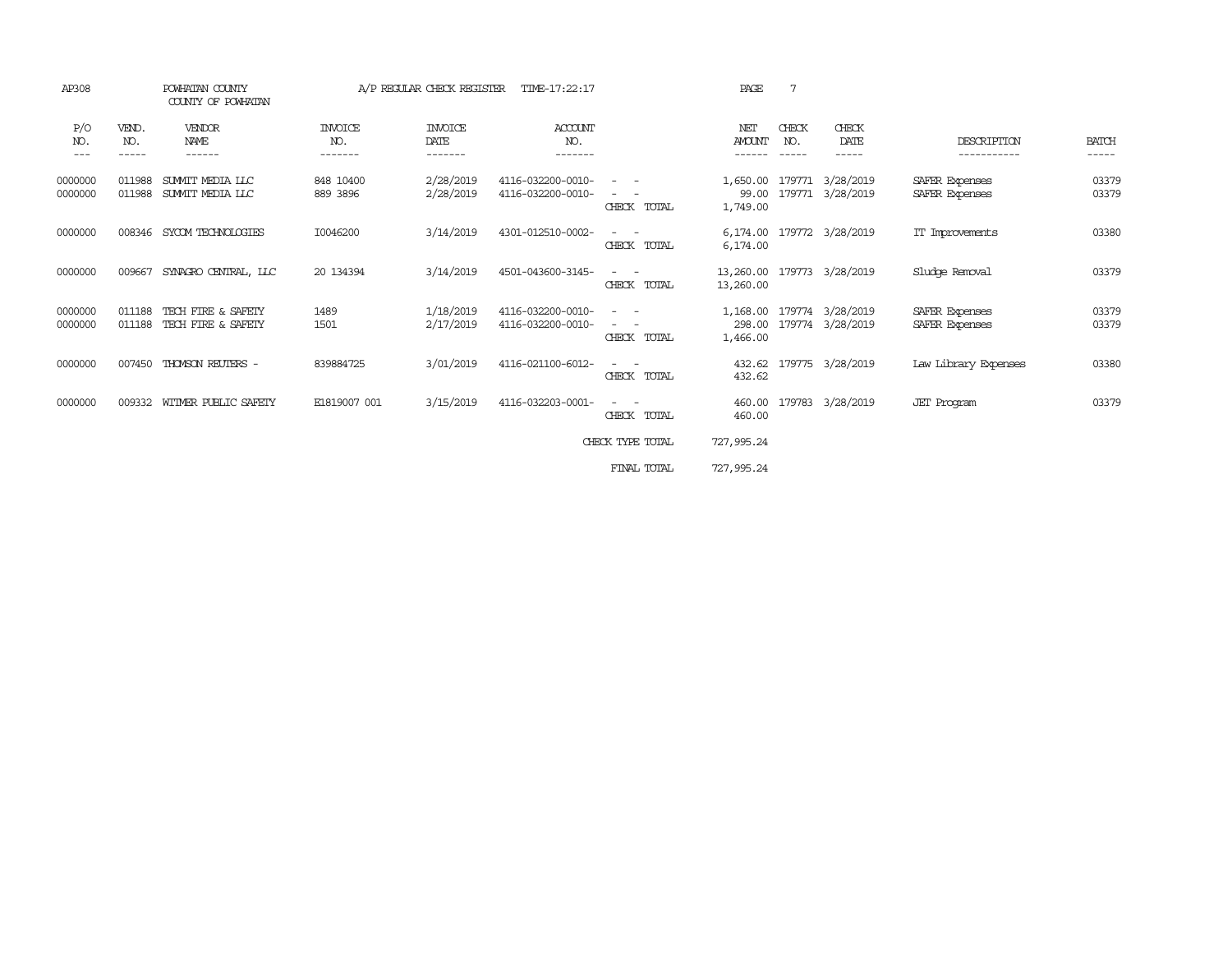AP308 POWHATAN COUNTY A/P REGULAR CHECK REGISTER TIME-17:22:17 PAGE 7

COUNTY OF POWHATAN

| P/O NO. | VEND. NO. | VENDOR NAME | INVOICE NO. | INVOICE DATE | ACCOUNT NO. | | NET AMOUNT | CHECK NO. | CHECK DATE | DESCRIPTION | BATCH |
|---|---|---|---|---|---|---|---|---|---|---|---|
| 0000000 | 011988 | SUMMIT MEDIA LLC | 848 10400 | 2/28/2019 | 4116-032200-0010- | - - | 1,650.00 | 179771 | 3/28/2019 | SAFER Expenses | 03379 |
| 0000000 | 011988 | SUMMIT MEDIA LLC | 889 3896 | 2/28/2019 | 4116-032200-0010- | - - | 99.00 | 179771 | 3/28/2019 | SAFER Expenses | 03379 |
| | | | | | | CHECK TOTAL | 1,749.00 | | | | |
| 0000000 | 008346 | SYCOM TECHNOLOGIES | I0046200 | 3/14/2019 | 4301-012510-0002- | - - | 6,174.00 | 179772 | 3/28/2019 | IT Improvements | 03380 |
| | | | | | | CHECK TOTAL | 6,174.00 | | | | |
| 0000000 | 009667 | SYNAGRO CENTRAL, LLC | 20 134394 | 3/14/2019 | 4501-043600-3145- | - - | 13,260.00 | 179773 | 3/28/2019 | Sludge Removal | 03379 |
| | | | | | | CHECK TOTAL | 13,260.00 | | | | |
| 0000000 | 011188 | TECH FIRE & SAFETY | 1489 | 1/18/2019 | 4116-032200-0010- | - - | 1,168.00 | 179774 | 3/28/2019 | SAFER Expenses | 03379 |
| 0000000 | 011188 | TECH FIRE & SAFETY | 1501 | 2/17/2019 | 4116-032200-0010- | - - | 298.00 | 179774 | 3/28/2019 | SAFER Expenses | 03379 |
| | | | | | | CHECK TOTAL | 1,466.00 | | | | |
| 0000000 | 007450 | THOMSON REUTERS - | 839884725 | 3/01/2019 | 4116-021100-6012- | - - | 432.62 | 179775 | 3/28/2019 | Law Library Expenses | 03380 |
| | | | | | | CHECK TOTAL | 432.62 | | | | |
| 0000000 | 009332 | WITMER PUBLIC SAFETY | E1819007 001 | 3/15/2019 | 4116-032203-0001- | - - | 460.00 | 179783 | 3/28/2019 | JET Program | 03379 |
| | | | | | | CHECK TOTAL | 460.00 | | | | |
| | | | | | | CHECK TYPE TOTAL | 727,995.24 | | | | |
| | | | | | | FINAL TOTAL | 727,995.24 | | | | |